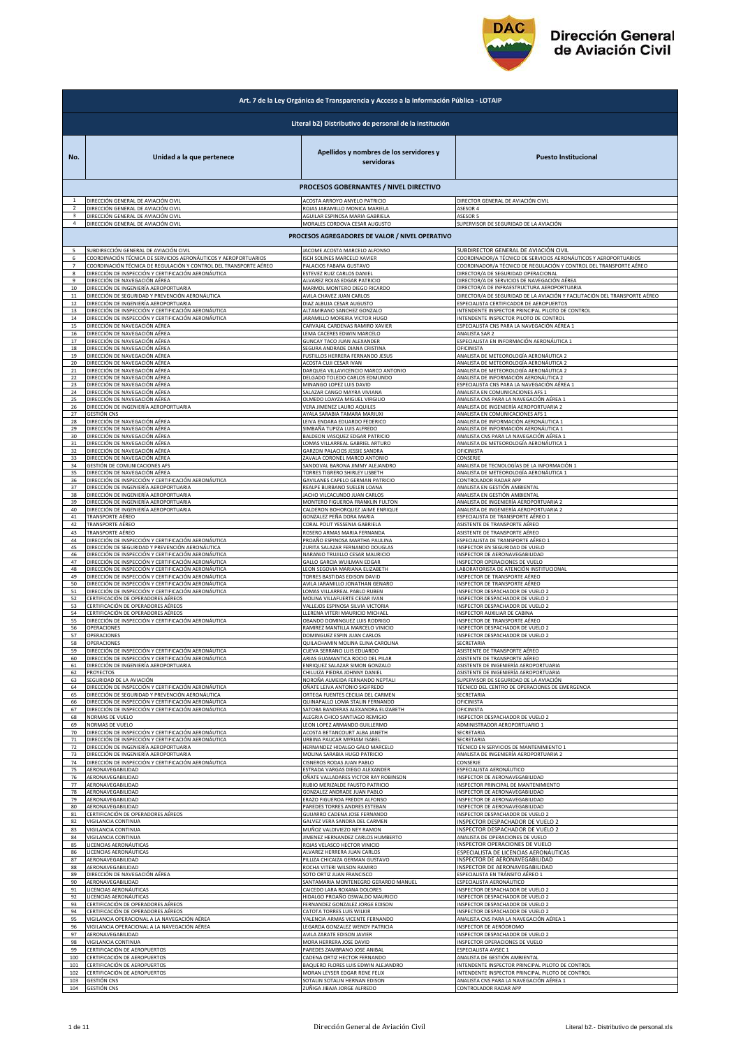# Dirección General de Aviación Civil

| No. | Unidad a la que pertenece | Apellidos y nombres de los servidores y servidoras | Puesto Institucional |
|---|---|---|---|
| **Art. 7 de la Ley Orgánica de Transparencia y Acceso a la Información Pública - LOTAIP** | | | |
| **Literal b2) Distributivo de personal de la institución** | | | |
| **PROCESOS GOBERNANTES / NIVEL DIRECTIVO** | | | |
| 1 | DIRECCIÓN GENERAL DE AVIACIÓN CIVIL | ACOSTA ARROYO ANYELO PATRICIO | DIRECTOR GENERAL DE AVIACIÓN CIVIL |
| 2 | DIRECCIÓN GENERAL DE AVIACIÓN CIVIL | ROJAS JARAMILLO MONICA MARIELA | ASESOR 4 |
| 3 | DIRECCIÓN GENERAL DE AVIACIÓN CIVIL | AGUILAR ESPINOSA MARIA GABRIELA | ASESOR 5 |
| 4 | DIRECCIÓN GENERAL DE AVIACIÓN CIVIL | MORALES CORDOVA CESAR AUGUSTO | SUPERVISOR DE SEGURIDAD DE LA AVIACIÓN |
| **PROCESOS AGREGADORES DE VALOR / NIVEL OPERATIVO** | | | |
| 5 | SUBDIRECCIÓN GENERAL DE AVIACIÓN CIVIL | JACOME ACOSTA MARCELO ALFONSO | SUBDIRECTOR GENERAL DE AVIACIÓN CIVIL |
| 6 | COORDINACIÓN TÉCNICA DE SERVICIOS AERONÁUTICOS Y AEROPORTUARIOS | ISCH SOLINES MARCELO XAVIER | COORDINADOR/A TÉCNICO DE SERVICIOS AERONÁUTICOS Y AEROPORTUARIOS |
| 7 | COORDINACIÓN TÉCNICA DE REGULACIÓN Y CONTROL DEL TRANSPORTE AÉREO | PALACIOS FABARA GUSTAVO | COORDINADOR/A TÉCNICO DE REGULACIÓN Y CONTROL DEL TRANSPORTE AÉREO |
| 8 | DIRECCIÓN DE INSPECCIÓN Y CERTIFICACIÓN AERONÁUTICA | ESTEVEZ RUIZ CARLOS DANIEL | DIRECTOR/A DE SEGURIDAD OPERACIONAL |
| 9 | DIRECCIÓN DE NAVEGACIÓN AÉREA | ALVAREZ ROJAS EDGAR PATRICIO | DIRECTOR/A DE SERVICIOS DE NAVEGACIÓN AÉREA |
| 10 | DIRECCIÓN DE INGENIERÍA AEROPORTUARIA | MARMOL MONTERO DIEGO RICARDO | DIRECTOR/A DE INFRAESTRUCTURA AEROPORTUARIA |
| 11 | DIRECCIÓN DE SEGURIDAD Y PREVENCIÓN AERONÁUTICA | AVILA CHAVEZ JUAN CARLOS | DIRECTOR/A DE SEGURIDAD DE LA AVIACIÓN Y FACILITACIÓN DEL TRANSPORTE AÉREO |
| 12 | DIRECCIÓN DE INGENIERÍA AEROPORTUARIA | DIAZ ALBUJA CESAR AUGUSTO | ESPECIALISTA CERTIFICADOR DE AEROPUERTOS |
| 13 | DIRECCIÓN DE INSPECCIÓN Y CERTIFICACIÓN AERONÁUTICA | ALTAMIRANO SANCHEZ GONZALO | INTENDENTE INSPECTOR PRINCIPAL PILOTO DE CONTROL |
| 14 | DIRECCIÓN DE INSPECCIÓN Y CERTIFICACIÓN AERONÁUTICA | JARAMILLO MOREIRA VICTOR HUGO | INTENDENTE INSPECTOR PILOTO DE CONTROL |
| 15 | DIRECCIÓN DE NAVEGACIÓN AÉREA | CARVAJAL CARDENAS RAMIRO XAVIER | ESPECIALISTA CNS PARA LA NAVEGACIÓN AÉREA 1 |
| 16 | DIRECCIÓN DE NAVEGACIÓN AÉREA | LEMA CACERES EDWIN MARCELO | ANALISTA SAR 2 |
| 17 | DIRECCIÓN DE NAVEGACIÓN AÉREA | GUNCAY TACO JUAN ALEXANDER | ESPECIALISTA EN INFORMACIÓN AERONÁUTICA 1 |
| 18 | DIRECCIÓN DE NAVEGACIÓN AÉREA | SEGURA ANDRADE DIANA CRISTINA | OFICINISTA |
| 19 | DIRECCIÓN DE NAVEGACIÓN AÉREA | FUSTILLOS HERRERA FERNANDO JESUS | ANALISTA DE METEOROLOGÍA AERONÁUTICA 2 |
| 20 | DIRECCIÓN DE NAVEGACIÓN AÉREA | ACOSTA CUJI CESAR IVAN | ANALISTA DE METEOROLOGÍA AERONÁUTICA 2 |
| 21 | DIRECCIÓN DE NAVEGACIÓN AÉREA | DARQUEA VILLAVICENCIO MARCO ANTONIO | ANALISTA DE METEOROLOGÍA AERONÁUTICA 2 |
| 22 | DIRECCIÓN DE NAVEGACIÓN AÉREA | DELGADO TOLEDO CARLOS EDMUNDO | ANALISTA DE INFORMACIÓN AERONÁUTICA 2 |
| 23 | DIRECCIÓN DE NAVEGACIÓN AÉREA | MINANGO LOPEZ LUIS DAVID | ESPECIALISTA CNS PARA LA NAVEGACIÓN AÉREA 1 |
| 24 | DIRECCIÓN DE NAVEGACIÓN AÉREA | SALAZAR CANGO MAYRA VIVIANA | ANALISTA EN COMUNICACIONES AFS 1 |
| 25 | DIRECCIÓN DE NAVEGACIÓN AÉREA | OLMEDO LOAYZA MIGUEL VIRGILIO | ANALISTA CNS PARA LA NAVEGACIÓN AÉREA 1 |
| 26 | DIRECCIÓN DE INGENIERÍA AEROPORTUARIA | VERA JIMENEZ LAURO AQUILES | ANALISTA DE INGENIERÍA AEROPORTUARIA 2 |
| 27 | GESTIÓN CNS | AYALA SARABIA TAMARA MARIUXI | ANALISTA EN COMUNICACIONES AFS 1 |
| 28 | DIRECCIÓN DE NAVEGACIÓN AÉREA | LEIVA ENDARA EDUARDO FEDERICO | ANALISTA DE INFORMACIÓN AERONÁUTICA 1 |
| 29 | DIRECCIÓN DE NAVEGACIÓN AÉREA | SIMBAÑA TUPIZA LUIS ALFREDO | ANALISTA DE INFORMACIÓN AERONÁUTICA 1 |
| 30 | DIRECCIÓN DE NAVEGACIÓN AÉREA | BALDEON VASQUEZ EDGAR PATRICIO | ANALISTA CNS PARA LA NAVEGACIÓN AÉREA 1 |
| 31 | DIRECCIÓN DE NAVEGACIÓN AÉREA | LOMAS VILLARREAL GABRIEL ARTURO | ANALISTA DE METEOROLOGÍA AERONÁUTICA 1 |
| 32 | DIRECCIÓN DE NAVEGACIÓN AÉREA | GARZON PALACIOS JESSIE SANDRA | OFICINISTA |
| 33 | DIRECCIÓN DE NAVEGACIÓN AÉREA | ZAVALA CORONEL MARCO ANTONIO | CONSERJE |
| 34 | GESTIÓN DE COMUNICACIONES AFS | SANDOVAL BARONA JIMMY ALEJANDRO | ANALISTA DE TECNOLOGÍAS DE LA INFORMACIÓN 1 |
| 35 | DIRECCIÓN DE NAVEGACIÓN AÉREA | TORRES TIGRERO SHIRLEY LISBETH | ANALISTA DE METEOROLOGÍA AERONÁUTICA 1 |
| 36 | DIRECCIÓN DE INSPECCIÓN Y CERTIFICACIÓN AERONÁUTICA | GAVILANES CAPELO GERMAN PATRICIO | CONTROLADOR RADAR APP |
| 37 | DIRECCIÓN DE INGENIERÍA AEROPORTUARIA | REALPE BURBANO SUELEN LOANA | ANALISTA EN GESTIÓN AMBIENTAL |
| 38 | DIRECCIÓN DE INGENIERÍA AEROPORTUARIA | JACHO VILCACUNDO JUAN CARLOS | ANALISTA EN GESTIÓN AMBIENTAL |
| 39 | DIRECCIÓN DE INGENIERÍA AEROPORTUARIA | MONTERO FIGUEROA FRANKLIN FULTON | ANALISTA DE INGENIERÍA AEROPORTUARIA 2 |
| 40 | DIRECCIÓN DE INGENIERÍA AEROPORTUARIA | CALDERON BOHORQUEZ JAIME ENRIQUE | ANALISTA DE INGENIERÍA AEROPORTUARIA 2 |
| 41 | TRANSPORTE AÉREO | GONZALEZ PEÑA DORA MARIA | ESPECIALISTA DE TRANSPORTE AÉREO 1 |
| 42 | TRANSPORTE AÉREO | CORAL POLIT YESSENIA GABRIELA | ASISTENTE DE TRANSPORTE AÉREO |
| 43 | TRANSPORTE AÉREO | ROSERO ARMAS MARIA FERNANDA | ASISTENTE DE TRANSPORTE AÉREO |
| 44 | DIRECCIÓN DE INSPECCIÓN Y CERTIFICACIÓN AERONÁUTICA | PROAÑO ESPINOSA MARTHA PAULINA | ESPECIALISTA DE TRANSPORTE AÉREO 1 |
| 45 | DIRECCIÓN DE SEGURIDAD Y PREVENCIÓN AERONÁUTICA | ZURITA SALAZAR FERNANDO DOUGLAS | INSPECTOR EN SEGURIDAD DE VUELO |
| 46 | DIRECCIÓN DE INSPECCIÓN Y CERTIFICACIÓN AERONÁUTICA | NARANJO TRUJILLO CESAR MAURICIO | INSPECTOR DE AERONAVEGABILIDAD |
| 47 | DIRECCIÓN DE INSPECCIÓN Y CERTIFICACIÓN AERONÁUTICA | GALLO GARCIA WUILMAN EDGAR | INSPECTOR OPERACIONES DE VUELO |
| 48 | DIRECCIÓN DE INSPECCIÓN Y CERTIFICACIÓN AERONÁUTICA | LEON SEGOVIA MARIANA ELIZABETH | LABORATORISTA DE ATENCIÓN INSTITUCIONAL |
| 49 | DIRECCIÓN DE INSPECCIÓN Y CERTIFICACIÓN AERONÁUTICA | TORRES BASTIDAS EDISON DAVID | INSPECTOR DE TRANSPORTE AÉREO |
| 50 | DIRECCIÓN DE INSPECCIÓN Y CERTIFICACIÓN AERONÁUTICA | AVILA JARAMILLO JONATHAN GENARO | INSPECTOR DE TRANSPORTE AÉREO |
| 51 | DIRECCIÓN DE INSPECCIÓN Y CERTIFICACIÓN AERONÁUTICA | LOMAS VILLARREAL PABLO RUBEN | INSPECTOR DESPACHADOR DE VUELO 2 |
| 52 | CERTIFICACIÓN DE OPERADORES AÉREOS | MOLINA VILLAFUERTE CESAR IVAN | INSPECTOR DESPACHADOR DE VUELO 2 |
| 53 | CERTIFICACIÓN DE OPERADORES AÉREOS | VALLEJOS ESPINOSA SILVIA VICTORIA | INSPECTOR DESPACHADOR DE VUELO 2 |
| 54 | CERTIFICACIÓN DE OPERADORES AÉREOS | LLERENA VITERI MAURICIO MICHAEL | INSPECTOR AUXILIAR DE CABINA |
| 55 | DIRECCIÓN DE INSPECCIÓN Y CERTIFICACIÓN AERONÁUTICA | OBANDO DOMINGUEZ LUIS RODRIGO | INSPECTOR DE TRANSPORTE AÉREO |
| 56 | OPERACIONES | RAMIREZ MANTILLA MARCELO VINICIO | INSPECTOR DESPACHADOR DE VUELO 2 |
| 57 | OPERACIONES | DOMINGUEZ ESPIN JUAN CARLOS | INSPECTOR DESPACHADOR DE VUELO 2 |
| 58 | OPERACIONES | QUILACHAMIN MOLINA ELINA CAROLINA | SECRETARIA |
| 59 | DIRECCIÓN DE INSPECCIÓN Y CERTIFICACIÓN AERONÁUTICA | CUEVA SERRANO LUIS EDUARDO | ASISTENTE DE TRANSPORTE AÉREO |
| 60 | DIRECCIÓN DE INSPECCIÓN Y CERTIFICACIÓN AERONÁUTICA | ARIAS GUAMANTICA ROCIO DEL PILAR | ASISTENTE DE TRANSPORTE AÉREO |
| 61 | DIRECCIÓN DE INGENIERÍA AEROPORTUARIA | ENRIQUEZ SALAZAR SIMON GONZALO | ASISTENTE DE INGENIERÍA AEROPORTUARIA |
| 62 | PROYECTOS | CHILUIZA PIEDRA JOHNNY DANIEL | ASISTENTE DE INGENIERÍA AEROPORTUARIA |
| 63 | SEGURIDAD DE LA AVIACIÓN | NOROÑA ALMEIDA FERNANDO NEPTALI | SUPERVISOR DE SEGURIDAD DE LA AVIACIÓN |
| 64 | DIRECCIÓN DE INSPECCIÓN Y CERTIFICACIÓN AERONÁUTICA | OÑATE LEIVA ANTONIO SIGIFREDO | TÉCNICO DEL CENTRO DE OPERACIONES DE EMERGENCIA |
| 65 | DIRECCIÓN DE SEGURIDAD Y PREVENCIÓN AERONÁUTICA | ORTEGA FUENTES CECILIA DEL CARMEN | SECRETARIA |
| 66 | DIRECCIÓN DE INSPECCIÓN Y CERTIFICACIÓN AERONÁUTICA | QUINAPALLO LOMA STALIN FERNANDO | OFICINISTA |
| 67 | DIRECCIÓN DE INSPECCIÓN Y CERTIFICACIÓN AERONÁUTICA | SATOBA BANDERAS ALEXANDRA ELIZABETH | OFICINISTA |
| 68 | NORMAS DE VUELO | ALEGRIA CHICO SANTIAGO REMIGIO | INSPECTOR DESPACHADOR DE VUELO 2 |
| 69 | NORMAS DE VUELO | LEON LOPEZ ARMANDO GUILLERMO | ADMINISTRADOR AEROPORTUARIO 1 |
| 70 | DIRECCIÓN DE INSPECCIÓN Y CERTIFICACIÓN AERONÁUTICA | ACOSTA BETANCOURT ALBA JANETH | SECRETARIA |
| 71 | DIRECCIÓN DE INSPECCIÓN Y CERTIFICACIÓN AERONÁUTICA | URBINA PAUCAR MYRIAM ISABEL | SECRETARIA |
| 72 | DIRECCIÓN DE INGENIERÍA AEROPORTUARIA | HERNANDEZ HIDALGO GALO MARCELO | TÉCNICO EN SERVICIOS DE MANTENIMIENTO 1 |
| 73 | DIRECCIÓN DE INGENIERÍA AEROPORTUARIA | MOLINA SARABIA HUGO PATRICIO | ANALISTA DE INGENIERÍA AEROPORTUARIA 2 |
| 74 | DIRECCIÓN DE INSPECCIÓN Y CERTIFICACIÓN AERONÁUTICA | CISNEROS RODAS JUAN PABLO | CONSERJE |
| 75 | AERONAVEGABILIDAD | ESTRADA VARGAS DIEGO ALEXANDER | ESPECIALISTA AERONÁUTICO |
| 76 | AERONAVEGABILIDAD | OÑATE VALLADARES VICTOR RAY ROBINSON | INSPECTOR DE AERONAVEGABILIDAD |
| 77 | AERONAVEGABILIDAD | RUBIO MERIZALDE FAUSTO PATRICIO | INSPECTOR PRINCIPAL DE MANTENIMIENTO |
| 78 | AERONAVEGABILIDAD | GONZALEZ ANDRADE JUAN PABLO | INSPECTOR DE AERONAVEGABILIDAD |
| 79 | AERONAVEGABILIDAD | ERAZO FIGUEROA FREDDY ALFONSO | INSPECTOR DE AERONAVEGABILIDAD |
| 80 | AERONAVEGABILIDAD | PAREDES TORRES ANDRES ESTEBAN | INSPECTOR DE AERONAVEGABILIDAD |
| 81 | CERTIFICACIÓN DE OPERADORES AÉREOS | GUIJARRO CADENA JOSE FERNANDO | INSPECTOR DESPACHADOR DE VUELO 2 |
| 82 | VIGILANCIA CONTINUA | GALVEZ VERA SANDRA DEL CARMEN | INSPECTOR DESPACHADOR DE VUELO 2 |
| 83 | VIGILANCIA CONTINUA | MUÑOZ VALDIVIEZO NEY RAMON | INSPECTOR DESPACHADOR DE VUELO 2 |
| 84 | VIGILANCIA CONTINUA | JIMENEZ HERNANDEZ CARLOS HUMBERTO | ANALISTA DE OPERACIONES DE VUELO |
| 85 | LICENCIAS AERONÁUTICAS | ROJAS VELASCO HECTOR VINICIO | INSPECTOR OPERACIONES DE VUELO |
| 86 | LICENCIAS AERONÁUTICAS | ALVAREZ HERRERA JUAN CARLOS | ESPECIALISTA DE LICENCIAS AERONÁUTICAS |
| 87 | AERONAVEGABILIDAD | PILLIZA CHICAIZA GERMAN GUSTAVO | INSPECTOR DE AERONAVEGABILIDAD |
| 88 | AERONAVEGABILIDAD | ROCHA VITERI WILSON RAMIRO | INSPECTOR DE AERONAVEGABILIDAD |
| 89 | DIRECCIÓN DE NAVEGACIÓN AÉREA | SOTO ORTIZ JUAN FRANCISCO | ESPECIALISTA EN TRÁNSITO AÉREO 1 |
| 90 | AERONAVEGABILIDAD | SANTAMARIA MONTENEGRO GERARDO MANUEL | ESPECIALISTA AERONÁUTICO |
| 91 | LICENCIAS AERONÁUTICAS | CAICEDO LARA ROXANA DOLORES | INSPECTOR DESPACHADOR DE VUELO 2 |
| 92 | LICENCIAS AERONÁUTICAS | HIDALGO PROAÑO OSWALDO MAURICIO | INSPECTOR DESPACHADOR DE VUELO 2 |
| 93 | CERTIFICACIÓN DE OPERADORES AÉREOS | FERNANDEZ GONZALEZ JORGE EDISON | INSPECTOR DESPACHADOR DE VUELO 2 |
| 94 | CERTIFICACIÓN DE OPERADORES AÉREOS | CATOTA TORRES LUIS WILXIR | INSPECTOR DESPACHADOR DE VUELO 2 |
| 95 | VIGILANCIA OPERACIONAL A LA NAVEGACIÓN AÉREA | VALENCIA ARMAS VICENTE FERNANDO | ANALISTA CNS PARA LA NAVEGACIÓN AÉREA 1 |
| 96 | VIGILANCIA OPERACIONAL A LA NAVEGACIÓN AÉREA | LEGARDA GONZALEZ WENDY PATRICIA | INSPECTOR DE AERÓDROMO |
| 97 | AERONAVEGABILIDAD | AVILA ZARATE EDISON JAVIER | INSPECTOR DESPACHADOR DE VUELO 2 |
| 98 | VIGILANCIA CONTINUA | MORA HERRERA JOSE DAVID | INSPECTOR OPERACIONES DE VUELO |
| 99 | CERTIFICACIÓN DE AEROPUERTOS | PAREDES ZAMBRANO JOSE ANIBAL | ESPECIALISTA AVSEC 1 |
| 100 | CERTIFICACIÓN DE AEROPUERTOS | CADENA ORTIZ HECTOR FERNANDO | ANALISTA DE GESTIÓN AMBIENTAL |
| 101 | CERTIFICACIÓN DE AEROPUERTOS | BAQUERO FLORES LUIS EDWIN ALEJANDRO | INTENDENTE INSPECTOR PRINCIPAL PILOTO DE CONTROL |
| 102 | CERTIFICACIÓN DE AEROPUERTOS | MORAN LEYSER EDGAR RENE FELIX | INTENDENTE INSPECTOR PRINCIPAL PILOTO DE CONTROL |
| 103 | GESTIÓN CNS | SOTALIN SOTALIN HERNAN EDISON | ANALISTA CNS PARA LA NAVEGACIÓN AÉREA 1 |
| 104 | GESTIÓN CNS | ZUÑIGA JIBAJA JORGE ALFREDO | CONTROLADOR RADAR APP |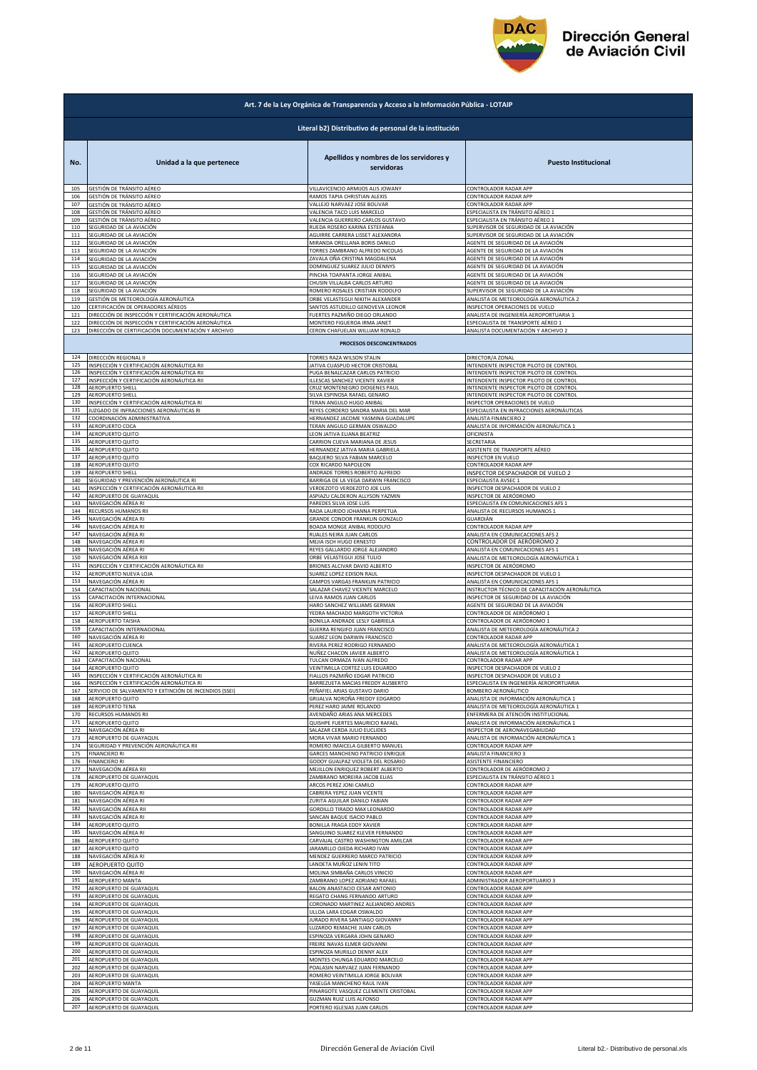## Art. 7 de la Ley Orgánica de Transparencia y Acceso a la Información Pública - LOTAIP

### Literal b2) Distributivo de personal de la institución

| No. | Unidad a la que pertenece | Apellidos y nombres de los servidores y servidoras | Puesto Institucional |
|---|---|---|---|
| 105 | GESTIÓN DE TRÁNSITO AÉREO | VILLAVICENCIO ARMIJOS ALIS JOWANY | CONTROLADOR RADAR APP |
| 106 | GESTIÓN DE TRÁNSITO AÉREO | RAMOS TAPIA CHRISTIAN ALEXIS | CONTROLADOR RADAR APP |
| 107 | GESTIÓN DE TRÁNSITO AÉREO | VALLEJO NARVAEZ JOSE BOLIVAR | CONTROLADOR RADAR APP |
| 108 | GESTIÓN DE TRÁNSITO AÉREO | VALENCIA TACO LUIS MARCELO | ESPECIALISTA EN TRÁNSITO AÉREO 1 |
| 109 | GESTIÓN DE TRÁNSITO AÉREO | VALENCIA GUERRERO CARLOS GUSTAVO | ESPECIALISTA EN TRÁNSITO AÉREO 1 |
| 110 | SEGURIDAD DE LA AVIACIÓN | RUEDA ROSERO KARINA ESTEFANIA | SUPERVISOR DE SEGURIDAD DE LA AVIACIÓN |
| 111 | SEGURIDAD DE LA AVIACIÓN | AGUIRRE CARRERA LISSET ALEXANDRA | SUPERVISOR DE SEGURIDAD DE LA AVIACIÓN |
| 112 | SEGURIDAD DE LA AVIACIÓN | MIRANDA ORELLANA BORIS DANILO | AGENTE DE SEGURIDAD DE LA AVIACIÓN |
| 113 | SEGURIDAD DE LA AVIACIÓN | TORRES ZAMBRANO ALFREDO NICOLAS | AGENTE DE SEGURIDAD DE LA AVIACIÓN |
| 114 | SEGURIDAD DE LA AVIACIÓN | ZAVALA OÑA CRISTINA MAGDALENA | AGENTE DE SEGURIDAD DE LA AVIACIÓN |
| 115 | SEGURIDAD DE LA AVIACIÓN | DOMINGUEZ SUAREZ JULIO DENNYS | AGENTE DE SEGURIDAD DE LA AVIACIÓN |
| 116 | SEGURIDAD DE LA AVIACIÓN | PINCHA TOAPANTA JORGE ANIBAL | AGENTE DE SEGURIDAD DE LA AVIACIÓN |
| 117 | SEGURIDAD DE LA AVIACIÓN | CHUSIN VILLALBA CARLOS ARTURO | AGENTE DE SEGURIDAD DE LA AVIACIÓN |
| 118 | SEGURIDAD DE LA AVIACIÓN | ROMERO ROSALES CRISTIAN RODOLFO | SUPERVISOR DE SEGURIDAD DE LA AVIACIÓN |
| 119 | GESTIÓN DE METEOROLOGÍA AERONÁUTICA | ORBE VELASTEGUI NIKITH ALEXANDER | ANALISTA DE METEOROLOGÍA AERONÁUTICA 2 |
| 120 | CERTIFICACIÓN DE OPERADORES AÉREOS | SANTOS ASTUDILLO GENOVEVA LEONOR | INSPECTOR OPERACIONES DE VUELO |
| 121 | DIRECCIÓN DE INSPECCIÓN Y CERTIFICACIÓN AERONÁUTICA | FUERTES PAZMIÑO DIEGO ORLANDO | ANALISTA DE INGENIERÍA AEROPORTUARIA 1 |
| 122 | DIRECCIÓN DE INSPECCIÓN Y CERTIFICACIÓN AERONÁUTICA | MONTERO FIGUEROA IRMA JANET | ESPECIALISTA DE TRANSPORTE AÉREO 1 |
| 123 | DIRECCIÓN DE CERTIFICACIÓN DOCUMENTACIÓN Y ARCHIVO | CERON CHAFUELAN WILLIAM RONALD | ANALISTA DOCUMENTACIÓN Y ARCHIVO 2 |
| | **PROCESOS DESCONCENTRADOS** | | |
| 124 | DIRECCIÓN REGIONAL II | TORRES RAZA WILSON STALIN | DIRECTOR/A ZONAL |
| 125 | INSPECCIÓN Y CERTIFICACIÓN AERONÁUTICA RII | JATIVA CUASPUD HECTOR CRISTOBAL | INTENDENTE INSPECTOR PILOTO DE CONTROL |
| 126 | INSPECCIÓN Y CERTIFICACIÓN AERONÁUTICA RII | PUGA BENALCAZAR CARLOS PATRICIO | INTENDENTE INSPECTOR PILOTO DE CONTROL |
| 127 | INSPECCIÓN Y CERTIFICACIÓN AERONÁUTICA RII | ILLESCAS SANCHEZ VICENTE XAVIER | INTENDENTE INSPECTOR PILOTO DE CONTROL |
| 128 | AEROPUERTO SHELL | CRUZ MONTENEGRO DIOGENES PAUL | INTENDENTE INSPECTOR PILOTO DE CONTROL |
| 129 | AEROPUERTO SHELL | SILVA ESPINOSA RAFAEL GENARO | INTENDENTE INSPECTOR PILOTO DE CONTROL |
| 130 | INSPECCIÓN Y CERTIFICACIÓN AERONÁUTICA RI | TERAN ANGULO HUGO ANIBAL | INSPECTOR OPERACIONES DE VUELO |
| 131 | JUZGADO DE INFRACCIONES AERONÁUTICAS RI | REYES CORDERO SANDRA MARIA DEL MAR | ESPECIALISTA EN INFRACCIONES AERONÁUTICAS |
| 132 | COORDINACIÓN ADMINISTRATIVA | HERNANDEZ JACOME YASMINA GUADALUPE | ANALISTA FINANCIERO 2 |
| 133 | AEROPUERTO COCA | TERAN ANGULO GERMAN OSWALDO | ANALISTA DE INFORMACIÓN AERONÁUTICA 1 |
| 134 | AEROPUERTO QUITO | LEON JATIVA ELIANA BEATRIZ | OFICINISTA |
| 135 | AEROPUERTO QUITO | CARRION CUEVA MARIANA DE JESUS | SECRETARIA |
| 136 | AEROPUERTO QUITO | HERNANDEZ JATIVA MARIA GABRIELA | ASISTENTE DE TRANSPORTE AÉREO |
| 137 | AEROPUERTO QUITO | BAQUERO SILVA FABIAN MARCELO | INSPECTOR EN VUELO |
| 138 | AEROPUERTO QUITO | COX RICARDO NAPOLEON | CONTROLADOR RADAR APP |
| 139 | AEROPUERTO SHELL | ANDRADE TORRES ROBERTO ALFREDO | INSPECTOR DESPACHADOR DE VUELO 2 |
| 140 | SEGURIDAD Y PREVENCIÓN AERONÁUTICA RI | BARRIGA DE LA VEGA DARWIN FRANCISCO | ESPECIALISTA AVSEC 1 |
| 141 | INSPECCIÓN Y CERTIFICACIÓN AERONÁUTICA RII | VERDEZOTO VERDEZOTO JOE LUIS | INSPECTOR DESPACHADOR DE VUELO 2 |
| 142 | AEROPUERTO DE GUAYAQUIL | ASPIAZU CALDERON ALLYSON YAZMIN | INSPECTOR DE AERÓDROMO |
| 143 | NAVEGACIÓN AÉREA RI | PAREDES SILVA JOSE LUIS | ESPECIALISTA EN COMUNICACIONES AFS 1 |
| 144 | RECURSOS HUMANOS RII | RADA LAURIDO JOHANNA PERPETUA | ANALISTA DE RECURSOS HUMANOS 1 |
| 145 | NAVEGACIÓN AÉREA RI | GRANDE CONDOR FRANKLIN GONZALO | GUARDIÁN |
| 146 | NAVEGACIÓN AÉREA RI | BOADA MONGE ANIBAL RODOLFO | CONTROLADOR RADAR APP |
| 147 | NAVEGACIÓN AÉREA RI | RUALES NEIRA JUAN CARLOS | ANALISTA EN COMUNICACIONES AFS 2 |
| 148 | NAVEGACIÓN AÉREA RI | MEJIA ISCH HUGO ERNESTO | CONTROLADOR DE AERÓDROMO 2 |
| 149 | NAVEGACIÓN AÉREA RI | REYES GALLARDO JORGE ALEJANDRO | ANALISTA EN COMUNICACIONES AFS 1 |
| 150 | NAVEGACIÓN AÉREA RIII | ORBE VELASTEGUI JOSE TULIO | ANALISTA DE METEOROLOGÍA AERONÁUTICA 1 |
| 151 | INSPECCIÓN Y CERTIFICACIÓN AERONÁUTICA RII | BRIONES ALCIVAR DAVID ALBERTO | INSPECTOR DE AERÓDROMO |
| 152 | AEROPUERTO NUEVA LOJA | SUAREZ LOPEZ EDISON RAUL | INSPECTOR DESPACHADOR DE VUELO 1 |
| 153 | NAVEGACIÓN AÉREA RI | CAMPOS VARGAS FRANKLIN PATRICIO | ANALISTA EN COMUNICACIONES AFS 1 |
| 154 | CAPACITACIÓN NACIONAL | SALAZAR CHAVEZ VICENTE MARCELO | INSTRUCTOR TÉCNICO DE CAPACITACIÓN AERONÁUTICA |
| 155 | CAPACITACIÓN INTERNACIONAL | LEIVA RAMOS JUAN CARLOS | INSPECTOR DE SEGURIDAD DE LA AVIACIÓN |
| 156 | AEROPUERTO SHELL | HARO SANCHEZ WILLIAMS GERMAN | AGENTE DE SEGURIDAD DE LA AVIACIÓN |
| 157 | AEROPUERTO SHELL | YEDRA MACHADO MARGOTH VICTORIA | CONTROLADOR DE AERÓDROMO 1 |
| 158 | AEROPUERTO TAISHA | BONILLA ANDRADE LESLY GABRIELA | CONTROLADOR DE AERÓDROMO 1 |
| 159 | CAPACITACIÓN INTERNACIONAL | GUERRA RENGIFO JUAN FRANCISCO | ANALISTA DE METEOROLOGÍA AERONÁUTICA 2 |
| 160 | NAVEGACIÓN AÉREA RI | SUAREZ LEON DARWIN FRANCISCO | CONTROLADOR RADAR APP |
| 161 | AEROPUERTO CUENCA | RIVERA PEREZ RODRIGO FERNANDO | ANALISTA DE METEOROLOGÍA AERONÁUTICA 1 |
| 162 | AEROPUERTO QUITO | NUÑEZ CHACON JAVIER ALBERTO | ANALISTA DE METEOROLOGÍA AERONÁUTICA 1 |
| 163 | CAPACITACIÓN NACIONAL | TULCAN ORMAZA IVAN ALFREDO | CONTROLADOR RADAR APP |
| 164 | AEROPUERTO QUITO | VEINTIMILLA CORTEZ LUIS EDUARDO | INSPECTOR DESPACHADOR DE VUELO 2 |
| 165 | INSPECCIÓN Y CERTIFICACIÓN AERONÁUTICA RI | FIALLOS PAZMIÑO EDGAR PATRICIO | INSPECTOR DESPACHADOR DE VUELO 2 |
| 166 | INSPECCIÓN Y CERTIFICACIÓN AERONÁUTICA RI | BARREZUETA MACIAS FREDDY AUSBERTO | ESPECIALISTA EN INGENIERÍA AEROPORTUARIA |
| 167 | SERVICIO DE SALVAMENTO Y EXTINCIÓN DE INCENDIOS (SSEI) | PEÑAFIEL ARIAS GUSTAVO DARIO | BOMBERO AERONÁUTICO |
| 168 | AEROPUERTO QUITO | GRIJALVA NOROÑA FREDDY EDGARDO | ANALISTA DE INFORMACIÓN AERONÁUTICA 1 |
| 169 | AEROPUERTO TENA | PEREZ HARO JAIME ROLANDO | ANALISTA DE METEOROLOGÍA AERONÁUTICA 1 |
| 170 | RECURSOS HUMANOS RII | AVENDAÑO ARIAS ANA MERCEDES | ENFERMERA DE ATENCIÓN INSTITUCIONAL |
| 171 | AEROPUERTO QUITO | QUISHPE FUERTES MAURICIO RAFAEL | ANALISTA DE INFORMACIÓN AERONÁUTICA 1 |
| 172 | NAVEGACIÓN AÉREA RI | SALAZAR CERDA JULIO EUCLIDES | INSPECTOR DE AERONAVEGABILIDAD |
| 173 | AEROPUERTO DE GUAYAQUIL | MORA VIVAR MARIO FERNANDO | ANALISTA DE INFORMACIÓN AERONÁUTICA 1 |
| 174 | SEGURIDAD Y PREVENCIÓN AERONÁUTICA RII | ROMERO IMAICELA GILBERTO MANUEL | CONTROLADOR RADAR APP |
| 175 | FINANCIERO RI | GARCES MANCHENO PATRICIO ENRIQUE | ANALISTA FINANCIERO 3 |
| 176 | FINANCIERO RI | GODOY GUALPAZ VIOLETA DEL ROSARIO | ASISTENTE FINANCIERO |
| 177 | NAVEGACIÓN AÉREA RII | MEJILLON ENRIQUEZ ROBERT ALBERTO | CONTROLADOR DE AERÓDROMO 2 |
| 178 | AEROPUERTO DE GUAYAQUIL | ZAMBRANO MOREIRA JACOB ELIAS | ESPECIALISTA EN TRÁNSITO AÉREO 1 |
| 179 | AEROPUERTO QUITO | ARCOS PEREZ JONI CAMILO | CONTROLADOR RADAR APP |
| 180 | NAVEGACIÓN AÉREA RI | CABRERA YEPEZ JUAN VICENTE | CONTROLADOR RADAR APP |
| 181 | NAVEGACIÓN AÉREA RI | ZURITA AGUILAR DANILO FABIAN | CONTROLADOR RADAR APP |
| 182 | NAVEGACIÓN AÉREA RII | GORDILLO TIRADO MAX LEONARDO | CONTROLADOR RADAR APP |
| 183 | NAVEGACIÓN AÉREA RI | SANCAN BAQUE ISACIO PABLO | CONTROLADOR RADAR APP |
| 184 | AEROPUERTO QUITO | BONILLA FRAGA EDDY XAVIER | CONTROLADOR RADAR APP |
| 185 | NAVEGACIÓN AÉREA RI | SANGUINO SUAREZ KLEVER FERNANDO | CONTROLADOR RADAR APP |
| 186 | AEROPUERTO QUITO | CARVAJAL CASTRO WASHINGTON AMILCAR | CONTROLADOR RADAR APP |
| 187 | AEROPUERTO QUITO | JARAMILLO OJEDA RICHARD IVAN | CONTROLADOR RADAR APP |
| 188 | NAVEGACIÓN AÉREA RI | MENDEZ GUERRERO MARCO PATRICIO | CONTROLADOR RADAR APP |
| 189 | AEROPUERTO QUITO | LANDETA MUÑOZ LENIN TITO | CONTROLADOR RADAR APP |
| 190 | NAVEGACIÓN AÉREA RI | MOLINA SIMBAÑA CARLOS VINICIO | CONTROLADOR RADAR APP |
| 191 | AEROPUERTO MANTA | ZAMBRANO LOPEZ ADRIANO RAFAEL | ADMINISTRADOR AEROPORTUARIO 3 |
| 192 | AEROPUERTO DE GUAYAQUIL | BALON ANASTACIO CESAR ANTONIO | CONTROLADOR RADAR APP |
| 193 | AEROPUERTO DE GUAYAQUIL | REGATO CHANG FERNANDO ARTURO | CONTROLADOR RADAR APP |
| 194 | AEROPUERTO DE GUAYAQUIL | CORONADO MARTINEZ ALEJANDRO ANDRES | CONTROLADOR RADAR APP |
| 195 | AEROPUERTO DE GUAYAQUIL | ULLOA LARA EDGAR OSWALDO | CONTROLADOR RADAR APP |
| 196 | AEROPUERTO DE GUAYAQUIL | JURADO RIVERA SANTIAGO GIOVANNY | CONTROLADOR RADAR APP |
| 197 | AEROPUERTO DE GUAYAQUIL | LUZARDO REMACHE JUAN CARLOS | CONTROLADOR RADAR APP |
| 198 | AEROPUERTO DE GUAYAQUIL | ESPINOZA VERGARA JOHN GENARO | CONTROLADOR RADAR APP |
| 199 | AEROPUERTO DE GUAYAQUIL | FREIRE NAVAS ELMER GIOVANNI | CONTROLADOR RADAR APP |
| 200 | AEROPUERTO DE GUAYAQUIL | ESPINOZA MURILLO DENNY ALEX | CONTROLADOR RADAR APP |
| 201 | AEROPUERTO DE GUAYAQUIL | MONTES CHUNGA EDUARDO MARCELO | CONTROLADOR RADAR APP |
| 202 | AEROPUERTO DE GUAYAQUIL | POALASIN NARVAEZ JUAN FERNANDO | CONTROLADOR RADAR APP |
| 203 | AEROPUERTO DE GUAYAQUIL | ROMERO VEINTIMILLA JORGE BOLIVAR | CONTROLADOR RADAR APP |
| 204 | AEROPUERTO MANTA | YASELGA MANCHENO RAUL IVAN | CONTROLADOR RADAR APP |
| 205 | AEROPUERTO DE GUAYAQUIL | PINARGOTE VASQUEZ CLEMENTE CRISTOBAL | CONTROLADOR RADAR APP |
| 206 | AEROPUERTO DE GUAYAQUIL | GUZMAN RUIZ LUIS ALFONSO | CONTROLADOR RADAR APP |
| 207 | AEROPUERTO DE GUAYAQUIL | PORTERO IGLESIAS JUAN CARLOS | CONTROLADOR RADAR APP |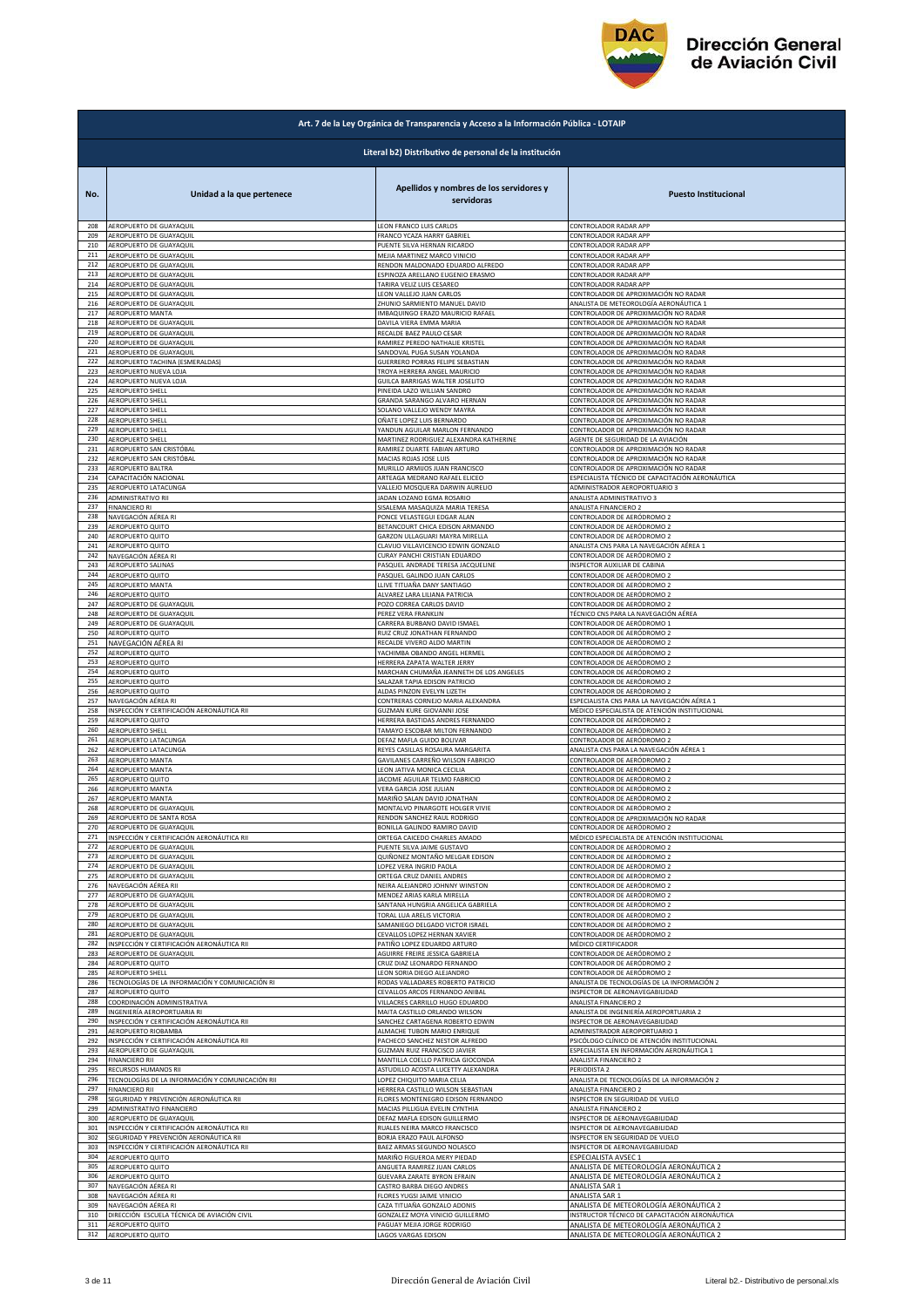## Art. 7 de la Ley Orgánica de Transparencia y Acceso a la Información Pública - LOTAIP

### Literal b2) Distributivo de personal de la institución

| No. | Unidad a la que pertenece | Apellidos y nombres de los servidores y servidoras | Puesto Institucional |
|---|---|---|---|
| 208 | AEROPUERTO DE GUAYAQUIL | LEON FRANCO LUIS CARLOS | CONTROLADOR RADAR APP |
| 209 | AEROPUERTO DE GUAYAQUIL | FRANCO YCAZA HARRY GABRIEL | CONTROLADOR RADAR APP |
| 210 | AEROPUERTO DE GUAYAQUIL | PUENTE SILVA HERNAN RICARDO | CONTROLADOR RADAR APP |
| 211 | AEROPUERTO DE GUAYAQUIL | MEJIA MARTINEZ MARCO VINICIO | CONTROLADOR RADAR APP |
| 212 | AEROPUERTO DE GUAYAQUIL | RENDON MALDONADO EDUARDO ALFREDO | CONTROLADOR RADAR APP |
| 213 | AEROPUERTO DE GUAYAQUIL | ESPINOZA ARELLANO EUGENIO ERASMO | CONTROLADOR RADAR APP |
| 214 | AEROPUERTO DE GUAYAQUIL | TARIRA VELIZ LUIS CESAREO | CONTROLADOR RADAR APP |
| 215 | AEROPUERTO DE GUAYAQUIL | LEON VALLEJO JUAN CARLOS | CONTROLADOR DE APROXIMACIÓN NO RADAR |
| 216 | AEROPUERTO DE GUAYAQUIL | ZHUNIO SARMIENTO MANUEL DAVID | ANALISTA DE METEOROLOGÍA AERONÁUTICA 1 |
| 217 | AEROPUERTO MANTA | IMBAQUINGO ERAZO MAURICIO RAFAEL | CONTROLADOR DE APROXIMACIÓN NO RADAR |
| 218 | AEROPUERTO DE GUAYAQUIL | DAVILA VIERA EMMA MARIA | CONTROLADOR DE APROXIMACIÓN NO RADAR |
| 219 | AEROPUERTO DE GUAYAQUIL | RECALDE BAEZ PAULO CESAR | CONTROLADOR DE APROXIMACIÓN NO RADAR |
| 220 | AEROPUERTO DE GUAYAQUIL | RAMIREZ PEREDO NATHALIE KRISTEL | CONTROLADOR DE APROXIMACIÓN NO RADAR |
| 221 | AEROPUERTO DE GUAYAQUIL | SANDOVAL PUGA SUSAN YOLANDA | CONTROLADOR DE APROXIMACIÓN NO RADAR |
| 222 | AEROPUERTO TACHINA (ESMERALDAS) | GUERRERO PORRAS FELIPE SEBASTIAN | CONTROLADOR DE APROXIMACIÓN NO RADAR |
| 223 | AEROPUERTO NUEVA LOJA | TROYA HERRERA ANGEL MAURICIO | CONTROLADOR DE APROXIMACIÓN NO RADAR |
| 224 | AEROPUERTO NUEVA LOJA | GUILCA BARRIGAS WALTER JOSELITO | CONTROLADOR DE APROXIMACIÓN NO RADAR |
| 225 | AEROPUERTO SHELL | PINEIDA LAZO WILLIAN SANDRO | CONTROLADOR DE APROXIMACIÓN NO RADAR |
| 226 | AEROPUERTO SHELL | GRANDA SARANGO ALVARO HERNAN | CONTROLADOR DE APROXIMACIÓN NO RADAR |
| 227 | AEROPUERTO SHELL | SOLANO VALLEJO WENDY MAYRA | CONTROLADOR DE APROXIMACIÓN NO RADAR |
| 228 | AEROPUERTO SHELL | OÑATE LOPEZ LUIS BERNARDO | CONTROLADOR DE APROXIMACIÓN NO RADAR |
| 229 | AEROPUERTO SHELL | YANDUN AGUILAR MARLON FERNANDO | CONTROLADOR DE APROXIMACIÓN NO RADAR |
| 230 | AEROPUERTO SHELL | MARTINEZ RODRIGUEZ ALEXANDRA KATHERINE | AGENTE DE SEGURIDAD DE LA AVIACIÓN |
| 231 | AEROPUERTO SAN CRISTÓBAL | RAMIREZ DUARTE FABIAN ARTURO | CONTROLADOR DE APROXIMACIÓN NO RADAR |
| 232 | AEROPUERTO SAN CRISTÓBAL | MACIAS ROJAS JOSE LUIS | CONTROLADOR DE APROXIMACIÓN NO RADAR |
| 233 | AEROPUERTO BALTRA | MURILLO ARMIJOS JUAN FRANCISCO | CONTROLADOR DE APROXIMACIÓN NO RADAR |
| 234 | CAPACITACIÓN NACIONAL | ARTEAGA MEDRANO RAFAEL ELICEO | ESPECIALISTA TÉCNICO DE CAPACITACIÓN AERONÁUTICA |
| 235 | AEROPUERTO LATACUNGA | VALLEJO MOSQUERA DARWIN AURELIO | ADMINISTRADOR AEROPORTUARIO 3 |
| 236 | ADMINISTRATIVO RI | JADAN LOZANO EGMA ROSARIO | ANALISTA ADMINISTRATIVO 3 |
| 237 | FINANCIERO RI | SISALEMA MASAQUIZA MARIA TERESA | ANALISTA FINANCIERO 2 |
| 238 | NAVEGACIÓN AÉREA RI | PONCE VELASTEGUI EDGAR ALAN | CONTROLADOR DE AERÓDROMO 2 |
| 239 | AEROPUERTO QUITO | BETANCOURT CHICA EDISON ARMANDO | CONTROLADOR DE AERÓDROMO 2 |
| 240 | AEROPUERTO QUITO | GARZON ULLAGUARI MAYRA MIRELLA | CONTROLADOR DE AERÓDROMO 2 |
| 241 | AEROPUERTO QUITO | CLAVIJO VILLAVICENCIO EDWIN GONZALO | ANALISTA CNS PARA LA NAVEGACIÓN AÉREA 1 |
| 242 | NAVEGACIÓN AÉREA RI | CURAY PANCHI CRISTIAN EDUARDO | CONTROLADOR DE AERÓDROMO 2 |
| 243 | AEROPUERTO SALINAS | PASQUEL ANDRADE TERESA JACQUELINE | INSPECTOR AUXILIAR DE CABINA |
| 244 | AEROPUERTO QUITO | PASQUEL GALINDO JUAN CARLOS | CONTROLADOR DE AERÓDROMO 2 |
| 245 | AEROPUERTO MANTA | LLIVE TITUAÑA DANY SANTIAGO | CONTROLADOR DE AERÓDROMO 2 |
| 246 | AEROPUERTO QUITO | ALVAREZ LARA LILIANA PATRICIA | CONTROLADOR DE AERÓDROMO 2 |
| 247 | AEROPUERTO DE GUAYAQUIL | POZO CORREA CARLOS DAVID | CONTROLADOR DE AERÓDROMO 2 |
| 248 | AEROPUERTO DE GUAYAQUIL | PEREZ VERA FRANKLIN | TÉCNICO CNS PARA LA NAVEGACIÓN AÉREA |
| 249 | AEROPUERTO DE GUAYAQUIL | CARRERA BURBANO DAVID ISMAEL | CONTROLADOR DE AERÓDROMO 1 |
| 250 | AEROPUERTO QUITO | RUIZ CRUZ JONATHAN FERNANDO | CONTROLADOR DE AERÓDROMO 2 |
| 251 | NAVEGACIÓN AÉREA RI | RECALDE VIVERO ALDO MARTIN | CONTROLADOR DE AERÓDROMO 2 |
| 252 | AEROPUERTO QUITO | YACHIMBA OBANDO ANGEL HERMEL | CONTROLADOR DE AERÓDROMO 2 |
| 253 | AEROPUERTO QUITO | HERRERA ZAPATA WALTER JERRY | CONTROLADOR DE AERÓDROMO 2 |
| 254 | AEROPUERTO QUITO | MARCHAN CHUMAÑA JEANNETH DE LOS ANGELES | CONTROLADOR DE AERÓDROMO 2 |
| 255 | AEROPUERTO QUITO | SALAZAR TAPIA EDISON PATRICIO | CONTROLADOR DE AERÓDROMO 2 |
| 256 | AEROPUERTO QUITO | ALDAS PINZON EVELYN LIZETH | CONTROLADOR DE AERÓDROMO 2 |
| 257 | NAVEGACIÓN AÉREA RI | CONTRERAS CORNEJO MARIA ALEXANDRA | ESPECIALISTA CNS PARA LA NAVEGACIÓN AÉREA 1 |
| 258 | INSPECCIÓN Y CERTIFICACIÓN AERONÁUTICA RII | GUZMAN KURE GIOVANNI JOSE | MÉDICO ESPECIALISTA DE ATENCIÓN INSTITUCIONAL |
| 259 | AEROPUERTO QUITO | HERRERA BASTIDAS ANDRES FERNANDO | CONTROLADOR DE AERÓDROMO 2 |
| 260 | AEROPUERTO SHELL | TAMAYO ESCOBAR MILTON FERNANDO | CONTROLADOR DE AERÓDROMO 2 |
| 261 | AEROPUERTO LATACUNGA | DEFAZ MAFLA GUIDO BOLIVAR | CONTROLADOR DE AERÓDROMO 2 |
| 262 | AEROPUERTO LATACUNGA | REYES CASILLAS ROSAURA MARGARITA | ANALISTA CNS PARA LA NAVEGACIÓN AÉREA 1 |
| 263 | AEROPUERTO MANTA | GAVILANES CARREÑO WILSON FABRICIO | CONTROLADOR DE AERÓDROMO 2 |
| 264 | AEROPUERTO MANTA | LEON JATIVA MONICA CECILIA | CONTROLADOR DE AERÓDROMO 2 |
| 265 | AEROPUERTO QUITO | JACOME AGUILAR TELMO FABRICIO | CONTROLADOR DE AERÓDROMO 2 |
| 266 | AEROPUERTO MANTA | VERA GARCIA JOSE JULIAN | CONTROLADOR DE AERÓDROMO 2 |
| 267 | AEROPUERTO MANTA | MARIÑO SALAN DAVID JONATHAN | CONTROLADOR DE AERÓDROMO 2 |
| 268 | AEROPUERTO DE GUAYAQUIL | MONTALVO PINARGOTE HOLGER VIVIE | CONTROLADOR DE AERÓDROMO 2 |
| 269 | AEROPUERTO DE SANTA ROSA | RENDON SANCHEZ RAUL RODRIGO | CONTROLADOR DE APROXIMACIÓN NO RADAR |
| 270 | AEROPUERTO DE GUAYAQUIL | BONILLA GALINDO RAMIRO DAVID | CONTROLADOR DE AERÓDROMO 2 |
| 271 | INSPECCIÓN Y CERTIFICACIÓN AERONÁUTICA RII | ORTEGA CAICEDO CHARLES AMADO | MÉDICO ESPECIALISTA DE ATENCIÓN INSTITUCIONAL |
| 272 | AEROPUERTO DE GUAYAQUIL | PUENTE SILVA JAIME GUSTAVO | CONTROLADOR DE AERÓDROMO 2 |
| 273 | AEROPUERTO DE GUAYAQUIL | QUIÑONEZ MONTAÑO MELGAR EDISON | CONTROLADOR DE AERÓDROMO 2 |
| 274 | AEROPUERTO DE GUAYAQUIL | LOPEZ VERA INGRID PAOLA | CONTROLADOR DE AERÓDROMO 2 |
| 275 | AEROPUERTO DE GUAYAQUIL | ORTEGA CRUZ DANIEL ANDRES | CONTROLADOR DE AERÓDROMO 2 |
| 276 | NAVEGACIÓN AÉREA RII | NEIRA ALEJANDRO JOHNNY WINSTON | CONTROLADOR DE AERÓDROMO 2 |
| 277 | AEROPUERTO DE GUAYAQUIL | MENDEZ ARIAS KARLA MIRELLA | CONTROLADOR DE AERÓDROMO 2 |
| 278 | AEROPUERTO DE GUAYAQUIL | SANTANA HUNGRIA ANGELICA GABRIELA | CONTROLADOR DE AERÓDROMO 2 |
| 279 | AEROPUERTO DE GUAYAQUIL | TORAL LUA ARELIS VICTORIA | CONTROLADOR DE AERÓDROMO 2 |
| 280 | AEROPUERTO DE GUAYAQUIL | SAMANIEGO DELGADO VICTOR ISRAEL | CONTROLADOR DE AERÓDROMO 2 |
| 281 | AEROPUERTO DE GUAYAQUIL | CEVALLOS LOPEZ HERNAN XAVIER | CONTROLADOR DE AERÓDROMO 2 |
| 282 | INSPECCIÓN Y CERTIFICACIÓN AERONÁUTICA RII | PATIÑO LOPEZ EDUARDO ARTURO | MÉDICO CERTIFICADOR |
| 283 | AEROPUERTO DE GUAYAQUIL | AGUIRRE FREIRE JESSICA GABRIELA | CONTROLADOR DE AERÓDROMO 2 |
| 284 | AEROPUERTO QUITO | CRUZ DIAZ LEONARDO FERNANDO | CONTROLADOR DE AERÓDROMO 2 |
| 285 | AEROPUERTO SHELL | LEON SORIA DIEGO ALEJANDRO | CONTROLADOR DE AERÓDROMO 2 |
| 286 | TECNOLOGÍAS DE LA INFORMACIÓN Y COMUNICACIÓN RI | RODAS VALLADARES ROBERTO PATRICIO | ANALISTA DE TECNOLOGÍAS DE LA INFORMACIÓN 2 |
| 287 | AEROPUERTO QUITO | CEVALLOS ARCOS FERNANDO ANIBAL | INSPECTOR DE AERONAVEGABILIDAD |
| 288 | COORDINACIÓN ADMINISTRATIVA | VILLACRES CARRILLO HUGO EDUARDO | ANALISTA FINANCIERO 2 |
| 289 | INGENIERÍA AEROPORTUARIA RI | MAITA CASTILLO ORLANDO WILSON | ANALISTA DE INGENIERÍA AEROPORTUARIA 2 |
| 290 | INSPECCIÓN Y CERTIFICACIÓN AERONÁUTICA RII | SANCHEZ CARTAGENA ROBERTO EDWIN | INSPECTOR DE AERONAVEGABILIDAD |
| 291 | AEROPUERTO RIOBAMBA | ALMACHE TUBON MARIO ENRIQUE | ADMINISTRADOR AEROPORTUARIO 1 |
| 292 | INSPECCIÓN Y CERTIFICACIÓN AERONÁUTICA RII | PACHECO SANCHEZ NESTOR ALFREDO | PSICÓLOGO CLÍNICO DE ATENCIÓN INSTITUCIONAL |
| 293 | AEROPUERTO DE GUAYAQUIL | GUZMAN RUIZ FRANCISCO JAVIER | ESPECIALISTA EN INFORMACIÓN AERONÁUTICA 1 |
| 294 | FINANCIERO RII | MANTILLA COELLO PATRICIA GIOCONDA | ANALISTA FINANCIERO 2 |
| 295 | RECURSOS HUMANOS RII | ASTUDILLO ACOSTA LUCETTY ALEXANDRA | PERIODISTA 2 |
| 296 | TECNOLOGÍAS DE LA INFORMACIÓN Y COMUNICACIÓN RII | LOPEZ CHIQUITO MARIA CELIA | ANALISTA DE TECNOLOGÍAS DE LA INFORMACIÓN 2 |
| 297 | FINANCIERO RII | HERRERA CASTILLO WILSON SEBASTIAN | ANALISTA FINANCIERO 2 |
| 298 | SEGURIDAD Y PREVENCIÓN AERONÁUTICA RII | FLORES MONTENEGRO EDISON FERNANDO | INSPECTOR EN SEGURIDAD DE VUELO |
| 299 | ADMINISTRATIVO FINANCIERO | MACIAS PILLIGUA EVELIN CYNTHIA | ANALISTA FINANCIERO 2 |
| 300 | AEROPUERTO DE GUAYAQUIL | DEFAZ MAFLA EDISON GUILLERMO | INSPECTOR DE AERONAVEGABILIDAD |
| 301 | INSPECCIÓN Y CERTIFICACIÓN AERONÁUTICA RII | RUALES NEIRA MARCO FRANCISCO | INSPECTOR DE AERONAVEGABILIDAD |
| 302 | SEGURIDAD Y PREVENCIÓN AERONÁUTICA RII | BORJA ERAZO PAUL ALFONSO | INSPECTOR EN SEGURIDAD DE VUELO |
| 303 | INSPECCIÓN Y CERTIFICACIÓN AERONÁUTICA RII | BAEZ ARMAS SEGUNDO NOLASCO | INSPECTOR DE AERONAVEGABILIDAD |
| 304 | AEROPUERTO QUITO | MARIÑO FIGUEROA MERY PIEDAD | ESPECIALISTA AVSEC 1 |
| 305 | AEROPUERTO QUITO | ANGUETA RAMIREZ JUAN CARLOS | ANALISTA DE METEOROLOGÍA AERONÁUTICA 2 |
| 306 | AEROPUERTO QUITO | GUEVARA ZARATE BYRON EFRAIN | ANALISTA DE METEOROLOGÍA AERONÁUTICA 2 |
| 307 | NAVEGACIÓN AÉREA RI | CASTRO BARBA DIEGO ANDRES | ANALISTA SAR 1 |
| 308 | NAVEGACIÓN AÉREA RI | FLORES YUGSI JAIME VINICIO | ANALISTA SAR 1 |
| 309 | NAVEGACIÓN AÉREA RI | CAZA TITUAÑA GONZALO ADONIS | ANALISTA DE METEOROLOGÍA AERONÁUTICA 2 |
| 310 | DIRECCIÓN ESCUELA TÉCNICA DE AVIACIÓN CIVIL | GONZALEZ MOYA VINICIO GUILLERMO | INSTRUCTOR TÉCNICO DE CAPACITACIÓN AERONÁUTICA |
| 311 | AEROPUERTO QUITO | PAGUAY MEJIA JORGE RODRIGO | ANALISTA DE METEOROLOGÍA AERONÁUTICA 2 |
| 312 | AEROPUERTO QUITO | LAGOS VARGAS EDISON | ANALISTA DE METEOROLOGÍA AERONÁUTICA 2 |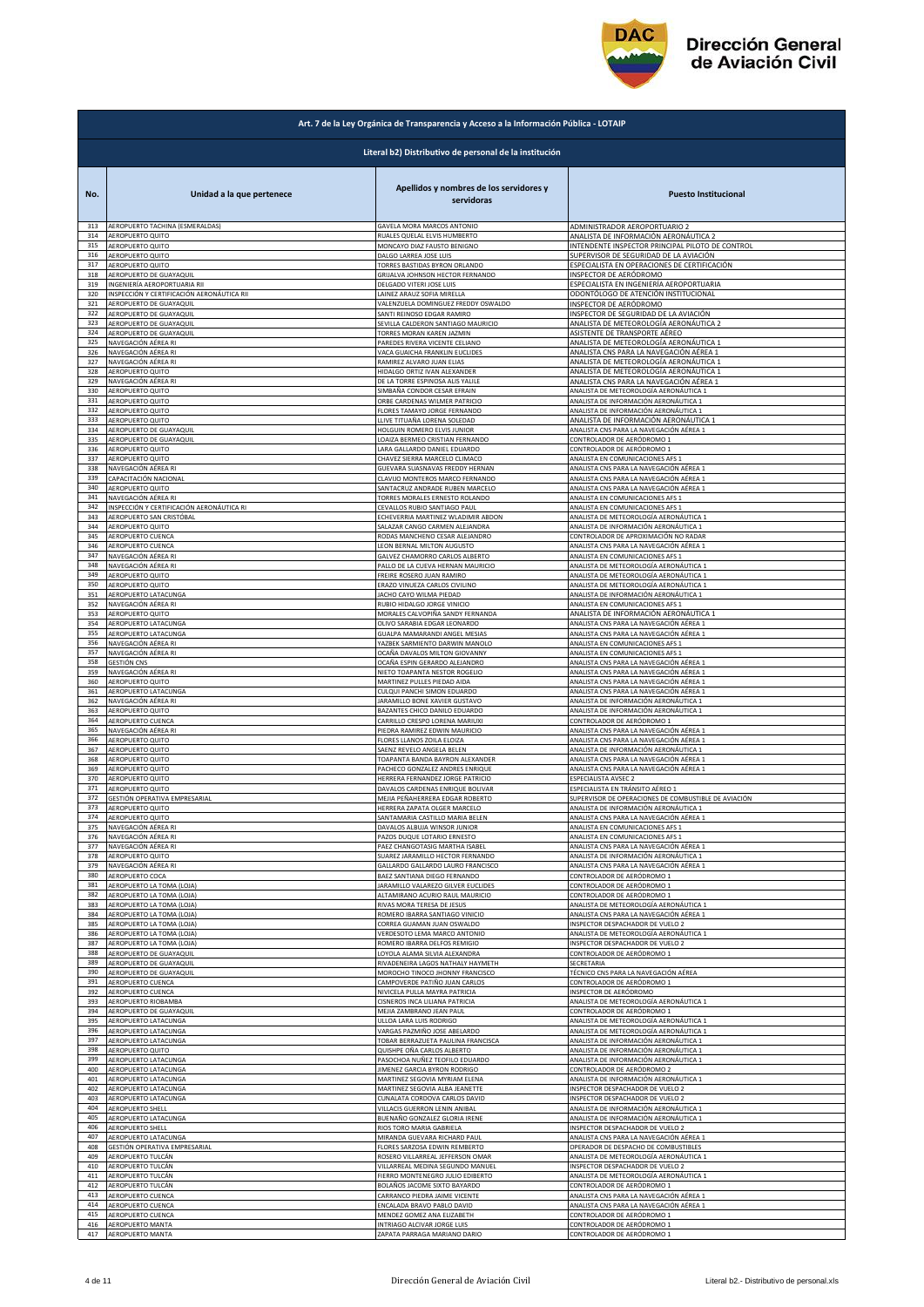## Art. 7 de la Ley Orgánica de Transparencia y Acceso a la Información Pública - LOTAIP

### Literal b2) Distributivo de personal de la institución

| No. | Unidad a la que pertenece | Apellidos y nombres de los servidores y servidoras | Puesto Institucional |
|---|---|---|---|
| 313 | AEROPUERTO TACHINA (ESMERALDAS) | GAVELA MORA MARCOS ANTONIO | ADMINISTRADOR AEROPORTUARIO 2 |
| 314 | AEROPUERTO QUITO | RUALES QUELAL ELVIS HUMBERTO | ANALISTA DE INFORMACIÓN AERONÁUTICA 2 |
| 315 | AEROPUERTO QUITO | MONCAYO DIAZ FAUSTO BENIGNO | INTENDENTE INSPECTOR PRINCIPAL PILOTO DE CONTROL |
| 316 | AEROPUERTO QUITO | DALGO LARREA JOSE LUIS | SUPERVISOR DE SEGURIDAD DE LA AVIACIÓN |
| 317 | AEROPUERTO QUITO | TORRES BASTIDAS BYRON ORLANDO | ESPECIALISTA EN OPERACIONES DE CERTIFICACIÓN |
| 318 | AEROPUERTO DE GUAYAQUIL | GRIJALVA JOHNSON HECTOR FERNANDO | INSPECTOR DE AERÓDROMO |
| 319 | INGENIERÍA AEROPORTUARIA RII | DELGADO VITERI JOSE LUIS | ESPECIALISTA EN INGENIERÍA AEROPORTUARIA |
| 320 | INSPECCIÓN Y CERTIFICACIÓN AERONÁUTICA RII | LAINEZ ARAUZ SOFIA MIRELLA | ODONTÓLOGO DE ATENCIÓN INSTITUCIONAL |
| 321 | AEROPUERTO DE GUAYAQUIL | VALENZUELA DOMINGUEZ FREDDY OSWALDO | INSPECTOR DE AERÓDROMO |
| 322 | AEROPUERTO DE GUAYAQUIL | SANTI REINOSO EDGAR RAMIRO | INSPECTOR DE SEGURIDAD DE LA AVIACIÓN |
| 323 | AEROPUERTO DE GUAYAQUIL | SEVILLA CALDERON SANTIAGO MAURICIO | ANALISTA DE METEOROLOGÍA AERONÁUTICA 2 |
| 324 | AEROPUERTO DE GUAYAQUIL | TORRES MORAN KAREN JAZMIN | ASISTENTE DE TRANSPORTE AÉREO |
| 325 | NAVEGACIÓN AÉREA RI | PAREDES RIVERA VICENTE CELIANO | ANALISTA DE METEOROLOGÍA AERONÁUTICA 1 |
| 326 | NAVEGACIÓN AÉREA RI | VACA GUAICHA FRANKLIN EUCLIDES | ANALISTA CNS PARA LA NAVEGACIÓN AÉREA 1 |
| 327 | NAVEGACIÓN AÉREA RI | RAMIREZ ALVARO JUAN ELIAS | ANALISTA DE METEOROLOGÍA AERONÁUTICA 1 |
| 328 | AEROPUERTO QUITO | HIDALGO ORTIZ IVAN ALEXANDER | ANALISTA DE METEOROLOGÍA AERONÁUTICA 1 |
| 329 | NAVEGACIÓN AÉREA RI | DE LA TORRE ESPINOSA ALIS YALILE | ANALISTA CNS PARA LA NAVEGACIÓN AÉREA 1 |
| 330 | AEROPUERTO QUITO | SIMBAÑA CONDOR CESAR EFRAIN | ANALISTA DE METEOROLOGÍA AERONÁUTICA 1 |
| 331 | AEROPUERTO QUITO | ORBE CARDENAS WILMER PATRICIO | ANALISTA DE INFORMACIÓN AERONÁUTICA 1 |
| 332 | AEROPUERTO QUITO | FLORES TAMAYO JORGE FERNANDO | ANALISTA DE INFORMACIÓN AERONÁUTICA 1 |
| 333 | AEROPUERTO QUITO | LLIVE TITUAÑA LORENA SOLEDAD | ANALISTA DE INFORMACIÓN AERONÁUTICA 1 |
| 334 | AEROPUERTO DE GUAYAQUIL | HOLGUIN ROMERO ELVIS JUNIOR | ANALISTA CNS PARA LA NAVEGACIÓN AÉREA 1 |
| 335 | AEROPUERTO DE GUAYAQUIL | LOAIZA BERMEO CRISTIAN FERNANDO | CONTROLADOR DE AERÓDROMO 1 |
| 336 | AEROPUERTO QUITO | LARA GALLARDO DANIEL EDUARDO | CONTROLADOR DE AERÓDROMO 1 |
| 337 | AEROPUERTO QUITO | CHAVEZ SIERRA MARCELO CLIMACO | ANALISTA EN COMUNICACIONES AFS 1 |
| 338 | NAVEGACIÓN AÉREA RI | GUEVARA SUASNAVAS FREDDY HERNAN | ANALISTA CNS PARA LA NAVEGACIÓN AÉREA 1 |
| 339 | CAPACITACIÓN NACIONAL | CLAVIJO MONTEROS MARCO FERNANDO | ANALISTA CNS PARA LA NAVEGACIÓN AÉREA 1 |
| 340 | AEROPUERTO QUITO | SANTACRUZ ANDRADE RUBEN MARCELO | ANALISTA CNS PARA LA NAVEGACIÓN AÉREA 1 |
| 341 | NAVEGACIÓN AÉREA RI | TORRES MORALES ERNESTO ROLANDO | ANALISTA EN COMUNICACIONES AFS 1 |
| 342 | INSPECCIÓN Y CERTIFICACIÓN AERONÁUTICA RI | CEVALLOS RUBIO SANTIAGO PAUL | ANALISTA EN COMUNICACIONES AFS 1 |
| 343 | AEROPUERTO SAN CRISTÓBAL | ECHEVERRIA MARTINEZ WLADIMIR ABDON | ANALISTA DE METEOROLOGÍA AERONÁUTICA 1 |
| 344 | AEROPUERTO QUITO | SALAZAR CANGO CARMEN ALEJANDRA | ANALISTA DE INFORMACIÓN AERONÁUTICA 1 |
| 345 | AEROPUERTO CUENCA | RODAS MANCHENO CESAR ALEJANDRO | CONTROLADOR DE APROXIMACIÓN NO RADAR |
| 346 | AEROPUERTO CUENCA | LEON BERNAL MILTON AUGUSTO | ANALISTA CNS PARA LA NAVEGACIÓN AÉREA 1 |
| 347 | NAVEGACIÓN AÉREA RI | GALVEZ CHAMORRO CARLOS ALBERTO | ANALISTA EN COMUNICACIONES AFS 1 |
| 348 | NAVEGACIÓN AÉREA RI | PALLO DE LA CUEVA HERNAN MAURICIO | ANALISTA DE METEOROLOGÍA AERONÁUTICA 1 |
| 349 | AEROPUERTO QUITO | FREIRE ROSERO JUAN RAMIRO | ANALISTA DE METEOROLOGÍA AERONÁUTICA 1 |
| 350 | AEROPUERTO QUITO | ERAZO VINUEZA CARLOS CIVILINO | ANALISTA DE METEOROLOGÍA AERONÁUTICA 1 |
| 351 | AEROPUERTO LATACUNGA | JACHO CAYO WILMA PIEDAD | ANALISTA DE INFORMACIÓN AERONÁUTICA 1 |
| 352 | NAVEGACIÓN AÉREA RI | RUBIO HIDALGO JORGE VINICIO | ANALISTA EN COMUNICACIONES AFS 1 |
| 353 | AEROPUERTO QUITO | MORALES CALVOPIÑA SANDY FERNANDA | ANALISTA DE INFORMACIÓN AERONÁUTICA 1 |
| 354 | AEROPUERTO LATACUNGA | OLIVO SARABIA EDGAR LEONARDO | ANALISTA CNS PARA LA NAVEGACIÓN AÉREA 1 |
| 355 | AEROPUERTO LATACUNGA | GUALPA MAMARANDI ANGEL MESIAS | ANALISTA CNS PARA LA NAVEGACIÓN AÉREA 1 |
| 356 | NAVEGACIÓN AÉREA RI | YAZBEK SARMIENTO DARWIN MANOLO | ANALISTA EN COMUNICACIONES AFS 1 |
| 357 | NAVEGACIÓN AÉREA RI | OCAÑA DAVALOS MILTON GIOVANNY | ANALISTA EN COMUNICACIONES AFS 1 |
| 358 | GESTIÓN CNS | OCAÑA ESPIN GERARDO ALEJANDRO | ANALISTA CNS PARA LA NAVEGACIÓN AÉREA 1 |
| 359 | NAVEGACIÓN AÉREA RI | NIETO TOAPANTA NESTOR ROGELIO | ANALISTA CNS PARA LA NAVEGACIÓN AÉREA 1 |
| 360 | AEROPUERTO QUITO | MARTINEZ PULLES PIEDAD AIDA | ANALISTA CNS PARA LA NAVEGACIÓN AÉREA 1 |
| 361 | AEROPUERTO LATACUNGA | CULQUI PANCHI SIMON EDUARDO | ANALISTA CNS PARA LA NAVEGACIÓN AÉREA 1 |
| 362 | NAVEGACIÓN AÉREA RI | JARAMILLO BONE XAVIER GUSTAVO | ANALISTA DE INFORMACIÓN AERONÁUTICA 1 |
| 363 | AEROPUERTO QUITO | BAZANTES CHICO DANILO EDUARDO | ANALISTA DE INFORMACIÓN AERONÁUTICA 1 |
| 364 | AEROPUERTO CUENCA | CARRILLO CRESPO LORENA MARIUXI | CONTROLADOR DE AERÓDROMO 1 |
| 365 | NAVEGACIÓN AÉREA RI | PIEDRA RAMIREZ EDWIN MAURICIO | ANALISTA CNS PARA LA NAVEGACIÓN AÉREA 1 |
| 366 | AEROPUERTO QUITO | FLORES LLANOS ZOILA ELOIZA | ANALISTA CNS PARA LA NAVEGACIÓN AÉREA 1 |
| 367 | AEROPUERTO QUITO | SAENZ REVELO ANGELA BELEN | ANALISTA DE INFORMACIÓN AERONÁUTICA 1 |
| 368 | AEROPUERTO QUITO | TOAPANTA BANDA BAYRON ALEXANDER | ANALISTA CNS PARA LA NAVEGACIÓN AÉREA 1 |
| 369 | AEROPUERTO QUITO | PACHECO GONZALEZ ANDRES ENRIQUE | ANALISTA CNS PARA LA NAVEGACIÓN AÉREA 1 |
| 370 | AEROPUERTO QUITO | HERRERA FERNANDEZ JORGE PATRICIO | ESPECIALISTA AVSEC 2 |
| 371 | AEROPUERTO QUITO | DAVALOS CARDENAS ENRIQUE BOLIVAR | ESPECIALISTA EN TRÁNSITO AÉREO 1 |
| 372 | GESTIÓN OPERATIVA EMPRESARIAL | MEJIA PEÑAHERRERA EDGAR ROBERTO | SUPERVISOR DE OPERACIONES DE COMBUSTIBLE DE AVIACIÓN |
| 373 | AEROPUERTO QUITO | HERRERA ZAPATA OLGER MARCELO | ANALISTA DE INFORMACIÓN AERONÁUTICA 1 |
| 374 | AEROPUERTO QUITO | SANTAMARIA CASTILLO MARIA BELEN | ANALISTA CNS PARA LA NAVEGACIÓN AÉREA 1 |
| 375 | NAVEGACIÓN AÉREA RI | DAVALOS ALBUJA WINSOR JUNIOR | ANALISTA EN COMUNICACIONES AFS 1 |
| 376 | NAVEGACIÓN AÉREA RI | PAZOS DUQUE LOTARIO ERNESTO | ANALISTA EN COMUNICACIONES AFS 1 |
| 377 | NAVEGACIÓN AÉREA RI | PAEZ CHANGOTASIG MARTHA ISABEL | ANALISTA CNS PARA LA NAVEGACIÓN AÉREA 1 |
| 378 | AEROPUERTO QUITO | SUAREZ JARAMILLO HECTOR FERNANDO | ANALISTA DE INFORMACIÓN AERONÁUTICA 1 |
| 379 | NAVEGACIÓN AÉREA RI | GALLARDO GALLARDO LAURO FRANCISCO | ANALISTA CNS PARA LA NAVEGACIÓN AÉREA 1 |
| 380 | AEROPUERTO COCA | BAEZ SANTIANA DIEGO FERNANDO | CONTROLADOR DE AERÓDROMO 1 |
| 381 | AEROPUERTO LA TOMA (LOJA) | JARAMILLO VALAREZO GILVER EUCLIDES | CONTROLADOR DE AERÓDROMO 1 |
| 382 | AEROPUERTO LA TOMA (LOJA) | ALTAMIRANO ACURIO RAUL MAURICIO | CONTROLADOR DE AERÓDROMO 1 |
| 383 | AEROPUERTO LA TOMA (LOJA) | RIVAS MORA TERESA DE JESUS | ANALISTA DE METEOROLOGÍA AERONÁUTICA 1 |
| 384 | AEROPUERTO LA TOMA (LOJA) | ROMERO IBARRA SANTIAGO VINICIO | ANALISTA CNS PARA LA NAVEGACIÓN AÉREA 1 |
| 385 | AEROPUERTO LA TOMA (LOJA) | CORREA GUAMAN JUAN OSWALDO | INSPECTOR DESPACHADOR DE VUELO 2 |
| 386 | AEROPUERTO LA TOMA (LOJA) | VERDESOTO LEMA MARCO ANTONIO | ANALISTA DE METEOROLOGÍA AERONÁUTICA 1 |
| 387 | AEROPUERTO LA TOMA (LOJA) | ROMERO IBARRA DELFOS REMIGIO | INSPECTOR DESPACHADOR DE VUELO 2 |
| 388 | AEROPUERTO DE GUAYAQUIL | LOYOLA ALAMA SILVIA ALEXANDRA | CONTROLADOR DE AERÓDROMO 1 |
| 389 | AEROPUERTO DE GUAYAQUIL | RIVADENEIRA LAGOS NATHALY HAYMETH | SECRETARIA |
| 390 | AEROPUERTO DE GUAYAQUIL | MOROCHO TINOCO JHONNY FRANCISCO | TÉCNICO CNS PARA LA NAVEGACIÓN AÉREA |
| 391 | AEROPUERTO CUENCA | CAMPOVERDE PATIÑO JUAN CARLOS | CONTROLADOR DE AERÓDROMO 1 |
| 392 | AEROPUERTO CUENCA | NIVICELA PULLA MAYRA PATRICIA | INSPECTOR DE AERÓDROMO |
| 393 | AEROPUERTO RIOBAMBA | CISNEROS INCA LILIANA PATRICIA | ANALISTA DE METEOROLOGÍA AERONÁUTICA 1 |
| 394 | AEROPUERTO DE GUAYAQUIL | MEJIA ZAMBRANO JEAN PAUL | CONTROLADOR DE AERÓDROMO 1 |
| 395 | AEROPUERTO LATACUNGA | ULLOA LARA LUIS RODRIGO | ANALISTA DE METEOROLOGÍA AERONÁUTICA 1 |
| 396 | AEROPUERTO LATACUNGA | VARGAS PAZMIÑO JOSE ABELARDO | ANALISTA DE METEOROLOGÍA AERONÁUTICA 1 |
| 397 | AEROPUERTO LATACUNGA | TOBAR BERRAZUETA PAULINA FRANCISCA | ANALISTA DE INFORMACIÓN AERONÁUTICA 1 |
| 398 | AEROPUERTO QUITO | QUISHPE OÑA CARLOS ALBERTO | ANALISTA DE INFORMACIÓN AERONÁUTICA 1 |
| 399 | AEROPUERTO LATACUNGA | PASOCHOA NUÑEZ TEOFILO EDUARDO | ANALISTA DE INFORMACIÓN AERONÁUTICA 1 |
| 400 | AEROPUERTO LATACUNGA | JIMENEZ GARCIA BYRON RODRIGO | CONTROLADOR DE AERÓDROMO 2 |
| 401 | AEROPUERTO LATACUNGA | MARTINEZ SEGOVIA MYRIAM ELENA | ANALISTA DE INFORMACIÓN AERONÁUTICA 1 |
| 402 | AEROPUERTO LATACUNGA | MARTINEZ SEGOVIA ALBA JEANETTE | INSPECTOR DESPACHADOR DE VUELO 2 |
| 403 | AEROPUERTO LATACUNGA | CUNALATA CORDOVA CARLOS DAVID | INSPECTOR DESPACHADOR DE VUELO 2 |
| 404 | AEROPUERTO SHELL | VILLACIS GUERRON LENIN ANIBAL | ANALISTA DE INFORMACIÓN AERONÁUTICA 1 |
| 405 | AEROPUERTO LATACUNGA | BUENAÑO GONZALEZ GLORIA IRENE | ANALISTA DE INFORMACIÓN AERONÁUTICA 1 |
| 406 | AEROPUERTO SHELL | RIOS TORO MARIA GABRIELA | INSPECTOR DESPACHADOR DE VUELO 2 |
| 407 | AEROPUERTO LATACUNGA | MIRANDA GUEVARA RICHARD PAUL | ANALISTA CNS PARA LA NAVEGACIÓN AÉREA 1 |
| 408 | GESTIÓN OPERATIVA EMPRESARIAL | FLORES SARZOSA EDWIN REMBERTO | OPERADOR DE DESPACHO DE COMBUSTIBLES |
| 409 | AEROPUERTO TULCÁN | ROSERO VILLARREAL JEFFERSON OMAR | ANALISTA DE METEOROLOGÍA AERONÁUTICA 1 |
| 410 | AEROPUERTO TULCÁN | VILLARREAL MEDINA SEGUNDO MANUEL | INSPECTOR DESPACHADOR DE VUELO 2 |
| 411 | AEROPUERTO TULCÁN | FIERRO MONTENEGRO JULIO EDIBERTO | ANALISTA DE METEOROLOGÍA AERONÁUTICA 1 |
| 412 | AEROPUERTO TULCÁN | BOLAÑOS JACOME SIXTO BAYARDO | CONTROLADOR DE AERÓDROMO 1 |
| 413 | AEROPUERTO CUENCA | CARRANCO PIEDRA JAIME VICENTE | ANALISTA CNS PARA LA NAVEGACIÓN AÉREA 1 |
| 414 | AEROPUERTO CUENCA | ENCALADA BRAVO PABLO DAVID | ANALISTA CNS PARA LA NAVEGACIÓN AÉREA 1 |
| 415 | AEROPUERTO CUENCA | MENDEZ GOMEZ ANA ELIZABETH | CONTROLADOR DE AERÓDROMO 1 |
| 416 | AEROPUERTO MANTA | INTRIAGO ALCIVAR JORGE LUIS | CONTROLADOR DE AERÓDROMO 1 |
| 417 | AEROPUERTO MANTA | ZAPATA PARRAGA MARIANO DARIO | CONTROLADOR DE AERÓDROMO 1 |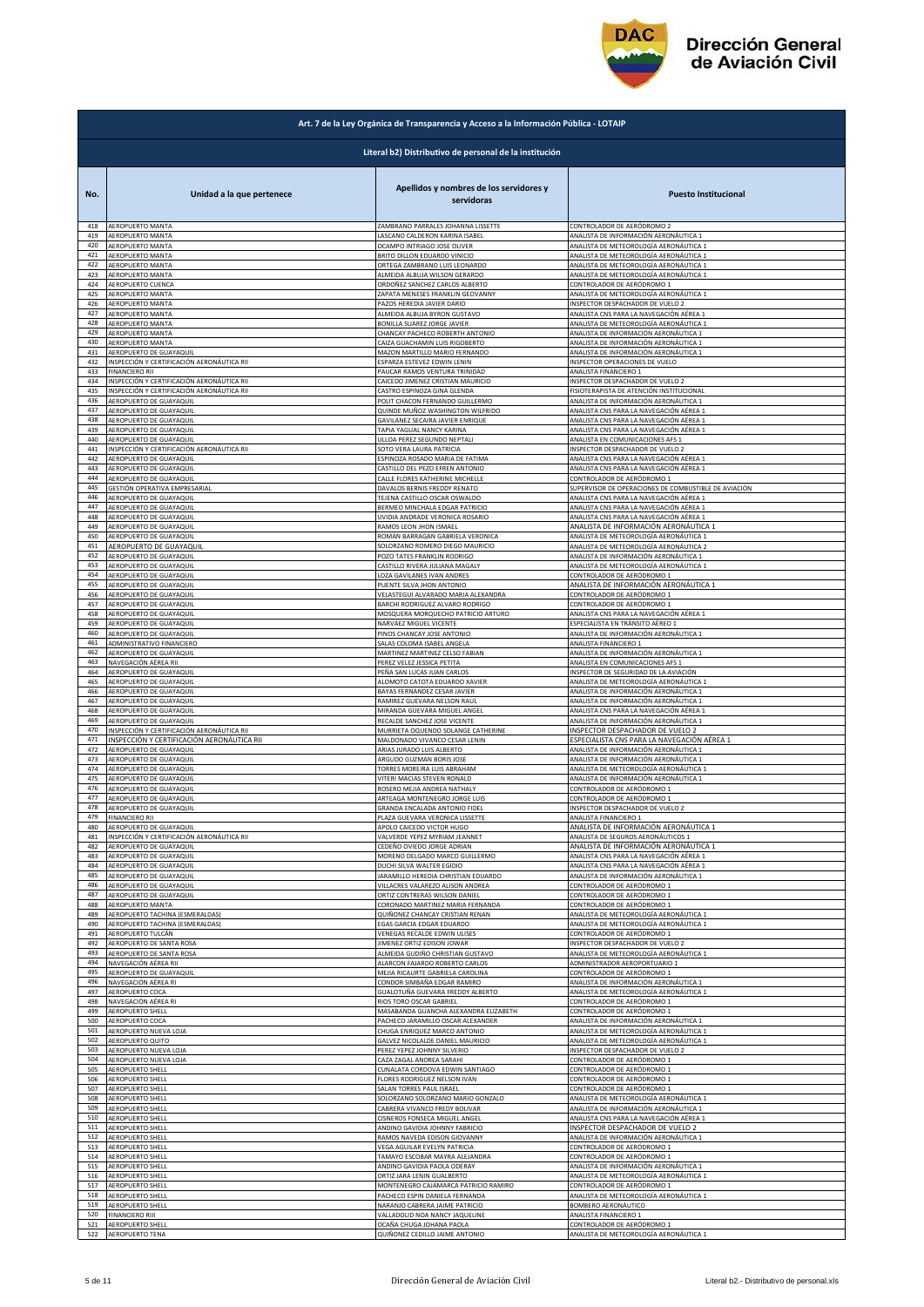# Dirección General de Aviación Civil

## Art. 7 de la Ley Orgánica de Transparencia y Acceso a la Información Pública - LOTAIP

### Literal b2) Distributivo de personal de la institución

| No. | Unidad a la que pertenece | Apellidos y nombres de los servidores y servidoras | Puesto Institucional |
|---|---|---|---|
| 418 | AEROPUERTO MANTA | ZAMBRANO PARRALES JOHANNA LISSETTE | CONTROLADOR DE AERÓDROMO 2 |
| 419 | AEROPUERTO MANTA | LASCANO CALDERON KARINA ISABEL | ANALISTA DE INFORMACIÓN AERONÁUTICA 1 |
| 420 | AEROPUERTO MANTA | OCAMPO INTRIAGO JOSE OLIVER | ANALISTA DE METEOROLOGÍA AERONÁUTICA 1 |
| 421 | AEROPUERTO MANTA | BRITO DILLON EDUARDO VINICIO | ANALISTA DE METEOROLOGÍA AERONÁUTICA 1 |
| 422 | AEROPUERTO MANTA | ORTEGA ZAMBRANO LUIS LEONARDO | ANALISTA DE METEOROLOGÍA AERONÁUTICA 1 |
| 423 | AEROPUERTO MANTA | ALMEIDA ALBUJA WILSON GERARDO | ANALISTA DE METEOROLOGÍA AERONÁUTICA 1 |
| 424 | AEROPUERTO CUENCA | ORDOÑEZ SANCHEZ CARLOS ALBERTO | CONTROLADOR DE AERÓDROMO 1 |
| 425 | AEROPUERTO MANTA | ZAPATA MENESES FRANKLIN GEOVANNY | ANALISTA DE METEOROLOGÍA AERONÁUTICA 1 |
| 426 | AEROPUERTO MANTA | PAZOS HEREDIA JAVIER DARIO | INSPECTOR DESPACHADOR DE VUELO 2 |
| 427 | AEROPUERTO MANTA | ALMEIDA ALBUJA BYRON GUSTAVO | ANALISTA CNS PARA LA NAVEGACIÓN AÉREA 1 |
| 428 | AEROPUERTO MANTA | BONILLA SUAREZ JORGE JAVIER | ANALISTA DE METEOROLOGÍA AERONÁUTICA 1 |
| 429 | AEROPUERTO MANTA | CHANCAY PACHECO ROBERTH ANTONIO | ANALISTA DE INFORMACIÓN AERONÁUTICA 1 |
| 430 | AEROPUERTO MANTA | CAIZA GUACHAMIN LUIS RIGOBERTO | ANALISTA DE INFORMACIÓN AERONÁUTICA 1 |
| 431 | AEROPUERTO DE GUAYAQUIL | MAZON MARTILLO MARIO FERNANDO | ANALISTA DE INFORMACIÓN AERONÁUTICA 1 |
| 432 | INSPECCIÓN Y CERTIFICACIÓN AERONÁUTICA RII | ESPARZA ESTEVEZ EDWIN LENIN | INSPECTOR OPERACIONES DE VUELO |
| 433 | FINANCIERO RII | PAUCAR RAMOS VENTURA TRINIDAD | ANALISTA FINANCIERO 1 |
| 434 | INSPECCIÓN Y CERTIFICACIÓN AERONÁUTICA RII | CAICEDO JIMENEZ CRISTIAN MAURICIO | INSPECTOR DESPACHADOR DE VUELO 2 |
| 435 | INSPECCIÓN Y CERTIFICACIÓN AERONÁUTICA RII | CASTRO ESPINOZA GINA GLENDA | FISIOTERAPISTA DE ATENCIÓN INSTITUCIONAL |
| 436 | AEROPUERTO DE GUAYAQUIL | POLIT CHACON FERNANDO GUILLERMO | ANALISTA DE INFORMACIÓN AERONÁUTICA 1 |
| 437 | AEROPUERTO DE GUAYAQUIL | QUINDE MUÑOZ WASHINGTON WILFRIDO | ANALISTA CNS PARA LA NAVEGACIÓN AÉREA 1 |
| 438 | AEROPUERTO DE GUAYAQUIL | GAVILANEZ SECAIRA JAVIER ENRIQUE | ANALISTA CNS PARA LA NAVEGACIÓN AÉREA 1 |
| 439 | AEROPUERTO DE GUAYAQUIL | TAPIA YAGUAL NANCY KARINA | ANALISTA CNS PARA LA NAVEGACIÓN AÉREA 1 |
| 440 | AEROPUERTO DE GUAYAQUIL | ULLOA PEREZ SEGUNDO NEPTALI | ANALISTA EN COMUNICACIONES AFS 1 |
| 441 | INSPECCIÓN Y CERTIFICACIÓN AERONÁUTICA RII | SOTO VERA LAURA PATRICIA | INSPECTOR DESPACHADOR DE VUELO 2 |
| 442 | AEROPUERTO DE GUAYAQUIL | ESPINOZA ROSADO MARIA DE FATIMA | ANALISTA CNS PARA LA NAVEGACIÓN AÉREA 1 |
| 443 | AEROPUERTO DE GUAYAQUIL | CASTILLO DEL PEZO EFREN ANTONIO | ANALISTA CNS PARA LA NAVEGACIÓN AÉREA 1 |
| 444 | AEROPUERTO DE GUAYAQUIL | CALLE FLORES KATHERINE MICHELLE | CONTROLADOR DE AERÓDROMO 1 |
| 445 | GESTIÓN OPERATIVA EMPRESARIAL | DAVALOS BERNIS FREDDY RENATO | SUPERVISOR DE OPERACIONES DE COMBUSTIBLE DE AVIACIÓN |
| 446 | AEROPUERTO DE GUAYAQUIL | TEJENA CASTILLO OSCAR OSWALDO | ANALISTA CNS PARA LA NAVEGACIÓN AÉREA 1 |
| 447 | AEROPUERTO DE GUAYAQUIL | BERMEO MINCHALA EDGAR PATRICIO | ANALISTA CNS PARA LA NAVEGACIÓN AÉREA 1 |
| 448 | AEROPUERTO DE GUAYAQUIL | UVIDIA ANDRADE VERONICA ROSARIO | ANALISTA CNS PARA LA NAVEGACIÓN AÉREA 1 |
| 449 | AEROPUERTO DE GUAYAQUIL | RAMOS LEON JHON ISMAEL | ANALISTA DE INFORMACIÓN AERONÁUTICA 1 |
| 450 | AEROPUERTO DE GUAYAQUIL | ROMAN BARRAGAN GABRIELA VERONICA | ANALISTA DE METEOROLOGÍA AERONÁUTICA 1 |
| 451 | AEROPUERTO DE GUAYAQUIL | SOLORZANO ROMERO DIEGO MAURICIO | ANALISTA DE METEOROLOGÍA AERONÁUTICA 2 |
| 452 | AEROPUERTO DE GUAYAQUIL | POZO TATES FRANKLIN RODRIGO | ANALISTA DE INFORMACIÓN AERONÁUTICA 1 |
| 453 | AEROPUERTO DE GUAYAQUIL | CASTILLO RIVERA JULIANA MAGALY | ANALISTA DE METEOROLOGÍA AERONÁUTICA 1 |
| 454 | AEROPUERTO DE GUAYAQUIL | LOZA GAVILANES IVAN ANDRES | CONTROLADOR DE AERÓDROMO 1 |
| 455 | AEROPUERTO DE GUAYAQUIL | PUENTE SILVA JHON ANTONIO | ANALISTA DE INFORMACIÓN AERONÁUTICA 1 |
| 456 | AEROPUERTO DE GUAYAQUIL | VELASTEGUI ALVARADO MARIA ALEXANDRA | CONTROLADOR DE AERÓDROMO 1 |
| 457 | AEROPUERTO DE GUAYAQUIL | BARCHI RODRIGUEZ ALVARO RODRIGO | CONTROLADOR DE AERÓDROMO 1 |
| 458 | AEROPUERTO DE GUAYAQUIL | MOSQUERA MORQUECHO PATRICIO ARTURO | ANALISTA CNS PARA LA NAVEGACIÓN AÉREA 1 |
| 459 | AEROPUERTO DE GUAYAQUIL | NARVAEZ MIGUEL VICENTE | ESPECIALISTA EN TRÁNSITO AÉREO 1 |
| 460 | AEROPUERTO DE GUAYAQUIL | PINOS CHANCAY JOSE ANTONIO | ANALISTA DE INFORMACIÓN AERONÁUTICA 1 |
| 461 | ADMINISTRATIVO FINANCIERO | SALAS COLOMA ISABEL ANGELA | ANALISTA FINANCIERO 1 |
| 462 | AEROPUERTO DE GUAYAQUIL | MARTINEZ MARTINEZ CELSO FABIAN | ANALISTA DE INFORMACIÓN AERONÁUTICA 1 |
| 463 | NAVEGACIÓN AÉREA RII | PEREZ VELEZ JESSICA PETITA | ANALISTA EN COMUNICACIONES AFS 1 |
| 464 | AEROPUERTO DE GUAYAQUIL | PEÑA SAN LUCAS JUAN CARLOS | INSPECTOR DE SEGURIDAD DE LA AVIACIÓN |
| 465 | AEROPUERTO DE GUAYAQUIL | ALOMOTO CATOTA EDUARDO XAVIER | ANALISTA DE METEOROLOGÍA AERONÁUTICA 1 |
| 466 | AEROPUERTO DE GUAYAQUIL | BAYAS FERNANDEZ CESAR JAVIER | ANALISTA DE INFORMACIÓN AERONÁUTICA 1 |
| 467 | AEROPUERTO DE GUAYAQUIL | RAMIREZ GUEVARA NELSON RAUL | ANALISTA DE INFORMACIÓN AERONÁUTICA 1 |
| 468 | AEROPUERTO DE GUAYAQUIL | MIRANDA GUEVARA MIGUEL ANGEL | ANALISTA CNS PARA LA NAVEGACIÓN AÉREA 1 |
| 469 | AEROPUERTO DE GUAYAQUIL | RECALDE SANCHEZ JOSE VICENTE | ANALISTA DE INFORMACIÓN AERONÁUTICA 1 |
| 470 | INSPECCIÓN Y CERTIFICACIÓN AERONÁUTICA RII | MURRIETA OQUENDO SOLANGE CATHERINE | INSPECTOR DESPACHADOR DE VUELO 2 |
| 471 | INSPECCIÓN Y CERTIFICACIÓN AERONÁUTICA RII | MALDONADO VIVANCO CESAR LENIN | ESPECIALISTA CNS PARA LA NAVEGACIÓN AÉREA 1 |
| 472 | AEROPUERTO DE GUAYAQUIL | ARIAS JURADO LUIS ALBERTO | ANALISTA DE INFORMACIÓN AERONÁUTICA 1 |
| 473 | AEROPUERTO DE GUAYAQUIL | ARGUDO GUZMAN BORIS JOSE | ANALISTA DE INFORMACIÓN AERONÁUTICA 1 |
| 474 | AEROPUERTO DE GUAYAQUIL | TORRES MOREIRA LUIS ABRAHAM | ANALISTA DE METEOROLOGÍA AERONÁUTICA 1 |
| 475 | AEROPUERTO DE GUAYAQUIL | VITERI MACIAS STEVEN RONALD | ANALISTA DE INFORMACIÓN AERONÁUTICA 1 |
| 476 | AEROPUERTO DE GUAYAQUIL | ROSERO MEJIA ANDREA NATHALY | CONTROLADOR DE AERÓDROMO 1 |
| 477 | AEROPUERTO DE GUAYAQUIL | ARTEAGA MONTENEGRO JORGE LUIS | CONTROLADOR DE AERÓDROMO 1 |
| 478 | AEROPUERTO DE GUAYAQUIL | GRANDA ENCALADA ANTONIO FIDEL | INSPECTOR DESPACHADOR DE VUELO 2 |
| 479 | FINANCIERO RII | PLAZA GUEVARA VERONICA LISSETTE | ANALISTA FINANCIERO 1 |
| 480 | AEROPUERTO DE GUAYAQUIL | APOLO CAICEDO VICTOR HUGO | ANALISTA DE INFORMACIÓN AERONÁUTICA 1 |
| 481 | INSPECCIÓN Y CERTIFICACIÓN AERONÁUTICA RII | VALVERDE YEPEZ MYRIAM JEANNET | ANALISTA DE SEGUROS AERONÁUTICOS 1 |
| 482 | AEROPUERTO DE GUAYAQUIL | CEDEÑO OVIEDO JORGE ADRIAN | ANALISTA DE INFORMACIÓN AERONÁUTICA 1 |
| 483 | AEROPUERTO DE GUAYAQUIL | MORENO DELGADO MARCO GUILLERMO | ANALISTA CNS PARA LA NAVEGACIÓN AÉREA 1 |
| 484 | AEROPUERTO DE GUAYAQUIL | DUCHI SILVA WALTER EGIDIO | ANALISTA CNS PARA LA NAVEGACIÓN AÉREA 1 |
| 485 | AEROPUERTO DE GUAYAQUIL | JARAMILLO HEREDIA CHRISTIAN EDUARDO | ANALISTA DE INFORMACIÓN AERONÁUTICA 1 |
| 486 | AEROPUERTO DE GUAYAQUIL | VILLACRES VALAREZO ALISON ANDREA | CONTROLADOR DE AERÓDROMO 1 |
| 487 | AEROPUERTO DE GUAYAQUIL | ORTIZ CONTRERAS WILSON DANIEL | CONTROLADOR DE AERÓDROMO 1 |
| 488 | AEROPUERTO MANTA | CORONADO MARTINEZ MARIA FERNANDA | CONTROLADOR DE AERÓDROMO 1 |
| 489 | AEROPUERTO TACHINA (ESMERALDAS) | QUIÑONEZ CHANCAY CRISTIAN RENAN | ANALISTA DE METEOROLOGÍA AERONÁUTICA 1 |
| 490 | AEROPUERTO TACHINA (ESMERALDAS) | EGAS GARCIA EDGAR EDUARDO | ANALISTA DE METEOROLOGÍA AERONÁUTICA 1 |
| 491 | AEROPUERTO TULCÁN | VENEGAS RECALDE EDWIN ULISES | CONTROLADOR DE AERÓDROMO 1 |
| 492 | AEROPUERTO DE SANTA ROSA | JIMENEZ ORTIZ EDISON JOWAR | INSPECTOR DESPACHADOR DE VUELO 2 |
| 493 | AEROPUERTO DE SANTA ROSA | ALMEIDA GUDIÑO CHRISTIAN GUSTAVO | ANALISTA DE METEOROLOGÍA AERONÁUTICA 1 |
| 494 | NAVEGACIÓN AÉREA RII | ALARCON FAJARDO ROBERTO CARLOS | ADMINISTRADOR AEROPORTUARIO 1 |
| 495 | AEROPUERTO DE GUAYAQUIL | MEJIA RICAURTE GABRIELA CAROLINA | CONTROLADOR DE AERÓDROMO 1 |
| 496 | NAVEGACIÓN AÉREA RI | CONDOR SIMBAÑA EDGAR RAMIRO | ANALISTA DE INFORMACIÓN AERONÁUTICA 1 |
| 497 | AEROPUERTO COCA | GUALOTUÑA GUEVARA FREDDY ALBERTO | ANALISTA DE METEOROLOGÍA AERONÁUTICA 1 |
| 498 | NAVEGACIÓN AÉREA RI | RIOS TORO OSCAR GABRIEL | CONTROLADOR DE AERÓDROMO 1 |
| 499 | AEROPUERTO SHELL | MASABANDA GUANCHA ALEXANDRA ELIZABETH | CONTROLADOR DE AERÓDROMO 1 |
| 500 | AEROPUERTO COCA | PACHECO JARAMILLO OSCAR ALEXANDER | ANALISTA DE INFORMACIÓN AERONÁUTICA 1 |
| 501 | AEROPUERTO NUEVA LOJA | CHUGA ENRIQUEZ MARCO ANTONIO | ANALISTA DE METEOROLOGÍA AERONÁUTICA 1 |
| 502 | AEROPUERTO QUITO | GALVEZ NICOLALDE DANIEL MAURICIO | ANALISTA DE METEOROLOGÍA AERONÁUTICA 1 |
| 503 | AEROPUERTO NUEVA LOJA | PEREZ YEPEZ JOHNNY SILVERIO | INSPECTOR DESPACHADOR DE VUELO 2 |
| 504 | AEROPUERTO NUEVA LOJA | CAZA ZAGAL ANDREA SARAHI | CONTROLADOR DE AERÓDROMO 1 |
| 505 | AEROPUERTO SHELL | CUNALATA CORDOVA EDWIN SANTIAGO | CONTROLADOR DE AERÓDROMO 1 |
| 506 | AEROPUERTO SHELL | FLORES RODRIGUEZ NELSON IVAN | CONTROLADOR DE AERÓDROMO 1 |
| 507 | AEROPUERTO SHELL | SALAN TORRES PAUL ISRAEL | CONTROLADOR DE AERÓDROMO 1 |
| 508 | AEROPUERTO SHELL | SOLORZANO SOLORZANO MARIO GONZALO | ANALISTA DE METEOROLOGÍA AERONÁUTICA 1 |
| 509 | AEROPUERTO SHELL | CABRERA VIVANCO FREDY BOLIVAR | ANALISTA DE INFORMACIÓN AERONÁUTICA 1 |
| 510 | AEROPUERTO SHELL | CISNEROS FONSECA MIGUEL ANGEL | ANALISTA CNS PARA LA NAVEGACIÓN AÉREA 1 |
| 511 | AEROPUERTO SHELL | ANDINO GAVIDIA JOHNNY FABRICIO | INSPECTOR DESPACHADOR DE VUELO 2 |
| 512 | AEROPUERTO SHELL | RAMOS NAVEDA EDISON GIOVANNY | ANALISTA DE INFORMACIÓN AERONÁUTICA 1 |
| 513 | AEROPUERTO SHELL | VEGA AGUILAR EVELYN PATRICIA | CONTROLADOR DE AERÓDROMO 1 |
| 514 | AEROPUERTO SHELL | TAMAYO ESCOBAR MAYRA ALEJANDRA | CONTROLADOR DE AERÓDROMO 1 |
| 515 | AEROPUERTO SHELL | ANDINO GAVIDIA PAOLA ODERAY | ANALISTA DE INFORMACIÓN AERONÁUTICA 1 |
| 516 | AEROPUERTO SHELL | ORTIZ JARA LENIN GUALBERTO | ANALISTA DE METEOROLOGÍA AERONÁUTICA 1 |
| 517 | AEROPUERTO SHELL | MONTENEGRO CAJAMARCA PATRICIO RAMIRO | CONTROLADOR DE AERÓDROMO 1 |
| 518 | AEROPUERTO SHELL | PACHECO ESPIN DANIELA FERNANDA | ANALISTA DE METEOROLOGÍA AERONÁUTICA 1 |
| 519 | AEROPUERTO SHELL | NARANJO CABRERA JAIME PATRICIO | BOMBERO AERONÁUTICO |
| 520 | FINANCIERO RIII | VALLADOLID NOA NANCY JAQUELINE | ANALISTA FINANCIERO 1 |
| 521 | AEROPUERTO SHELL | OCAÑA CHUGA JOHANA PAOLA | CONTROLADOR DE AERÓDROMO 1 |
| 522 | AEROPUERTO TENA | QUIÑONEZ CEDILLO JAIME ANTONIO | ANALISTA DE METEOROLOGÍA AERONÁUTICA 1 |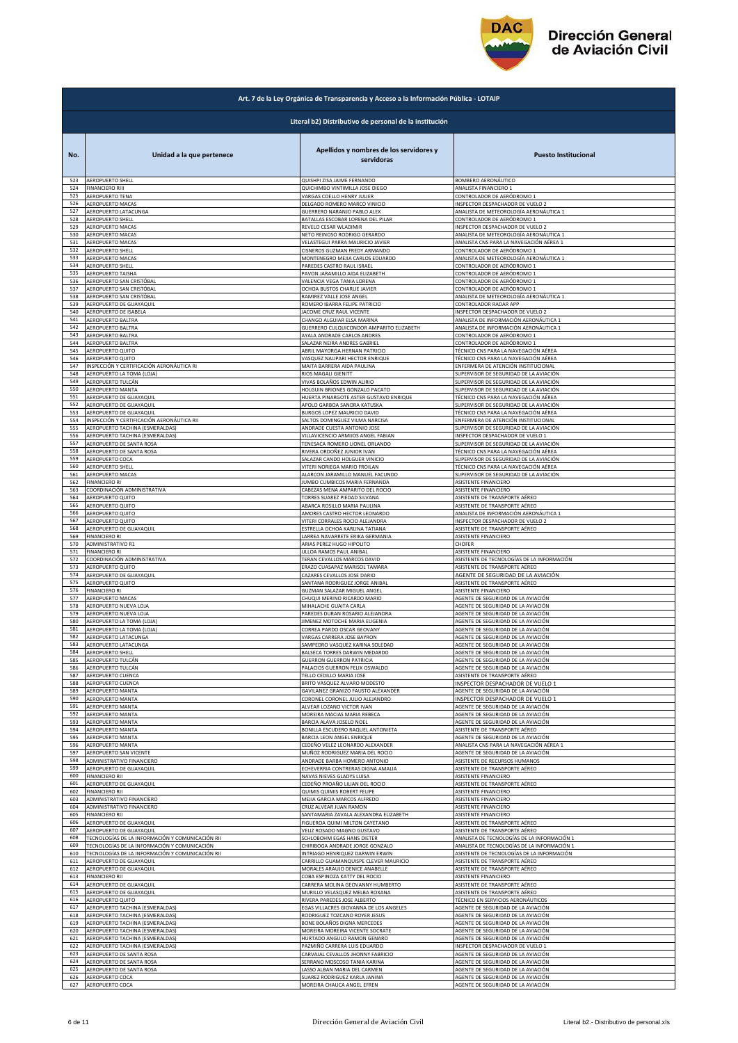## Art. 7 de la Ley Orgánica de Transparencia y Acceso a la Información Pública - LOTAIP

### Literal b2) Distributivo de personal de la institución

| No. | Unidad a la que pertenece | Apellidos y nombres de los servidores y servidoras | Puesto Institucional |
|---|---|---|---|
| 523 | AEROPUERTO SHELL | QUISHPI ZISA JAIME FERNANDO | BOMBERO AERONÁUTICO |
| 524 | FINANCIERO RIII | QUICHIMBO VINTIMILLA JOSE DIEGO | ANALISTA FINANCIERO 1 |
| 525 | AEROPUERTO TENA | VARGAS COELLO HENRY JULIER | CONTROLADOR DE AERÓDROMO 1 |
| 526 | AEROPUERTO MACAS | DELGADO ROMERO MARCO VINICIO | INSPECTOR DESPACHADOR DE VUELO 2 |
| 527 | AEROPUERTO LATACUNGA | GUERRERO NARANJO PABLO ALEX | ANALISTA DE METEOROLOGÍA AERONÁUTICA 1 |
| 528 | AEROPUERTO SHELL | BATALLAS ESCOBAR LORENA DEL PILAR | CONTROLADOR DE AERÓDROMO 1 |
| 529 | AEROPUERTO MACAS | REVELO CESAR WLADIMIR | INSPECTOR DESPACHADOR DE VUELO 2 |
| 530 | AEROPUERTO MACAS | NETO REINOSO RODRIGO GERARDO | ANALISTA DE METEOROLOGÍA AERONÁUTICA 1 |
| 531 | AEROPUERTO MACAS | VELASTEGUI PARRA MAURICIO JAVIER | ANALISTA CNS PARA LA NAVEGACIÓN AÉREA 1 |
| 532 | AEROPUERTO SHELL | CISNEROS GUZMAN FREDY ARMANDO | CONTROLADOR DE AERÓDROMO 1 |
| 533 | AEROPUERTO MACAS | MONTENEGRO MEJIA CARLOS EDUARDO | ANALISTA DE METEOROLOGÍA AERONÁUTICA 1 |
| 534 | AEROPUERTO SHELL | PAREDES CASTRO RAUL ISRAEL | CONTROLADOR DE AERÓDROMO 1 |
| 535 | AEROPUERTO TAISHA | PAVON JARAMILLO AIDA ELIZABETH | CONTROLADOR DE AERÓDROMO 1 |
| 536 | AEROPUERTO SAN CRISTÓBAL | VALENCIA VEGA TANIA LORENA | CONTROLADOR DE AERÓDROMO 1 |
| 537 | AEROPUERTO SAN CRISTÓBAL | OCHOA BUSTOS CHARLIE JAVIER | CONTROLADOR DE AERÓDROMO 1 |
| 538 | AEROPUERTO SAN CRISTÓBAL | RAMIREZ VALLE JOSE ANGEL | ANALISTA DE METEOROLOGÍA AERONÁUTICA 1 |
| 539 | AEROPUERTO DE GUAYAQUIL | ROMERO IBARRA FELIPE PATRICIO | CONTROLADOR RADAR APP |
| 540 | AEROPUERTO DE ISABELA | JACOME CRUZ RAUL VICENTE | INSPECTOR DESPACHADOR DE VUELO 2 |
| 541 | AEROPUERTO BALTRA | CHANGO ALGUIAR ELSA MARINA | ANALISTA DE INFORMACIÓN AERONÁUTICA 1 |
| 542 | AEROPUERTO BALTRA | GUERRERO CULQUICONDOR AMPARITO ELIZABETH | ANALISTA DE INFORMACIÓN AERONÁUTICA 1 |
| 543 | AEROPUERTO BALTRA | AYALA ANDRADE CARLOS ANDRES | CONTROLADOR DE AERÓDROMO 1 |
| 544 | AEROPUERTO BALTRA | SALAZAR NEIRA ANDRES GABRIEL | CONTROLADOR DE AERÓDROMO 1 |
| 545 | AEROPUERTO QUITO | ABRIL MAYORGA HERNAN PATRICIO | TÉCNICO CNS PARA LA NAVEGACIÓN AÉREA |
| 546 | AEROPUERTO QUITO | VASQUEZ NAUPARI HECTOR ENRIQUE | TÉCNICO CNS PARA LA NAVEGACIÓN AÉREA |
| 547 | INSPECCIÓN Y CERTIFICACIÓN AERONÁUTICA RI | MAITA BARRERA AIDA PAULINA | ENFERMERA DE ATENCIÓN INSTITUCIONAL |
| 548 | AEROPUERTO LA TOMA (LOJA) | RIOS MAGALI GIENITT | SUPERVISOR DE SEGURIDAD DE LA AVIACIÓN |
| 549 | AEROPUERTO TULCÁN | VIVAS BOLAÑOS EDWIN ALIRIO | SUPERVISOR DE SEGURIDAD DE LA AVIACIÓN |
| 550 | AEROPUERTO MANTA | HOLGUIN BRIONES GONZALO PACATO | SUPERVISOR DE SEGURIDAD DE LA AVIACIÓN |
| 551 | AEROPUERTO DE GUAYAQUIL | HUERTA PINARGOTE ASTER GUSTAVO ENRIQUE | TÉCNICO CNS PARA LA NAVEGACIÓN AÉREA |
| 552 | AEROPUERTO DE GUAYAQUIL | APOLO GARBOA SANDRA KATUSKA | SUPERVISOR DE SEGURIDAD DE LA AVIACIÓN |
| 553 | AEROPUERTO DE GUAYAQUIL | BURGOS LOPEZ MAURICIO DAVID | TÉCNICO CNS PARA LA NAVEGACIÓN AÉREA |
| 554 | INSPECCIÓN Y CERTIFICACIÓN AERONÁUTICA RII | SALTOS DOMINGUEZ VILMA NARCISA | ENFERMERA DE ATENCIÓN INSTITUCIONAL |
| 555 | AEROPUERTO TACHINA (ESMERALDAS) | ANDRADE CUESTA ANTONIO JOSE | SUPERVISOR DE SEGURIDAD DE LA AVIACIÓN |
| 556 | AEROPUERTO TACHINA (ESMERALDAS) | VILLAVICENCIO ARMIJOS ANGEL FABIAN | INSPECTOR DESPACHADOR DE VUELO 1 |
| 557 | AEROPUERTO DE SANTA ROSA | TENESACA ROMERO LIONEL ORLANDO | SUPERVISOR DE SEGURIDAD DE LA AVIACIÓN |
| 558 | AEROPUERTO DE SANTA ROSA | RIVERA ORDOÑEZ JUNIOR IVAN | TÉCNICO CNS PARA LA NAVEGACIÓN AÉREA |
| 559 | AEROPUERTO COCA | SALAZAR CANDO HOLGUER VINICIO | SUPERVISOR DE SEGURIDAD DE LA AVIACIÓN |
| 560 | AEROPUERTO SHELL | VITERI NORIEGA MARIO FROILAN | TÉCNICO CNS PARA LA NAVEGACIÓN AÉREA |
| 561 | AEROPUERTO MACAS | ALARCON JARAMILLO MANUEL FACUNDO | SUPERVISOR DE SEGURIDAD DE LA AVIACIÓN |
| 562 | FINANCIERO RI | JUMBO CUMBICOS MARIA FERNANDA | ASISTENTE FINANCIERO |
| 563 | COORDINACIÓN ADMINISTRATIVA | CABEZAS MENA AMPARITO DEL ROCIO | ASISTENTE FINANCIERO |
| 564 | AEROPUERTO QUITO | TORRES SUAREZ PIEDAD SILVANA | ASISTENTE DE TRANSPORTE AÉREO |
| 565 | AEROPUERTO QUITO | ABARCA ROSILLO MARIA PAULINA | ASISTENTE DE TRANSPORTE AÉREO |
| 566 | AEROPUERTO QUITO | AMORES CASTRO HECTOR LEONARDO | ANALISTA DE INFORMACIÓN AERONÁUTICA 1 |
| 567 | AEROPUERTO QUITO | VITERI CORRALES ROCIO ALEJANDRA | INSPECTOR DESPACHADOR DE VUELO 2 |
| 568 | AEROPUERTO DE GUAYAQUIL | ESTRELLA OCHOA KARLINA TATIANA | ASISTENTE DE TRANSPORTE AÉREO |
| 569 | FINANCIERO RI | LARREA NAVARRETE ERIKA GERMANIA | ASISTENTE FINANCIERO |
| 570 | ADMINISTRATIVO R1 | ARIAS PEREZ HUGO HIPOLITO | CHOFER |
| 571 | FINANCIERO RI | ULLOA RAMOS PAUL ANIBAL | ASISTENTE FINANCIERO |
| 572 | COORDINACIÓN ADMINISTRATIVA | TERAN CEVALLOS MARCOS DAVID | ASISTENTE DE TECNOLOGÍAS DE LA INFORMACIÓN |
| 573 | AEROPUERTO QUITO | ERAZO CUASAPAZ MARISOL TAMARA | ASISTENTE DE TRANSPORTE AÉREO |
| 574 | AEROPUERTO DE GUAYAQUIL | CAZARES CEVALLOS JOSE DARIO | AGENTE DE SEGURIDAD DE LA AVIACIÓN |
| 575 | AEROPUERTO QUITO | SANTANA RODRIGUEZ JORGE ANIBAL | ASISTENTE DE TRANSPORTE AÉREO |
| 576 | FINANCIERO RI | GUZMAN SALAZAR MIGUEL ANGEL | ASISTENTE FINANCIERO |
| 577 | AEROPUERTO MACAS | CHUQUI MERINO RICARDO MARIO | AGENTE DE SEGURIDAD DE LA AVIACIÓN |
| 578 | AEROPUERTO NUEVA LOJA | MIHALACHE GUAITA CARLA | AGENTE DE SEGURIDAD DE LA AVIACIÓN |
| 579 | AEROPUERTO NUEVA LOJA | PAREDES DURAN ROSARIO ALEJANDRA | AGENTE DE SEGURIDAD DE LA AVIACIÓN |
| 580 | AEROPUERTO LA TOMA (LOJA) | JIMENEZ MOTOCHE MARIA EUGENIA | AGENTE DE SEGURIDAD DE LA AVIACIÓN |
| 581 | AEROPUERTO LA TOMA (LOJA) | CORREA PARDO OSCAR GEOVANY | AGENTE DE SEGURIDAD DE LA AVIACIÓN |
| 582 | AEROPUERTO LATACUNGA | VARGAS CARRERA JOSE BAYRON | AGENTE DE SEGURIDAD DE LA AVIACIÓN |
| 583 | AEROPUERTO LATACUNGA | SAMPEDRO VASQUEZ KARINA SOLEDAD | AGENTE DE SEGURIDAD DE LA AVIACIÓN |
| 584 | AEROPUERTO SHELL | BALSECA TORRES DARWIN MEDARDO | AGENTE DE SEGURIDAD DE LA AVIACIÓN |
| 585 | AEROPUERTO TULCÁN | GUERRON GUERRON PATRICIA | AGENTE DE SEGURIDAD DE LA AVIACIÓN |
| 586 | AEROPUERTO TULCÁN | PALACIOS GUERRON FELIX OSWALDO | AGENTE DE SEGURIDAD DE LA AVIACIÓN |
| 587 | AEROPUERTO CUENCA | TELLO CEDILLO MARIA JOSE | ASISTENTE DE TRANSPORTE AÉREO |
| 588 | AEROPUERTO CUENCA | BRITO VASQUEZ ALVARO MODESTO | INSPECTOR DESPACHADOR DE VUELO 1 |
| 589 | AEROPUERTO MANTA | GAVILANEZ GRANIZO FAUSTO ALEXANDER | AGENTE DE SEGURIDAD DE LA AVIACIÓN |
| 590 | AEROPUERTO MANTA | CORONEL CORONEL JULIO ALEJANDRO | INSPECTOR DESPACHADOR DE VUELO 1 |
| 591 | AEROPUERTO MANTA | ALVEAR LOZANO VICTOR IVAN | AGENTE DE SEGURIDAD DE LA AVIACIÓN |
| 592 | AEROPUERTO MANTA | MOREIRA MACIAS MARIA REBECA | AGENTE DE SEGURIDAD DE LA AVIACIÓN |
| 593 | AEROPUERTO MANTA | BARCIA ALAVA JOSELO NOEL | AGENTE DE SEGURIDAD DE LA AVIACIÓN |
| 594 | AEROPUERTO MANTA | BONILLA ESCUDERO RAQUEL ANTONIETA | ASISTENTE DE TRANSPORTE AÉREO |
| 595 | AEROPUERTO MANTA | BARCIA LEON ANGEL ENRIQUE | AGENTE DE SEGURIDAD DE LA AVIACIÓN |
| 596 | AEROPUERTO MANTA | CEDEÑO VELEZ LEONARDO ALEXANDER | ANALISTA CNS PARA LA NAVEGACIÓN AÉREA 1 |
| 597 | AEROPUERTO SAN VICENTE | MUÑOZ RODRIGUEZ MARIA DEL ROCIO | AGENTE DE SEGURIDAD DE LA AVIACIÓN |
| 598 | ADMINISTRATIVO FINANCIERO | ANDRADE BARBA HOMERO ANTONIO | ASISTENTE DE RECURSOS HUMANOS |
| 599 | AEROPUERTO DE GUAYAQUIL | ECHEVERRIA CONTRERAS DIGNA AMALIA | ASISTENTE DE TRANSPORTE AÉREO |
| 600 | FINANCIERO RII | NAVAS NIEVES GLADYS LUISA | ASISTENTE FINANCIERO |
| 601 | AEROPUERTO DE GUAYAQUIL | CEDEÑO PROAÑO LILIAN DEL ROCIO | ASISTENTE DE TRANSPORTE AÉREO |
| 602 | FINANCIERO RII | QUIMIS QUIMIS ROBERT FELIPE | ASISTENTE FINANCIERO |
| 603 | ADMINISTRATIVO FINANCIERO | MEJIA GARCIA MARCOS ALFREDO | ASISTENTE FINANCIERO |
| 604 | ADMINISTRATIVO FINANCIERO | CRUZ ALVEAR JUAN RAMON | ASISTENTE FINANCIERO |
| 605 | FINANCIERO RII | SANTAMARIA ZAVALA ALEXANDRA ELIZABETH | ASISTENTE FINANCIERO |
| 606 | AEROPUERTO DE GUAYAQUIL | FIGUEROA QUIMI MILTON CAYETANO | ASISTENTE DE TRANSPORTE AÉREO |
| 607 | AEROPUERTO DE GUAYAQUIL | VELIZ ROSADO MAGNO GUSTAVO | ASISTENTE DE TRANSPORTE AÉREO |
| 608 | TECNOLOGÍAS DE LA INFORMACIÓN Y COMUNICACIÓN RII | SCHLOBOHM EGAS HANS DIETER | ANALISTA DE TECNOLOGÍAS DE LA INFORMACIÓN 1 |
| 609 | TECNOLOGÍAS DE LA INFORMACIÓN Y COMUNICACIÓN | CHIRIBOGA ANDRADE JORGE GONZALO | ANALISTA DE TECNOLOGÍAS DE LA INFORMACIÓN 1 |
| 610 | TECNOLOGÍAS DE LA INFORMACIÓN Y COMUNICACIÓN RII | INTRIAGO HENRIQUEZ DARWIN ERWIN | ASISTENTE DE TECNOLOGÍAS DE LA INFORMACIÓN |
| 611 | AEROPUERTO DE GUAYAQUIL | CARRILLO GUAMANQUISPE CLEVER MAURICIO | ASISTENTE DE TRANSPORTE AÉREO |
| 612 | AEROPUERTO DE GUAYAQUIL | MORALES ARAUJO DENICE ANABELLE | ASISTENTE DE TRANSPORTE AÉREO |
| 613 | FINANCIERO RII | COBA ESPINOZA KATTY DEL ROCIO | ASISTENTE FINANCIERO |
| 614 | AEROPUERTO DE GUAYAQUIL | CARRERA MOLINA GEOVANNY HUMBERTO | ASISTENTE DE TRANSPORTE AÉREO |
| 615 | AEROPUERTO DE GUAYAQUIL | MURILLO VELASQUEZ MELBA ROXANA | ASISTENTE DE TRANSPORTE AÉREO |
| 616 | AEROPUERTO QUITO | RIVERA PAREDES JOSE ALBERTO | TÉCNICO EN SERVICIOS AERONÁUTICOS |
| 617 | AEROPUERTO TACHINA (ESMERALDAS) | EGAS VILLACRES GIOVANNA DE LOS ANGELES | AGENTE DE SEGURIDAD DE LA AVIACIÓN |
| 618 | AEROPUERTO TACHINA (ESMERALDAS) | RODRIGUEZ TOZCANO ROYER JESUS | AGENTE DE SEGURIDAD DE LA AVIACIÓN |
| 619 | AEROPUERTO TACHINA (ESMERALDAS) | BONE BOLAÑOS DIGNA MERCEDES | AGENTE DE SEGURIDAD DE LA AVIACIÓN |
| 620 | AEROPUERTO TACHINA (ESMERALDAS) | MOREIRA MOREIRA VICENTE SOCRATE | AGENTE DE SEGURIDAD DE LA AVIACIÓN |
| 621 | AEROPUERTO TACHINA (ESMERALDAS) | HURTADO ANGULO RAMON GENARO | AGENTE DE SEGURIDAD DE LA AVIACIÓN |
| 622 | AEROPUERTO TACHINA (ESMERALDAS) | PAZMIÑO CARRERA LUIS EDUARDO | INSPECTOR DESPACHADOR DE VUELO 1 |
| 623 | AEROPUERTO DE SANTA ROSA | CARVAJAL CEVALLOS JHONNY FABRICIO | AGENTE DE SEGURIDAD DE LA AVIACIÓN |
| 624 | AEROPUERTO DE SANTA ROSA | SERRANO MOSCOSO TANIA KARINA | AGENTE DE SEGURIDAD DE LA AVIACIÓN |
| 625 | AEROPUERTO DE SANTA ROSA | LASSO ALBAN MARIA DEL CARMEN | AGENTE DE SEGURIDAD DE LA AVIACIÓN |
| 626 | AEROPUERTO COCA | SUAREZ RODRIGUEZ KARLA JANINA | AGENTE DE SEGURIDAD DE LA AVIACIÓN |
| 627 | AEROPUERTO COCA | MOREIRA CHAUCA ANGEL EFREN | AGENTE DE SEGURIDAD DE LA AVIACIÓN |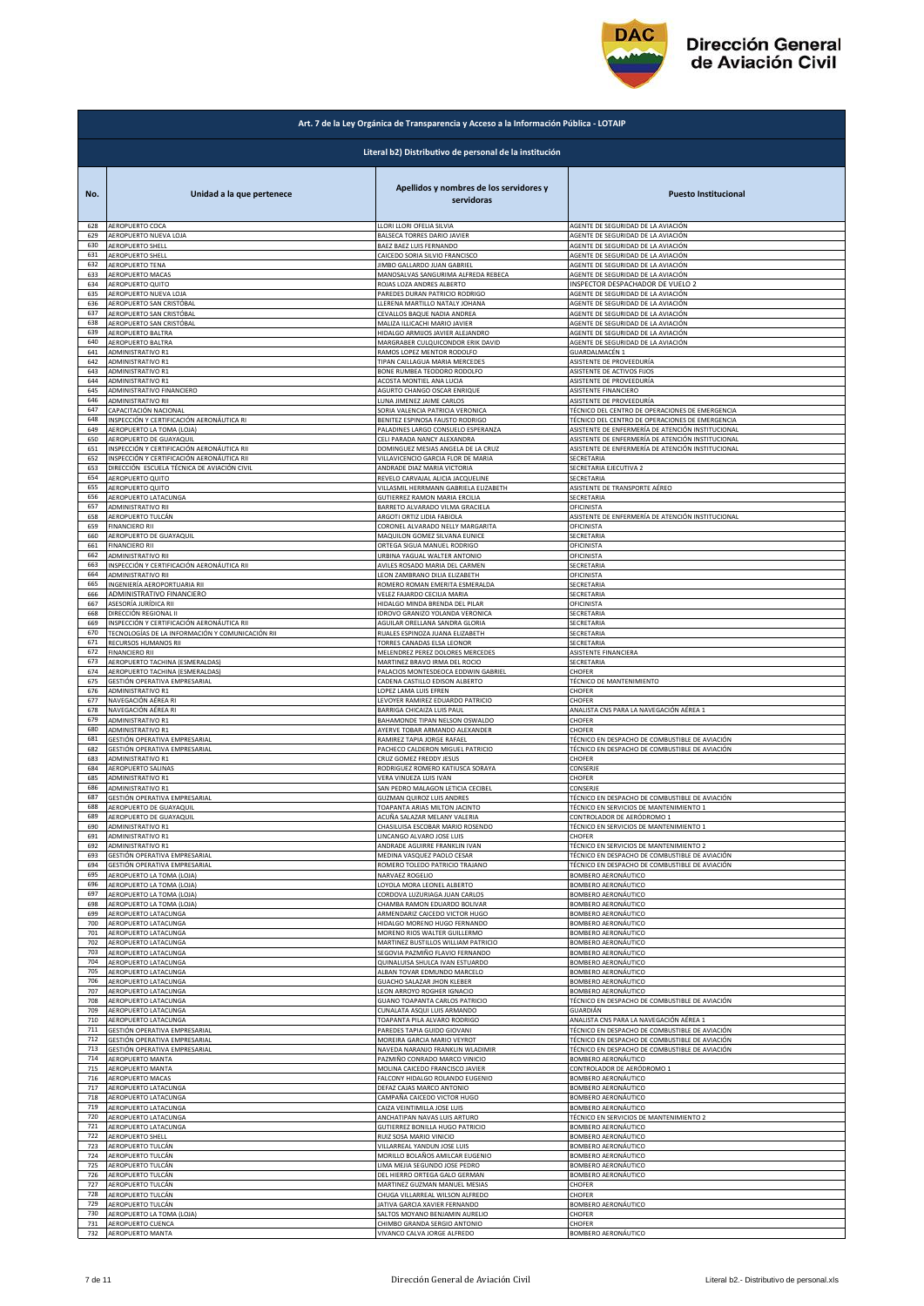# Art. 7 de la Ley Orgánica de Transparencia y Acceso a la Información Pública - LOTAIP

## Literal b2) Distributivo de personal de la institución

| No. | Unidad a la que pertenece | Apellidos y nombres de los servidores y servidoras | Puesto Institucional |
|---|---|---|---|
| 628 | AEROPUERTO COCA | LLORI LLORI OFELIA SILVIA | AGENTE DE SEGURIDAD DE LA AVIACIÓN |
| 629 | AEROPUERTO NUEVA LOJA | BALSECA TORRES DARIO JAVIER | AGENTE DE SEGURIDAD DE LA AVIACIÓN |
| 630 | AEROPUERTO SHELL | BAEZ BAEZ LUIS FERNANDO | AGENTE DE SEGURIDAD DE LA AVIACIÓN |
| 631 | AEROPUERTO SHELL | CAICEDO SORIA SILVIO FRANCISCO | AGENTE DE SEGURIDAD DE LA AVIACIÓN |
| 632 | AEROPUERTO TENA | JIMBO GALLARDO JUAN GABRIEL | AGENTE DE SEGURIDAD DE LA AVIACIÓN |
| 633 | AEROPUERTO MACAS | MANOSALVAS SANGURIMA ALFREDA REBECA | AGENTE DE SEGURIDAD DE LA AVIACIÓN |
| 634 | AEROPUERTO QUITO | ROJAS LOZA ANDRES ALBERTO | INSPECTOR DESPACHADOR DE VUELO 2 |
| 635 | AEROPUERTO NUEVA LOJA | PAREDES DURAN PATRICIO RODRIGO | AGENTE DE SEGURIDAD DE LA AVIACIÓN |
| 636 | AEROPUERTO SAN CRISTÓBAL | LLERENA MARTILLO NATALY JOHANA | AGENTE DE SEGURIDAD DE LA AVIACIÓN |
| 637 | AEROPUERTO SAN CRISTÓBAL | CEVALLOS BAQUE NADIA ANDREA | AGENTE DE SEGURIDAD DE LA AVIACIÓN |
| 638 | AEROPUERTO SAN CRISTÓBAL | MALIZA ILLICACHI MARIO JAVIER | AGENTE DE SEGURIDAD DE LA AVIACIÓN |
| 639 | AEROPUERTO BALTRA | HIDALGO ARMIJOS JAVIER ALEJANDRO | AGENTE DE SEGURIDAD DE LA AVIACIÓN |
| 640 | AEROPUERTO BALTRA | MARGRABER CULQUICONDOR ERIK DAVID | AGENTE DE SEGURIDAD DE LA AVIACIÓN |
| 641 | ADMINISTRATIVO R1 | RAMOS LOPEZ MENTOR RODOLFO | GUARDALMACÉN 1 |
| 642 | ADMINISTRATIVO R1 | TIPAN CAILLAGUA MARIA MERCEDES | ASISTENTE DE PROVEEDURÍA |
| 643 | ADMINISTRATIVO R1 | BONE RUMBEA TEODORO RODOLFO | ASISTENTE DE ACTIVOS FIJOS |
| 644 | ADMINISTRATIVO R1 | ACOSTA MONTIEL ANA LUCIA | ASISTENTE DE PROVEEDURÍA |
| 645 | ADMINISTRATIVO FINANCIERO | AGURTO CHANGO OSCAR ENRIQUE | ASISTENTE FINANCIERO |
| 646 | ADMINISTRATIVO RII | LUNA JIMENEZ JAIME CARLOS | ASISTENTE DE PROVEEDURÍA |
| 647 | CAPACITACIÓN NACIONAL | SORIA VALENCIA PATRICIA VERONICA | TÉCNICO DEL CENTRO DE OPERACIONES DE EMERGENCIA |
| 648 | INSPECCIÓN Y CERTIFICACIÓN AERONÁUTICA RI | BENITEZ ESPINOSA FAUSTO RODRIGO | TÉCNICO DEL CENTRO DE OPERACIONES DE EMERGENCIA |
| 649 | AEROPUERTO LA TOMA (LOJA) | PALADINES LARGO CONSUELO ESPERANZA | ASISTENTE DE ENFERMERÍA DE ATENCIÓN INSTITUCIONAL |
| 650 | AEROPUERTO DE GUAYAQUIL | CELI PARADA NANCY ALEXANDRA | ASISTENTE DE ENFERMERÍA DE ATENCIÓN INSTITUCIONAL |
| 651 | INSPECCIÓN Y CERTIFICACIÓN AERONÁUTICA RII | DOMINGUEZ MESIAS ANGELA DE LA CRUZ | ASISTENTE DE ENFERMERÍA DE ATENCIÓN INSTITUCIONAL |
| 652 | INSPECCIÓN Y CERTIFICACIÓN AERONÁUTICA RII | VILLAVICENCIO GARCIA FLOR DE MARIA | SECRETARIA |
| 653 | DIRECCIÓN ESCUELA TÉCNICA DE AVIACIÓN CIVIL | ANDRADE DIAZ MARIA VICTORIA | SECRETARIA EJECUTIVA 2 |
| 654 | AEROPUERTO QUITO | REVELO CARVAJAL ALICIA JACQUELINE | SECRETARIA |
| 655 | AEROPUERTO QUITO | VILLASMIL HERRMANN GABRIELA ELIZABETH | ASISTENTE DE TRANSPORTE AÉREO |
| 656 | AEROPUERTO LATACUNGA | GUTIERREZ RAMON MARIA ERCILIA | SECRETARIA |
| 657 | ADMINISTRATIVO RII | BARRETO ALVARADO VILMA GRACIELA | OFICINISTA |
| 658 | AEROPUERTO TULCÁN | ARGOTI ORTIZ LIDIA FABIOLA | ASISTENTE DE ENFERMERÍA DE ATENCIÓN INSTITUCIONAL |
| 659 | FINANCIERO RII | CORONEL ALVARADO NELLY MARGARITA | OFICINISTA |
| 660 | AEROPUERTO DE GUAYAQUIL | MAQUILON GOMEZ SILVANA EUNICE | SECRETARIA |
| 661 | FINANCIERO RII | ORTEGA SIGUA MANUEL RODRIGO | OFICINISTA |
| 662 | ADMINISTRATIVO RII | URBINA YAGUAL WALTER ANTONIO | OFICINISTA |
| 663 | INSPECCIÓN Y CERTIFICACIÓN AERONÁUTICA RII | AVILES ROSADO MARIA DEL CARMEN | SECRETARIA |
| 664 | ADMINISTRATIVO RII | LEON ZAMBRANO DILIA ELIZABETH | OFICINISTA |
| 665 | INGENIERÍA AEROPORTUARIA RII | ROMERO ROMAN EMERITA ESMERALDA | SECRETARIA |
| 666 | ADMINISTRATIVO FINANCIERO | VELEZ FAJARDO CECILIA MARIA | SECRETARIA |
| 667 | ASESORÍA JURÍDICA RII | HIDALGO MINDA BRENDA DEL PILAR | OFICINISTA |
| 668 | DIRECCIÓN REGIONAL II | IDROVO GRANIZO YOLANDA VERONICA | SECRETARIA |
| 669 | INSPECCIÓN Y CERTIFICACIÓN AERONÁUTICA RII | AGUILAR ORELLANA SANDRA GLORIA | SECRETARIA |
| 670 | TECNOLOGÍAS DE LA INFORMACIÓN Y COMUNICACIÓN RII | RUALES ESPINOZA JUANA ELIZABETH | SECRETARIA |
| 671 | RECURSOS HUMANOS RII | TORRES CANADAS ELSA LEONOR | SECRETARIA |
| 672 | FINANCIERO RII | MELENDREZ PEREZ DOLORES MERCEDES | ASISTENTE FINANCIERA |
| 673 | AEROPUERTO TACHINA (ESMERALDAS) | MARTINEZ BRAVO IRMA DEL ROCIO | SECRETARIA |
| 674 | AEROPUERTO TACHINA (ESMERALDAS) | PALACIOS MONTESDEOCA EDDWIN GABRIEL | CHOFER |
| 675 | GESTIÓN OPERATIVA EMPRESARIAL | CADENA CASTILLO EDISON ALBERTO | TÉCNICO DE MANTENIMIENTO |
| 676 | ADMINISTRATIVO R1 | LOPEZ LAMA LUIS EFREN | CHOFER |
| 677 | NAVEGACIÓN AÉREA RI | LEVOYER RAMIREZ EDUARDO PATRICIO | CHOFER |
| 678 | NAVEGACIÓN AÉREA RI | BARRIGA CHICAIZA LUIS PAUL | ANALISTA CNS PARA LA NAVEGACIÓN AÉREA 1 |
| 679 | ADMINISTRATIVO R1 | BAHAMONDE TIPAN NELSON OSWALDO | CHOFER |
| 680 | ADMINISTRATIVO R1 | AYERVE TOBAR ARMANDO ALEXANDER | CHOFER |
| 681 | GESTIÓN OPERATIVA EMPRESARIAL | RAMIREZ TAPIA JORGE RAFAEL | TÉCNICO EN DESPACHO DE COMBUSTIBLE DE AVIACIÓN |
| 682 | GESTIÓN OPERATIVA EMPRESARIAL | PACHECO CALDERON MIGUEL PATRICIO | TÉCNICO EN DESPACHO DE COMBUSTIBLE DE AVIACIÓN |
| 683 | ADMINISTRATIVO R1 | CRUZ GOMEZ FREDDY JESUS | CHOFER |
| 684 | AEROPUERTO SALINAS | RODRIGUEZ ROMERO KATIUSCA SORAYA | CONSERJE |
| 685 | ADMINISTRATIVO R1 | VERA VINUEZA LUIS IVAN | CHOFER |
| 686 | ADMINISTRATIVO R1 | SAN PEDRO MALAGON LETICIA CECIBEL | CONSERJE |
| 687 | GESTIÓN OPERATIVA EMPRESARIAL | GUZMAN QUIROZ LUIS ANDRES | TÉCNICO EN DESPACHO DE COMBUSTIBLE DE AVIACIÓN |
| 688 | AEROPUERTO DE GUAYAQUIL | TOAPANTA ARIAS MILTON JACINTO | TÉCNICO EN SERVICIOS DE MANTENIMIENTO 1 |
| 689 | AEROPUERTO DE GUAYAQUIL | ACUÑA SALAZAR MELANY VALERIA | CONTROLADOR DE AERÓDROMO 1 |
| 690 | ADMINISTRATIVO R1 | CHASILUISA ESCOBAR MARIO ROSENDO | TÉCNICO EN SERVICIOS DE MANTENIMIENTO 1 |
| 691 | ADMINISTRATIVO R1 | LINCANGO ALVARO JOSE LUIS | CHOFER |
| 692 | ADMINISTRATIVO R1 | ANDRADE AGUIRRE FRANKLIN IVAN | TÉCNICO EN SERVICIOS DE MANTENIMIENTO 2 |
| 693 | GESTIÓN OPERATIVA EMPRESARIAL | MEDINA VASQUEZ PAOLO CESAR | TÉCNICO EN DESPACHO DE COMBUSTIBLE DE AVIACIÓN |
| 694 | GESTIÓN OPERATIVA EMPRESARIAL | ROMERO TOLEDO PATRICIO TRAJANO | TÉCNICO EN DESPACHO DE COMBUSTIBLE DE AVIACIÓN |
| 695 | AEROPUERTO LA TOMA (LOJA) | NARVAEZ ROGELIO | BOMBERO AERONÁUTICO |
| 696 | AEROPUERTO LA TOMA (LOJA) | LOYOLA MORA LEONEL ALBERTO | BOMBERO AERONÁUTICO |
| 697 | AEROPUERTO LA TOMA (LOJA) | CORDOVA LUZURIAGA JUAN CARLOS | BOMBERO AERONÁUTICO |
| 698 | AEROPUERTO LA TOMA (LOJA) | CHAMBA RAMON EDUARDO BOLIVAR | BOMBERO AERONÁUTICO |
| 699 | AEROPUERTO LATACUNGA | ARMENDARIZ CAICEDO VICTOR HUGO | BOMBERO AERONÁUTICO |
| 700 | AEROPUERTO LATACUNGA | HIDALGO MORENO HUGO FERNANDO | BOMBERO AERONÁUTICO |
| 701 | AEROPUERTO LATACUNGA | MORENO RIOS WALTER GUILLERMO | BOMBERO AERONÁUTICO |
| 702 | AEROPUERTO LATACUNGA | MARTINEZ BUSTILLOS WILLIAM PATRICIO | BOMBERO AERONÁUTICO |
| 703 | AEROPUERTO LATACUNGA | SEGOVIA PAZMIÑO FLAVIO FERNANDO | BOMBERO AERONÁUTICO |
| 704 | AEROPUERTO LATACUNGA | QUINALUISA SHULCA IVAN ESTUARDO | BOMBERO AERONÁUTICO |
| 705 | AEROPUERTO LATACUNGA | ALBAN TOVAR EDMUNDO MARCELO | BOMBERO AERONÁUTICO |
| 706 | AEROPUERTO LATACUNGA | GUACHO SALAZAR JHON KLEBER | BOMBERO AERONÁUTICO |
| 707 | AEROPUERTO LATACUNGA | LEON ARROYO ROGHER IGNACIO | BOMBERO AERONÁUTICO |
| 708 | AEROPUERTO LATACUNGA | GUANO TOAPANTA CARLOS PATRICIO | TÉCNICO EN DESPACHO DE COMBUSTIBLE DE AVIACIÓN |
| 709 | AEROPUERTO LATACUNGA | CUNALATA ASQUI LUIS ARMANDO | GUARDIÁN |
| 710 | AEROPUERTO LATACUNGA | TOAPANTA PILA ALVARO RODRIGO | ANALISTA CNS PARA LA NAVEGACIÓN AÉREA 1 |
| 711 | GESTIÓN OPERATIVA EMPRESARIAL | PAREDES TAPIA GUIDO GIOVANI | TÉCNICO EN DESPACHO DE COMBUSTIBLE DE AVIACIÓN |
| 712 | GESTIÓN OPERATIVA EMPRESARIAL | MOREIRA GARCIA MARIO VEYROT | TÉCNICO EN DESPACHO DE COMBUSTIBLE DE AVIACIÓN |
| 713 | GESTIÓN OPERATIVA EMPRESARIAL | NAVEDA NARANJO FRANKLIN WLADIMIR | TÉCNICO EN DESPACHO DE COMBUSTIBLE DE AVIACIÓN |
| 714 | AEROPUERTO MANTA | PAZMIÑO CONRADO MARCO VINICIO | BOMBERO AERONÁUTICO |
| 715 | AEROPUERTO MANTA | MOLINA CAICEDO FRANCISCO JAVIER | CONTROLADOR DE AERÓDROMO 1 |
| 716 | AEROPUERTO MACAS | FALCONY HIDALGO ROLANDO EUGENIO | BOMBERO AERONÁUTICO |
| 717 | AEROPUERTO LATACUNGA | DEFAZ CAJAS MARCO ANTONIO | BOMBERO AERONÁUTICO |
| 718 | AEROPUERTO LATACUNGA | CAMPAÑA CAICEDO VICTOR HUGO | BOMBERO AERONÁUTICO |
| 719 | AEROPUERTO LATACUNGA | CAIZA VEINTIMILLA JOSE LUIS | BOMBERO AERONÁUTICO |
| 720 | AEROPUERTO LATACUNGA | ANCHATIPAN NAVAS LUIS ARTURO | TÉCNICO EN SERVICIOS DE MANTENIMIENTO 2 |
| 721 | AEROPUERTO LATACUNGA | GUTIERREZ BONILLA HUGO PATRICIO | BOMBERO AERONÁUTICO |
| 722 | AEROPUERTO SHELL | RUIZ SOSA MARIO VINICIO | BOMBERO AERONÁUTICO |
| 723 | AEROPUERTO TULCÁN | VILLARREAL YANDUN JOSE LUIS | BOMBERO AERONÁUTICO |
| 724 | AEROPUERTO TULCÁN | MORILLO BOLAÑOS AMILCAR EUGENIO | BOMBERO AERONÁUTICO |
| 725 | AEROPUERTO TULCÁN | LIMA MEJIA SEGUNDO JOSE PEDRO | BOMBERO AERONÁUTICO |
| 726 | AEROPUERTO TULCÁN | DEL HIERRO ORTEGA GALO GERMAN | BOMBERO AERONÁUTICO |
| 727 | AEROPUERTO TULCÁN | MARTINEZ GUZMAN MANUEL MESIAS | CHOFER |
| 728 | AEROPUERTO TULCÁN | CHUGA VILLARREAL WILSON ALFREDO | CHOFER |
| 729 | AEROPUERTO TULCÁN | JATIVA GARCIA XAVIER FERNANDO | BOMBERO AERONÁUTICO |
| 730 | AEROPUERTO LA TOMA (LOJA) | SALTOS MOYANO BENJAMIN AURELIO | CHOFER |
| 731 | AEROPUERTO CUENCA | CHIMBO GRANDA SERGIO ANTONIO | CHOFER |
| 732 | AEROPUERTO MANTA | VIVANCO CALVA JORGE ALFREDO | BOMBERO AERONÁUTICO |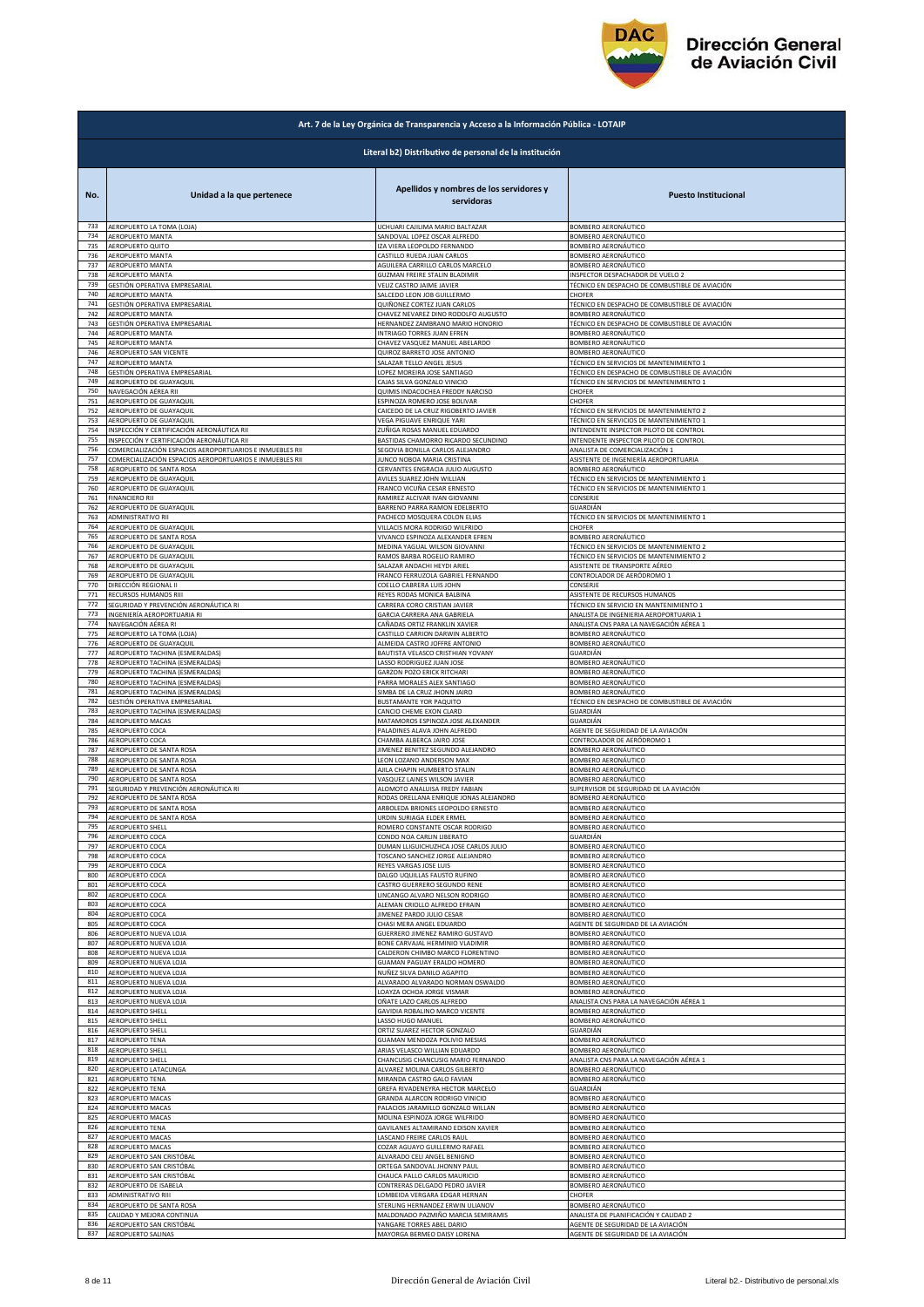# Dirección General de Aviación Civil

## Art. 7 de la Ley Orgánica de Transparencia y Acceso a la Información Pública - LOTAIP

### Literal b2) Distributivo de personal de la institución

| No. | Unidad a la que pertenece | Apellidos y nombres de los servidores y servidoras | Puesto Institucional |
|---|---|---|---|
| 733 | AEROPUERTO LA TOMA (LOJA) | UCHUARI CAJILIMA MARIO BALTAZAR | BOMBERO AERONÁUTICO |
| 734 | AEROPUERTO MANTA | SANDOVAL LOPEZ OSCAR ALFREDO | BOMBERO AERONÁUTICO |
| 735 | AEROPUERTO QUITO | IZA VIERA LEOPOLDO FERNANDO | BOMBERO AERONÁUTICO |
| 736 | AEROPUERTO MANTA | CASTILLO RUEDA JUAN CARLOS | BOMBERO AERONÁUTICO |
| 737 | AEROPUERTO MANTA | AGUILERA CARRILLO CARLOS MARCELO | BOMBERO AERONÁUTICO |
| 738 | AEROPUERTO MANTA | GUZMAN FREIRE STALIN BLADIMIR | INSPECTOR DESPACHADOR DE VUELO 2 |
| 739 | GESTIÓN OPERATIVA EMPRESARIAL | VELIZ CASTRO JAIME JAVIER | TÉCNICO EN DESPACHO DE COMBUSTIBLE DE AVIACIÓN |
| 740 | AEROPUERTO MANTA | SALCEDO LEON JOB GUILLERMO | CHOFER |
| 741 | GESTIÓN OPERATIVA EMPRESARIAL | QUIÑONEZ CORTEZ JUAN CARLOS | TÉCNICO EN DESPACHO DE COMBUSTIBLE DE AVIACIÓN |
| 742 | AEROPUERTO MANTA | CHAVEZ NEVAREZ DINO RODOLFO AUGUSTO | BOMBERO AERONÁUTICO |
| 743 | GESTIÓN OPERATIVA EMPRESARIAL | HERNANDEZ ZAMBRANO MARIO HONORIO | TÉCNICO EN DESPACHO DE COMBUSTIBLE DE AVIACIÓN |
| 744 | AEROPUERTO MANTA | INTRIAGO TORRES JUAN EFREN | BOMBERO AERONÁUTICO |
| 745 | AEROPUERTO MANTA | CHAVEZ VASQUEZ MANUEL ABELARDO | BOMBERO AERONÁUTICO |
| 746 | AEROPUERTO SAN VICENTE | QUIROZ BARRETO JOSE ANTONIO | BOMBERO AERONÁUTICO |
| 747 | AEROPUERTO MANTA | SALAZAR TELLO ANGEL JESUS | TÉCNICO EN SERVICIOS DE MANTENIMIENTO 1 |
| 748 | GESTIÓN OPERATIVA EMPRESARIAL | LOPEZ MOREIRA JOSE SANTIAGO | TÉCNICO EN DESPACHO DE COMBUSTIBLE DE AVIACIÓN |
| 749 | AEROPUERTO DE GUAYAQUIL | CAJAS SILVA GONZALO VINICIO | TÉCNICO EN SERVICIOS DE MANTENIMIENTO 1 |
| 750 | NAVEGACIÓN AÉREA RII | QUIMIS INDACOCHEA FREDDY NARCISO | CHOFER |
| 751 | AEROPUERTO DE GUAYAQUIL | ESPINOZA ROMERO JOSE BOLIVAR | CHOFER |
| 752 | AEROPUERTO DE GUAYAQUIL | CAICEDO DE LA CRUZ RIGOBERTO JAVIER | TÉCNICO EN SERVICIOS DE MANTENIMIENTO 2 |
| 753 | AEROPUERTO DE GUAYAQUIL | VEGA PIGUAVE ENRIQUE YARI | TÉCNICO EN SERVICIOS DE MANTENIMIENTO 1 |
| 754 | INSPECCIÓN Y CERTIFICACIÓN AERONÁUTICA RII | ZUÑIGA ROSAS MANUEL EDUARDO | INTENDENTE INSPECTOR PILOTO DE CONTROL |
| 755 | INSPECCIÓN Y CERTIFICACIÓN AERONÁUTICA RII | BASTIDAS CHAMORRO RICARDO SECUNDINO | INTENDENTE INSPECTOR PILOTO DE CONTROL |
| 756 | COMERCIALIZACIÓN ESPACIOS AEROPORTUARIOS E INMUEBLES RII | SEGOVIA BONILLA CARLOS ALEJANDRO | ANALISTA DE COMERCIALIZACIÓN 1 |
| 757 | COMERCIALIZACIÓN ESPACIOS AEROPORTUARIOS E INMUEBLES RII | JUNCO NOBOA MARIA CRISTINA | ASISTENTE DE INGENIERÍA AEROPORTUARIA |
| 758 | AEROPUERTO DE SANTA ROSA | CERVANTES ENGRACIA JULIO AUGUSTO | BOMBERO AERONÁUTICO |
| 759 | AEROPUERTO DE GUAYAQUIL | AVILES SUAREZ JOHN WILLIAN | TÉCNICO EN SERVICIOS DE MANTENIMIENTO 1 |
| 760 | AEROPUERTO DE GUAYAQUIL | FRANCO VICUÑA CESAR ERNESTO | TÉCNICO EN SERVICIOS DE MANTENIMIENTO 1 |
| 761 | FINANCIERO RII | RAMIREZ ALCIVAR IVAN GIOVANNI | CONSERJE |
| 762 | AEROPUERTO DE GUAYAQUIL | BARRENO PARRA RAMON EDELBERTO | GUARDIÁN |
| 763 | ADMINISTRATIVO RII | PACHECO MOSQUERA COLON ELIAS | TÉCNICO EN SERVICIOS DE MANTENIMIENTO 1 |
| 764 | AEROPUERTO DE GUAYAQUIL | VILLACIS MORA RODRIGO WILFRIDO | CHOFER |
| 765 | AEROPUERTO DE SANTA ROSA | VIVANCO ESPINOZA ALEXANDER EFREN | BOMBERO AERONÁUTICO |
| 766 | AEROPUERTO DE GUAYAQUIL | MEDINA YAGUAL WILSON GIOVANNI | TÉCNICO EN SERVICIOS DE MANTENIMIENTO 2 |
| 767 | AEROPUERTO DE GUAYAQUIL | RAMOS BARBA ROGELIO RAMIRO | TÉCNICO EN SERVICIOS DE MANTENIMIENTO 2 |
| 768 | AEROPUERTO DE GUAYAQUIL | SALAZAR ANDACHI HEYDI ARIEL | ASISTENTE DE TRANSPORTE AÉREO |
| 769 | AEROPUERTO DE GUAYAQUIL | FRANCO FERRUZOLA GABRIEL FERNANDO | CONTROLADOR DE AERÓDROMO 1 |
| 770 | DIRECCIÓN REGIONAL II | COELLO CABRERA LUIS JOHN | CONSERJE |
| 771 | RECURSOS HUMANOS RIII | REYES RODAS MONICA BALBINA | ASISTENTE DE RECURSOS HUMANOS |
| 772 | SEGURIDAD Y PREVENCIÓN AERONÁUTICA RI | CARRERA CORO CRISTIAN JAVIER | TÉCNICO EN SERVICIO EN MANTENIMIENTO 1 |
| 773 | INGENIERÍA AEROPORTUARIA RI | GARCIA CARRERA ANA GABRIELA | ANALISTA DE INGENIERIA AEROPORTUARIA 1 |
| 774 | NAVEGACIÓN AÉREA RI | CAÑADAS ORTIZ FRANKLIN XAVIER | ANALISTA CNS PARA LA NAVEGACIÓN AÉREA 1 |
| 775 | AEROPUERTO LA TOMA (LOJA) | CASTILLO CARRION DARWIN ALBERTO | BOMBERO AERONÁUTICO |
| 776 | AEROPUERTO DE GUAYAQUIL | ALMEIDA CASTRO JOFFRE ANTONIO | BOMBERO AERONÁUTICO |
| 777 | AEROPUERTO TACHINA (ESMERALDAS) | BAUTISTA VELASCO CRISTHIAN YOVANY | GUARDIÁN |
| 778 | AEROPUERTO TACHINA (ESMERALDAS) | LASSO RODRIGUEZ JUAN JOSE | BOMBERO AERONÁUTICO |
| 779 | AEROPUERTO TACHINA (ESMERALDAS) | GARZON POZO ERICK RITCHARI | BOMBERO AERONÁUTICO |
| 780 | AEROPUERTO TACHINA (ESMERALDAS) | PARRA MORALES ALEX SANTIAGO | BOMBERO AERONÁUTICO |
| 781 | AEROPUERTO TACHINA (ESMERALDAS) | SIMBA DE LA CRUZ JHONN JAIRO | BOMBERO AERONÁUTICO |
| 782 | GESTIÓN OPERATIVA EMPRESARIAL | BUSTAMANTE YOR PAQUITO | TÉCNICO EN DESPACHO DE COMBUSTIBLE DE AVIACIÓN |
| 783 | AEROPUERTO TACHINA (ESMERALDAS) | CANCIO CHEME EXON CLARD | GUARDIÁN |
| 784 | AEROPUERTO MACAS | MATAMOROS ESPINOZA JOSE ALEXANDER | GUARDIÁN |
| 785 | AEROPUERTO COCA | PALADINES ALAVA JOHN ALFREDO | AGENTE DE SEGURIDAD DE LA AVIACIÓN |
| 786 | AEROPUERTO COCA | CHAMBA ALBERCA JAIRO JOSE | CONTROLADOR DE AERÓDROMO 1 |
| 787 | AEROPUERTO DE SANTA ROSA | JIMENEZ BENITEZ SEGUNDO ALEJANDRO | BOMBERO AERONÁUTICO |
| 788 | AEROPUERTO DE SANTA ROSA | LEON LOZANO ANDERSON MAX | BOMBERO AERONÁUTICO |
| 789 | AEROPUERTO DE SANTA ROSA | AJILA CHAPIN HUMBERTO STALIN | BOMBERO AERONÁUTICO |
| 790 | AEROPUERTO DE SANTA ROSA | VASQUEZ LAINES WILSON JAVIER | BOMBERO AERONÁUTICO |
| 791 | SEGURIDAD Y PREVENCIÓN AERONÁUTICA RI | ALOMOTO ANALUISA FREDY FABIAN | SUPERVISOR DE SEGURIDAD DE LA AVIACIÓN |
| 792 | AEROPUERTO DE SANTA ROSA | RODAS ORELLANA ENRIQUE JONAS ALEJANDRO | BOMBERO AERONÁUTICO |
| 793 | AEROPUERTO DE SANTA ROSA | ARBOLEDA BRIONES LEOPOLDO ERNESTO | BOMBERO AERONÁUTICO |
| 794 | AEROPUERTO DE SANTA ROSA | URDIN SURIAGA ELDER ERMEL | BOMBERO AERONÁUTICO |
| 795 | AEROPUERTO SHELL | ROMERO CONSTANTE OSCAR RODRIGO | BOMBERO AERONÁUTICO |
| 796 | AEROPUERTO COCA | CONDO NOA CARLIN LIBERATO | GUARDIÁN |
| 797 | AEROPUERTO COCA | DUMAN LLIGUICHUZHCA JOSE CARLOS JULIO | BOMBERO AERONÁUTICO |
| 798 | AEROPUERTO COCA | TOSCANO SANCHEZ JORGE ALEJANDRO | BOMBERO AERONÁUTICO |
| 799 | AEROPUERTO COCA | REYES VARGAS JOSE LUIS | BOMBERO AERONÁUTICO |
| 800 | AEROPUERTO COCA | DALGO UQUILLAS FAUSTO RUFINO | BOMBERO AERONÁUTICO |
| 801 | AEROPUERTO COCA | CASTRO GUERRERO SEGUNDO RENE | BOMBERO AERONÁUTICO |
| 802 | AEROPUERTO COCA | LINCANGO ALVARO NELSON RODRIGO | BOMBERO AERONÁUTICO |
| 803 | AEROPUERTO COCA | ALEMAN CRIOLLO ALFREDO EFRAIN | BOMBERO AERONÁUTICO |
| 804 | AEROPUERTO COCA | JIMENEZ PARDO JULIO CESAR | BOMBERO AERONÁUTICO |
| 805 | AEROPUERTO COCA | CHASI MERA ANGEL EDUARDO | AGENTE DE SEGURIDAD DE LA AVIACIÓN |
| 806 | AEROPUERTO NUEVA LOJA | GUERRERO JIMENEZ RAMIRO GUSTAVO | BOMBERO AERONÁUTICO |
| 807 | AEROPUERTO NUEVA LOJA | BONE CARVAJAL HERMINIO VLADIMIR | BOMBERO AERONÁUTICO |
| 808 | AEROPUERTO NUEVA LOJA | CALDERON CHIMBO MARCO FLORENTINO | BOMBERO AERONÁUTICO |
| 809 | AEROPUERTO NUEVA LOJA | GUAMAN PAGUAY ERALDO HOMERO | BOMBERO AERONÁUTICO |
| 810 | AEROPUERTO NUEVA LOJA | NUÑEZ SILVA DANILO AGAPITO | BOMBERO AERONÁUTICO |
| 811 | AEROPUERTO NUEVA LOJA | ALVARADO ALVARADO NORMAN OSWALDO | BOMBERO AERONÁUTICO |
| 812 | AEROPUERTO NUEVA LOJA | LOAYZA OCHOA JORGE VISMAR | BOMBERO AERONÁUTICO |
| 813 | AEROPUERTO NUEVA LOJA | OÑATE LAZO CARLOS ALFREDO | ANALISTA CNS PARA LA NAVEGACIÓN AÉREA 1 |
| 814 | AEROPUERTO SHELL | GAVIDIA ROBALINO MARCO VICENTE | BOMBERO AERONÁUTICO |
| 815 | AEROPUERTO SHELL | LASSO HUGO MANUEL | BOMBERO AERONÁUTICO |
| 816 | AEROPUERTO SHELL | ORTIZ SUAREZ HECTOR GONZALO | GUARDIÁN |
| 817 | AEROPUERTO TENA | GUAMAN MENDOZA POLIVIO MESIAS | BOMBERO AERONÁUTICO |
| 818 | AEROPUERTO SHELL | ARIAS VELASCO WILLIAN EDUARDO | BOMBERO AERONÁUTICO |
| 819 | AEROPUERTO SHELL | CHANCUSIG CHANCUSIG MARIO FERNANDO | ANALISTA CNS PARA LA NAVEGACIÓN AÉREA 1 |
| 820 | AEROPUERTO LATACUNGA | ALVAREZ MOLINA CARLOS GILBERTO | BOMBERO AERONÁUTICO |
| 821 | AEROPUERTO TENA | MIRANDA CASTRO GALO FAVIAN | BOMBERO AERONÁUTICO |
| 822 | AEROPUERTO TENA | GREFA RIVADENEYRA HECTOR MARCELO | GUARDIÁN |
| 823 | AEROPUERTO MACAS | GRANDA ALARCON RODRIGO VINICIO | BOMBERO AERONÁUTICO |
| 824 | AEROPUERTO MACAS | PALACIOS JARAMILLO GONZALO WILLAN | BOMBERO AERONÁUTICO |
| 825 | AEROPUERTO MACAS | MOLINA ESPINOZA JORGE WILFRIDO | BOMBERO AERONÁUTICO |
| 826 | AEROPUERTO TENA | GAVILANES ALTAMIRANO EDISON XAVIER | BOMBERO AERONÁUTICO |
| 827 | AEROPUERTO MACAS | LASCANO FREIRE CARLOS RAUL | BOMBERO AERONÁUTICO |
| 828 | AEROPUERTO MACAS | COZAR AGUAYO GUILLERMO RAFAEL | BOMBERO AERONÁUTICO |
| 829 | AEROPUERTO SAN CRISTÓBAL | ALVARADO CELI ANGEL BENIGNO | BOMBERO AERONÁUTICO |
| 830 | AEROPUERTO SAN CRISTÓBAL | ORTEGA SANDOVAL JHONNY PAUL | BOMBERO AERONÁUTICO |
| 831 | AEROPUERTO SAN CRISTÓBAL | CHAUCA PALLO CARLOS MAURICIO | BOMBERO AERONÁUTICO |
| 832 | AEROPUERTO DE ISABELA | CONTRERAS DELGADO PEDRO JAVIER | BOMBERO AERONÁUTICO |
| 833 | ADMINISTRATIVO RIII | LOMBEIDA VERGARA EDGAR HERNAN | CHOFER |
| 834 | AEROPUERTO DE SANTA ROSA | STERLING HERNANDEZ ERWIN ULIANOV | BOMBERO AERONÁUTICO |
| 835 | CALIDAD Y MEJORA CONTINUA | MALDONADO PAZMIÑO MARCIA SEMIRAMIS | ANALISTA DE PLANIFICACIÓN Y CALIDAD 2 |
| 836 | AEROPUERTO SAN CRISTÓBAL | YANGARE TORRES ABEL DARIO | AGENTE DE SEGURIDAD DE LA AVIACIÓN |
| 837 | AEROPUERTO SALINAS | MAYORGA BERMEO DAISY LORENA | AGENTE DE SEGURIDAD DE LA AVIACIÓN |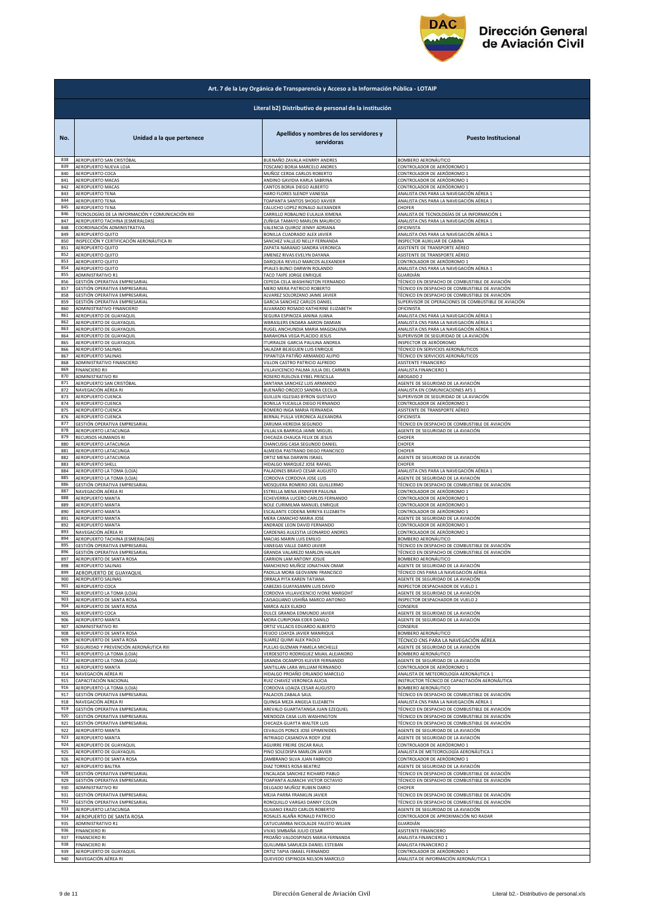## Art. 7 de la Ley Orgánica de Transparencia y Acceso a la Información Pública - LOTAIP

### Literal b2) Distributivo de personal de la institución

| No. | Unidad a la que pertenece | Apellidos y nombres de los servidores y servidoras | Puesto Institucional |
|---|---|---|---|
| 838 | AEROPUERTO SAN CRISTÓBAL | BUENAÑO ZAVALA HENRRY ANDRES | BOMBERO AERONÁUTICO |
| 839 | AEROPUERTO NUEVA LOJA | TOSCANO BORJA MARCELO ANDRES | CONTROLADOR DE AERÓDROMO 1 |
| 840 | AEROPUERTO COCA | MUÑOZ CERDA CARLOS ROBERTO | CONTROLADOR DE AERÓDROMO 1 |
| 841 | AEROPUERTO MACAS | ANDINO GAVIDIA KARLA SABRINA | CONTROLADOR DE AERÓDROMO 1 |
| 842 | AEROPUERTO MACAS | CANTOS BORJA DIEGO ALBERTO | CONTROLADOR DE AERÓDROMO 1 |
| 843 | AEROPUERTO TENA | HARO FLORES SLENDY VANESSA | ANALISTA CNS PARA LA NAVEGACIÓN AÉREA 1 |
| 844 | AEROPUERTO TENA | TOAPANTA SANTOS SHOGO XAVIER | ANALISTA CNS PARA LA NAVEGACIÓN AÉREA 1 |
| 845 | AEROPUERTO TENA | CALUCHO LOPEZ RONALD ALEXANDER | CHOFER |
| 846 | TECNOLOGÍAS DE LA INFORMACIÓN Y COMUNICACIÓN RIII | CARRILLO ROBALINO EULALIA XIMENA | ANALISTA DE TECNOLOGÍAS DE LA INFORMACIÓN 1 |
| 847 | AEROPUERTO TACHINA (ESMERALDAS) | ZUÑIGA TAMAYO MARLON MAURICIO | ANALISTA CNS PARA LA NAVEGACIÓN AÉREA 1 |
| 848 | COORDINACIÓN ADMINISTRATIVA | VALENCIA QUIROZ JENNY ADRIANA | OFICINISTA |
| 849 | AEROPUERTO QUITO | BONILLA CUADRADO ALEX JAVIER | ANALISTA CNS PARA LA NAVEGACIÓN AÉREA 1 |
| 850 | INSPECCIÓN Y CERTIFICACIÓN AERONÁUTICA RI | SANCHEZ VALLEJO NELLY FERNANDA | INSPECTOR AUXILIAR DE CABINA |
| 851 | AEROPUERTO QUITO | ZAPATA NARANJO SANDRA VERONICA | ASISTENTE DE TRANSPORTE AÉREO |
| 852 | AEROPUERTO QUITO | JIMENEZ RIVAS EVELYN DAYANA | ASISTENTE DE TRANSPORTE AÉREO |
| 853 | AEROPUERTO QUITO | DARQUEA REVELO MARCOS ALEXANDER | CONTROLADOR DE AERÓDROMO 1 |
| 854 | AEROPUERTO QUITO | IPIALES BUNCI DARWIN ROLANDO | ANALISTA CNS PARA LA NAVEGACIÓN AÉREA 1 |
| 855 | ADMINISTRATIVO R1 | TACO TAIPE JORGE ENRIQUE | GUARDIÁN |
| 856 | GESTIÓN OPERATIVA EMPRESARIAL | CEPEDA CELA WASHINGTON FERNANDO | TÉCNICO EN DESPACHO DE COMBUSTIBLE DE AVIACIÓN |
| 857 | GESTIÓN OPERATIVA EMPRESARIAL | MERO MERA PATRICIO ROBERTO | TÉCNICO EN DESPACHO DE COMBUSTIBLE DE AVIACIÓN |
| 858 | GESTIÓN OPERATIVA EMPRESARIAL | ALVAREZ SOLORZANO JAIME JAVIER | TÉCNICO EN DESPACHO DE COMBUSTIBLE DE AVIACIÓN |
| 859 | GESTIÓN OPERATIVA EMPRESARIAL | GARCIA SANCHEZ CARLOS DANIEL | SUPERVISOR DE OPERACIONES DE COMBUSTIBLE DE AVIACIÓN |
| 860 | ADMINISTRATIVO FINANCIERO | ALVARADO ROSADO KATHERINE ELIZABETH | OFICINISTA |
| 861 | AEROPUERTO DE GUAYAQUIL | SEGURA ESPINOZA JANINA JUANA | ANALISTA CNS PARA LA NAVEGACIÓN AÉREA 1 |
| 862 | AEROPUERTO DE GUAYAQUIL | WBRASLERS ENDARA AARON DAMIAN | ANALISTA CNS PARA LA NAVEGACIÓN AÉREA 1 |
| 863 | AEROPUERTO DE GUAYAQUIL | RUGEL ANCHUNDIA MARIA MAGDALENA | ANALISTA CNS PARA LA NAVEGACIÓN AÉREA 1 |
| 864 | AEROPUERTO DE GUAYAQUIL | BARAHONA VEGA PLACIDO JESUS | SUPERVISOR DE SEGURIDAD DE LA AVIACIÓN |
| 865 | AEROPUERTO DE GUAYAQUIL | ITURRALDE GARCIA PAULINA ANDREA | INSPECTOR DE AERÓDROMO |
| 866 | AEROPUERTO SALINAS | SALAZAR BEJEGUEN LUIS ENRIQUE | TÉCNICO EN SERVICIOS AERONÁUTICOS |
| 867 | AEROPUERTO SALINAS | TIPANTIZA PATIÑO ARMANDO ALIPIO | TÉCNICO EN SERVICIOS AERONÁUTICOS |
| 868 | ADMINISTRATIVO FINANCIERO | VILLON CASTRO PATRICIO ALFREDO | ASISTENTE FINANCIERO |
| 869 | FINANCIERO RII | VILLAVICENCIO PALMA JULIA DEL CARMEN | ANALISTA FINANCIERO 1 |
| 870 | ADMINISTRATIVO RII | ROSERO RUILOVA EYBEL PRISCILLA | ABOGADO 2 |
| 871 | AEROPUERTO SAN CRISTÓBAL | SANTANA SANCHEZ LUIS ARMANDO | AGENTE DE SEGURIDAD DE LA AVIACIÓN |
| 872 | NAVEGACIÓN AÉREA RI | BUENAÑO OROZCO SANDRA CECILIA | ANALISTA EN COMUNICACIONES AFS 1 |
| 873 | AEROPUERTO CUENCA | GUILLEN IGLESIAS BYRON GUSTAVO | SUPERVISOR DE SEGURIDAD DE LA AVIACIÓN |
| 874 | AEROPUERTO CUENCA | BONILLA YUCAILLA DIEGO FERNANDO | CONTROLADOR DE AERÓDROMO 1 |
| 875 | AEROPUERTO CUENCA | ROMERO INGA MARIA FERNANDA | ASISTENTE DE TRANSPORTE AÉREO |
| 876 | AEROPUERTO CUENCA | BERNAL PULLA VERONICA ALEXANDRA | OFICINISTA |
| 877 | GESTIÓN OPERATIVA EMPRESARIAL | ZARUMA HEREDIA SEGUNDO | TÉCNICO EN DESPACHO DE COMBUSTIBLE DE AVIACIÓN |
| 878 | AEROPUERTO LATACUNGA | VILLALVA BARRIGA JAIME MIGUEL | AGENTE DE SEGURIDAD DE LA AVIACIÓN |
| 879 | RECURSOS HUMANOS RI | CHICAIZA CHAUCA FELIX DE JESUS | CHOFER |
| 880 | AEROPUERTO LATACUNGA | CHANCUSIG CASA SEGUNDO DANIEL | CHOFER |
| 881 | AEROPUERTO LATACUNGA | ALMEIDA PASTRANO DIEGO FRANCISCO | CHOFER |
| 882 | AEROPUERTO LATACUNGA | ORTIZ MENA DARWIN ISRAEL | AGENTE DE SEGURIDAD DE LA AVIACIÓN |
| 883 | AEROPUERTO SHELL | HIDALGO MARQUEZ JOSE RAFAEL | CHOFER |
| 884 | AEROPUERTO LA TOMA (LOJA) | PALADINES BRAVO CESAR AUGUSTO | ANALISTA CNS PARA LA NAVEGACIÓN AÉREA 1 |
| 885 | AEROPUERTO LA TOMA (LOJA) | CORDOVA CORDOVA JOSE LUIS | AGENTE DE SEGURIDAD DE LA AVIACIÓN |
| 886 | GESTIÓN OPERATIVA EMPRESARIAL | MOSQUERA ROMERO JOEL GUILLERMO | TÉCNICO EN DESPACHO DE COMBUSTIBLE DE AVIACIÓN |
| 887 | NAVEGACIÓN AÉREA RI | ESTRELLA MENA JENNIFER PAULINA | CONTROLADOR DE AERÓDROMO 1 |
| 888 | AEROPUERTO MANTA | ECHEVERRIA LUCERO CARLOS FERNANDO | CONTROLADOR DE AERÓDROMO 1 |
| 889 | AEROPUERTO MANTA | NOLE CURIMILMA MANUEL ENRIQUE | CONTROLADOR DE AERÓDROMO 1 |
| 890 | AEROPUERTO MANTA | ESCALANTE CODENA MIREYA ELIZABETH | CONTROLADOR DE AERÓDROMO 1 |
| 891 | AEROPUERTO MANTA | MERA CAMACHO MARIA JOSE | AGENTE DE SEGURIDAD DE LA AVIACIÓN |
| 892 | AEROPUERTO MANTA | ANDRADE LEON DAVID FERNANDO | CONTROLADOR DE AERÓDROMO 1 |
| 893 | NAVEGACIÓN AÉREA RI | CARDENAS AULESTIA LEONARDO ANDRES | CONTROLADOR DE AERÓDROMO 1 |
| 894 | AEROPUERTO TACHINA (ESMERALDAS) | MACIAS MARIN LUIS EMILIO | BOMBERO AERONÁUTICO |
| 895 | GESTIÓN OPERATIVA EMPRESARIAL | VANEGAS VALLE DARIO JAVIER | TÉCNICO EN DESPACHO DE COMBUSTIBLE DE AVIACIÓN |
| 896 | GESTIÓN OPERATIVA EMPRESARIAL | GRANDA VALAREZO MARLON HALAIN | TÉCNICO EN DESPACHO DE COMBUSTIBLE DE AVIACIÓN |
| 897 | AEROPUERTO DE SANTA ROSA | CARRION LAM ANTONY JOSUE | BOMBERO AERONÁUTICO |
| 898 | AEROPUERTO SALINAS | MANCHENO MUÑOZ JONATHAN OMAR | AGENTE DE SEGURIDAD DE LA AVIACIÓN |
| 899 | AEROPUERTO DE GUAYAQUIL | PADILLA MORA GEOVANNI FRANCISCO | TÉCNICO CNS PARA LA NAVEGACIÓN AÉREA |
| 900 | AEROPUERTO SALINAS | ORRALA PITA KAREN TATIANA | AGENTE DE SEGURIDAD DE LA AVIACIÓN |
| 901 | AEROPUERTO COCA | CABEZAS GUAYASAMIN LUIS DAVID | INSPECTOR DESPACHADOR DE VUELO 1 |
| 902 | AEROPUERTO LA TOMA (LOJA) | CORDOVA VILLAVICENCIO IVONE MARGOHT | AGENTE DE SEGURIDAD DE LA AVIACIÓN |
| 903 | AEROPUERTO DE SANTA ROSA | CAISAGUANO USHIÑA MARCO ANTONIO | INSPECTOR DESPACHADOR DE VUELO 2 |
| 904 | AEROPUERTO DE SANTA ROSA | MARCA ALEX ELADIO | CONSERJE |
| 905 | AEROPUERTO COCA | DULCE GRANDA EDMUNDO JAVIER | AGENTE DE SEGURIDAD DE LA AVIACIÓN |
| 906 | AEROPUERTO MANTA | MORA CURIPOMA EDER DANILO | AGENTE DE SEGURIDAD DE LA AVIACIÓN |
| 907 | ADMINISTRATIVO RII | ORTIZ VILLACIS EDUARDO ALBERTO | CONSERJE |
| 908 | AEROPUERTO DE SANTA ROSA | FEIJOO LOAYZA JAVIER MANRIQUE | BOMBERO AERONÁUTICO |
| 909 | AEROPUERTO DE SANTA ROSA | SUAREZ QUIMI ALEX PAOLO | TÉCNICO CNS PARA LA NAVEGACIÓN AÉREA |
| 910 | SEGURIDAD Y PREVENCIÓN AERONÁUTICA RIII | PULLAS GUZMAN PAMELA MICHELLE | AGENTE DE SEGURIDAD DE LA AVIACIÓN |
| 911 | AEROPUERTO LA TOMA (LOJA) | VERDESOTO RODRIGUEZ MIJAIL ALEJANDRO | BOMBERO AERONÁUTICO |
| 912 | AEROPUERTO LA TOMA (LOJA) | GRANDA OCAMPOS KLEVER FERNANDO | AGENTE DE SEGURIDAD DE LA AVIACIÓN |
| 913 | AEROPUERTO MANTA | SANTILLAN LARA WILLIAM FERNANDO | CONTROLADOR DE AERÓDROMO 1 |
| 914 | NAVEGACIÓN AÉREA RI | HIDALGO PROAÑO ORLANDO MARCELO | ANALISTA DE METEOROLOGÍA AERONÁUTICA 1 |
| 915 | CAPACITACIÓN NACIONAL | RUIZ CHAVEZ VERONICA ALICIA | INSTRUCTOR TÉCNICO DE CAPACITACIÓN AERONÁUTICA |
| 916 | AEROPUERTO LA TOMA (LOJA) | CORDOVA LOAIZA CESAR AUGUSTO | BOMBERO AERONÁUTICO |
| 917 | GESTIÓN OPERATIVA EMPRESARIAL | PALACIOS ZABALA SAUL | TÉCNICO EN DESPACHO DE COMBUSTIBLE DE AVIACIÓN |
| 918 | NAVEGACIÓN AÉREA RI | QUINGA MEZA ANGELA ELIZABETH | ANALISTA CNS PARA LA NAVEGACIÓN AÉREA 1 |
| 919 | GESTIÓN OPERATIVA EMPRESARIAL | AREVALO GUARTATANGA JUAN EZEQUIEL | TÉCNICO EN DESPACHO DE COMBUSTIBLE DE AVIACIÓN |
| 920 | GESTIÓN OPERATIVA EMPRESARIAL | MENDOZA CASA LUIS WASHINGTON | TÉCNICO EN DESPACHO DE COMBUSTIBLE DE AVIACIÓN |
| 921 | GESTIÓN OPERATIVA EMPRESARIAL | CHICAIZA GUAYTA WALTER LUIS | TÉCNICO EN DESPACHO DE COMBUSTIBLE DE AVIACIÓN |
| 922 | AEROPUERTO MANTA | CEVALLOS PONCE JOSE EPIMENIDES | AGENTE DE SEGURIDAD DE LA AVIACIÓN |
| 923 | AEROPUERTO MANTA | INTRIAGO CASANOVA RODY JOSE | AGENTE DE SEGURIDAD DE LA AVIACIÓN |
| 924 | AEROPUERTO DE GUAYAQUIL | AGUIRRE FREIRE OSCAR RAUL | CONTROLADOR DE AERÓDROMO 1 |
| 925 | AEROPUERTO DE GUAYAQUIL | PINO SOLEDISPA MARLON JAVIER | ANALISTA DE METEOROLOGÍA AERONÁUTICA 1 |
| 926 | AEROPUERTO DE SANTA ROSA | ZAMBRANO SILVA JUAN FABRICIO | CONTROLADOR DE AERÓDROMO 1 |
| 927 | AEROPUERTO BALTRA | DIAZ TORRES ROSA BEATRIZ | AGENTE DE SEGURIDAD DE LA AVIACIÓN |
| 928 | GESTIÓN OPERATIVA EMPRESARIAL | ENCALADA SANCHEZ RICHARD PABLO | TÉCNICO EN DESPACHO DE COMBUSTIBLE DE AVIACIÓN |
| 929 | GESTIÓN OPERATIVA EMPRESARIAL | TOAPANTA ALMACHI VICTOR OCTAVIO | TÉCNICO EN DESPACHO DE COMBUSTIBLE DE AVIACIÓN |
| 930 | ADMINISTRATIVO RII | DELGADO MUÑOZ RUBEN DARIO | CHOFER |
| 931 | GESTIÓN OPERATIVA EMPRESARIAL | MEJIA PARRA FRANKLIN JAVIER | TÉCNICO EN DESPACHO DE COMBUSTIBLE DE AVIACIÓN |
| 932 | GESTIÓN OPERATIVA EMPRESARIAL | RONQUILLO VARGAS DANNY COLON | TÉCNICO EN DESPACHO DE COMBUSTIBLE DE AVIACIÓN |
| 933 | AEROPUERTO LATACUNGA | QUIJANO ERAZO CARLOS ROBERTO | AGENTE DE SEGURIDAD DE LA AVIACIÓN |
| 934 | AEROPUERTO DE SANTA ROSA | ROSALES ALAÑA RONALD PATRICIO | CONTROLADOR DE APROXIMACIÓN NO RADAR |
| 935 | ADMINISTRATIVO R1 | CATUCUAMBA NICOLALDE FAUSTO WILIAN | GUARDIÁN |
| 936 | FINANCIERO RI | VIVAS SIMBAÑA JULIO CESAR | ASISTENTE FINANCIERO |
| 937 | FINANCIERO RI | PROAÑO VALDOSPINOS MARIA FERNANDA | ANALISTA FINANCIERO 1 |
| 938 | FINANCIERO RI | QUILUMBA SAMUEZA DANIEL ESTEBAN | ANALISTA FINANCIERO 2 |
| 939 | AEROPUERTO DE GUAYAQUIL | ORTIZ TAPIA ISMAEL FERNANDO | CONTROLADOR DE AERÓDROMO 1 |
| 940 | NAVEGACIÓN AÉREA RI | QUEVEDO ESPINOZA NELSON MARCELO | ANALISTA DE INFORMACIÓN AERONÁUTICA 1 |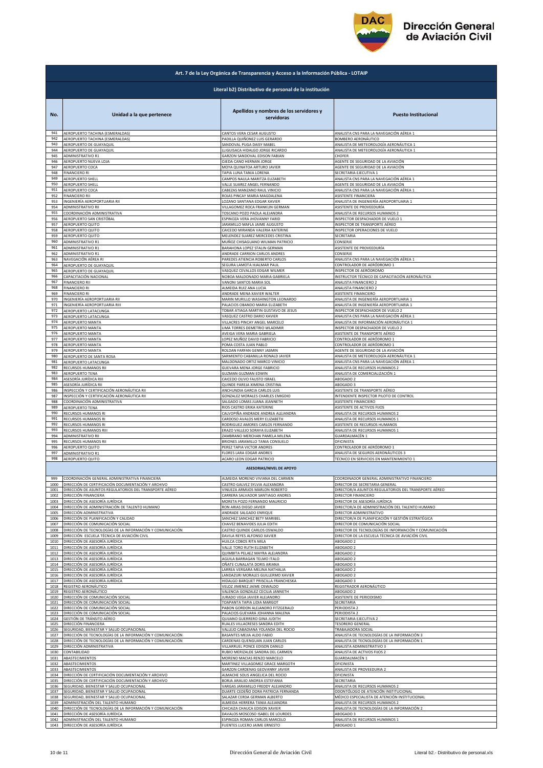Art. 7 de la Ley Orgánica de Transparencia y Acceso a la Información Pública - LOTAIP

Literal b2) Distributivo de personal de la institución

| No. | Unidad a la que pertenece | Apellidos y nombres de los servidores y servidoras | Puesto Institucional |
|---|---|---|---|
| 941 | AEROPUERTO TACHINA (ESMERALDAS) | CANTOS VERA CESAR AUGUSTO | ANALISTA CNS PARA LA NAVEGACIÓN AÉREA 1 |
| 942 | AEROPUERTO TACHINA (ESMERALDAS) | PADILLA QUIÑONEZ LUIS GERARDO | BOMBERO AERONÁUTICO |
| 943 | AEROPUERTO DE GUAYAQUIL | SANDOVAL PUGA DAISY MABEL | ANALISTA DE METEOROLOGÍA AERONÁUTICA 1 |
| 944 | AEROPUERTO DE GUAYAQUIL | LLIGUISACA HIDALGO JORGE RICARDO | ANALISTA DE METEOROLOGÍA AERONÁUTICA 1 |
| 945 | ADMINISTRATIVO R1 | GARZON SANDOVAL EDISON FABIAN | CHOFER |
| 946 | AEROPUERTO NUEVA LOJA | OJEDA CANO HERNAN JORGE | AGENTE DE SEGURIDAD DE LA AVIACIÓN |
| 947 | AEROPUERTO COCA | MOYA QUINATOA ARTURO JAVIER | AGENTE DE SEGURIDAD DE LA AVIACIÓN |
| 948 | FINANCIERO RI | TAPIA LUNA TANIA LORENA | SECRETARIA EJECUTIVA 1 |
| 949 | AEROPUERTO SHELL | CAMPOS NAULA MARITZA ELIZABETH | ANALISTA CNS PARA LA NAVEGACIÓN AÉREA 1 |
| 950 | AEROPUERTO SHELL | VALLE SUAREZ ANGEL FERNANDO | AGENTE DE SEGURIDAD DE LA AVIACIÓN |
| 951 | AEROPUERTO COCA | CABEZAS MANZANO RAUL VINICIO | ANALISTA CNS PARA LA NAVEGACIÓN AÉREA 1 |
| 952 | FINANCIERO RII | ROJAS PINCAY MARIA MAGDALENA | ASISTENTE FINANCIERA |
| 953 | INGENIERÍA AEROPORTUARIA RII | LOZANO SANTANA EDGAR XAVIER | ANALISTA DE INGENIERÍA AEROPORTUARIA 1 |
| 954 | ADMINISTRATIVO RII | VILLAGOMEZ ROCA FRANKLIN GERMAN | ASISTENTE DE PROVEEDURÍA |
| 955 | COORDINACIÓN ADMINISTRATIVA | TOSCANO POZO PAOLA ALEJANDRA | ANALISTA DE RECURSOS HUMANOS 2 |
| 956 | AEROPUERTO SAN CRISTÓBAL | ESPINOZA VERA JHOVANNY FARID | INSPECTOR DESPACHADOR DE VUELO 1 |
| 957 | AEROPUERTO QUITO | JARAMILLO MAFLA JAIME AUGUSTO | INSPECTOR DE TRANSPORTE AÉREO |
| 958 | AEROPUERTO QUITO | CAICEDO MIRANDA VALERIA KATERINE | INSPECTOR OPERACIONES DE VUELO |
| 959 | AEROPUERTO QUITO | MELENDEZ SUAREZ MERCEDES CRISTINA | SECRETARIA |
| 960 | ADMINISTRATIVO R1 | MUÑOZ CHISAGUANO WILMAN PATRICIO | CONSERJE |
| 961 | ADMINISTRATIVO R1 | BARAHONA LOPEZ STALIN GERMAN | ASISTENTE DE PROVEEDURÍA |
| 962 | ADMINISTRATIVO R1 | ANDRADE CARRION CARLOS ANDRES | CONSERJE |
| 963 | NAVEGACIÓN AÉREA RI | PAREDES ATIENCIA ROBERTO CARLOS | ANALISTA CNS PARA LA NAVEGACIÓN AÉREA 1 |
| 964 | AEROPUERTO DE GUAYAQUIL | SEGURA LAMOTA HJALMAR PAUL | CONTROLADOR DE AERÓDROMO 1 |
| 965 | AEROPUERTO DE GUAYAQUIL | VASQUEZ CEVALLOS EDGAR WILMER | INSPECTOR DE AERÓDROMO |
| 966 | CAPACITACIÓN NACIONAL | NOBOA MALDONADO MARIA GABRIELA | INSTRUCTOR TÉCNICO DE CAPACITACIÓN AERONÁUTICA |
| 967 | FINANCIERO RII | VANONI SANTOS MARIA SOL | ANALISTA FINANCIERO 2 |
| 968 | FINANCIERO RI | ALMEIDA RUIZ ANA LUCIA | ANALISTA FINANCIERO 2 |
| 969 | FINANCIERO RI | ANDRADE MENA XAVIER WALTER | ASISTENTE FINANCIERO |
| 970 | INGENIERÍA AEROPORTUARIA RII | MARIN MURILLO WASHINGTON LEONARDO | ANALISTA DE INGENIERÍA AEROPORTUARIA 1 |
| 971 | INGENIERÍA AEROPORTUARIA RIII | PALACIOS OBANDO MARIA ELIZABETH | ANALISTA DE INGENIERÍA AEROPORTUARIA 1 |
| 972 | AEROPUERTO LATACUNGA | TOBAR ATIAGA MARTIN GUSTAVO DE JESUS | INSPECTOR DESPACHADOR DE VUELO 2 |
| 973 | AEROPUERTO LATACUNGA | VASQUEZ CASTRO DARIO XAVIER | ANALISTA CNS PARA LA NAVEGACIÓN AÉREA 1 |
| 974 | AEROPUERTO MANTA | VILLACRES PINCAY ANGEL MARCELO | ANALISTA DE INFORMACIÓN AERONÁUTICA 1 |
| 975 | AEROPUERTO MANTA | LIMA TORRES DEMETRIO WLADIMIR | INSPECTOR DESPACHADOR DE VUELO 2 |
| 976 | AEROPUERTO MANTA | AVEIGA VERA MARIA GABRIELA | ASISTENTE DE TRANSPORTE AÉREO |
| 977 | AEROPUERTO MANTA | LOPEZ MUÑOZ DAVID FABRICIO | CONTROLADOR DE AERÓDROMO 1 |
| 978 | AEROPUERTO MANTA | POMA COSTA JUAN PABLO | CONTROLADOR DE AERÓDROMO 1 |
| 979 | AEROPUERTO MANTA | ROLDAN FARFAN GENNY JASMIN | AGENTE DE SEGURIDAD DE LA AVIACIÓN |
| 980 | AEROPUERTO DE SANTA ROSA | SARMIENTO CABANILLA RONALD JAVIER | ANALISTA DE METEOROLOGÍA AERONÁUTICA 1 |
| 981 | AEROPUERTO LATACUNGA | MALDONADO ORTIZ MARCO VINICIO | ANALISTA CNS PARA LA NAVEGACIÓN AÉREA 1 |
| 982 | RECURSOS HUMANOS RII | GUEVARA MENA JORGE FABRICIO | ANALISTA DE RECURSOS HUMANOS 2 |
| 983 | AEROPUERTO TENA | GUZMAN GUZMAN EDWIN | ANALISTA DE COMERCIALIZACIÓN 1 |
| 984 | ASESORÍA JURÍDICA RIII | CAICEDO OLIVO FAUSTO ISRAEL | ABOGADO 2 |
| 985 | ASESORÍA JURÍDICA RII | QUINDE PAREJA XIMENA CRISTINA | ABOGADO 3 |
| 986 | INSPECCIÓN Y CERTIFICACIÓN AERONÁUTICA RII | ANCHUNDIA GARCIA CARLOS LUIS | ASISTENTE DE TRANSPORTE AÉREO |
| 987 | INSPECCIÓN Y CERTIFICACIÓN AERONÁUTICA RII | GONZALEZ MORALES CHARLES EMIGDIO | INTENDENTE INSPECTOR PILOTO DE CONTROL |
| 988 | COORDINACIÓN ADMINISTRATIVA | SALGADO LOMAS JUANA JEANNETH | ASISTENTE FINANCIERO |
| 989 | AEROPUERTO TENA | RIOS CASTRO ERIKA KATERINE | ASISTENTE DE ACTIVOS FIJOS |
| 990 | RECURSOS HUMANOS RI | CALVOPIÑA ANDRADE ANDREA ALEJANDRA | ANALISTA DE RECURSOS HUMANOS 2 |
| 991 | RECURSOS HUMANOS RI | CARDOSO AVALOS MERY ELIZABETH | ANALISTA DE RECURSOS HUMANOS 1 |
| 992 | RECURSOS HUMANOS RI | RODRIGUEZ AMORES CARLOS FERNANDO | ASISTENTE DE RECURSOS HUMANOS |
| 993 | RECURSOS HUMANOS RIII | ERAZO VALLEJO SORAYA ELIZABETH | ANALISTA DE RECURSOS HUMANOS 1 |
| 994 | ADMINISTRATIVO RII | ZAMBRANO MERCHAN PAMELA MILENA | GUARDALMACÉN 1 |
| 995 | RECURSOS HUMANOS RII | BRIONES JARAMILLO TANIA CONSUELO | OFICINISTA |
| 996 | AEROPUERTO QUITO | PEREZ TAPIA VICTOR ANDRES | CONTROLADOR DE AERÓDROMO 1 |
| 997 | ADMINISTRATIVO R1 | FLORES LARA EDGAR ANDRES | ANALISTA DE SEGUROS AERONÁUTICOS 3 |
| 998 | AEROPUERTO QUITO | ACARO LEON EDGAR PATRICIO | TÉCNICO EN SERVICIOS EN MANTENIMIENTO 1 |
| | | **ASESORIAS/NIVEL DE APOYO** | |
| 999 | COORDINACIÓN GENERAL ADMINISTRATIVA FINANCIERA | ALMEIDA MORENO VIVIANA DEL CARMEN | COORDINADOR GENERAL ADMINISTRATIVO FINANCIERO |
| 1000 | DIRECCIÓN DE CERTIFICACIÓN DOCUMENTACIÓN Y ARCHIVO | CASTRO GALVEZ SYLVIA ALEXANDRA | DIRECTOR DE SECRETARIA GENERAL |
| 1001 | DIRECCIÓN DE ASUNTOS REGULATORIOS DEL TRANSPORTE AÉREO | VINUEZA ARMIJOS MARLON ROBERTO | DIRECTOR/A ASUNTOS REGULATORIOS DEL TRANSPORTE AÉREO |
| 1002 | DIRECCIÓN FINANCIERA | CARRERA SALVADOR SANTIAGO ANDRES | DIRECTOR FINANCIERO |
| 1003 | DIRECCIÓN DE ASESORÍA JURÍDICA | MORETA POZO FERNANDO MAURICIO | DIRECTOR DE ASESORÍA JURÍDICA |
| 1004 | DIRECCIÓN DE ADMINISTRACIÓN DE TALENTO HUMANO | RON ARIAS DIEGO JAVIER | DIRECTOR/A DE ADMINISTRACIÓN DEL TALENTO HUMANO |
| 1005 | DIRECCIÓN ADMINISTRATIVA | ANDRADE SALGADO ENRIQUE | DIRECTOR ADMINISTRATIVO |
| 1006 | DIRECCIÓN DE PLANIFICACIÓN Y CALIDAD | SANCHEZ SANCHEZ BETY MARIBEL | DIRECTOR/A DE PLANIFICACIÓN Y GESTIÓN ESTRATÉGICA |
| 1007 | DIRECCIÓN DE COMUNICACIÓN SOCIAL | CHAVEZ BENAVIDES JULIA EDITH | DIRECTOR DE COMUNICACIÓN SOCIAL |
| 1008 | DIRECCIÓN DE TECNOLOGÍAS DE LA INFORMACIÓN Y COMUNICACIÓN | CASTRO QUINDE CARLOS OSWALDO | DIRECTOR DE TECNOLOGÍAS DE INFORMACIÓN Y COMUNICACIÓN |
| 1009 | DIRECCIÓN ESCUELA TÉCNICA DE AVIACIÓN CIVIL | DAVILA REYES ALFONSO XAVIER | DIRECTOR DE LA ESCUELA TÉCNICA DE AVIACIÓN CIVIL |
| 1010 | DIRECCIÓN DE ASESORÍA JURÍDICA | HUILCA COBOS RITA MILA | ABOGADO 2 |
| 1011 | DIRECCIÓN DE ASESORÍA JURÍDICA | VALLE TORO RUTH ELIZABETH | ABOGADO 2 |
| 1012 | DIRECCIÓN DE ASESORÍA JURÍDICA | QUIMBITA PELAEZ MAYRA ALEJANDRA | ABOGADO 2 |
| 1013 | DIRECCIÓN DE ASESORÍA JURÍDICA | AGUILA BARRAGAN TELMO ITALO | ABOGADO 2 |
| 1014 | DIRECCIÓN DE ASESORÍA JURÍDICA | OÑATE CUNALATA DORIS ARIANA | ABOGADO 3 |
| 1015 | DIRECCIÓN DE ASESORÍA JURÍDICA | LARREA VERGARA MELINA NATHALIA | ABOGADO 2 |
| 1016 | DIRECCIÓN DE ASESORÍA JURÍDICA | LANDAZURI MORALES GUILLERMO XAVIER | ABOGADO 2 |
| 1017 | DIRECCIÓN DE ASESORÍA JURÍDICA | HIDALGO BARQUET PRISCILLA FRANCHESKA | ABOGADO 3 |
| 1018 | REGISTRO AERONÁUTICO | VELOZ JIMENEZ JAIME OSWALDO | REGISTRADOR AERONÁUTICO |
| 1019 | REGISTRO AERONÁUTICO | VALENCIA GONZALEZ CECILIA JANNETH | ABOGADO 2 |
| 1020 | DIRECCIÓN DE COMUNICACIÓN SOCIAL | JURADO VEGA JAVIER ALEJANDRO | ASISTENTE DE PERIODISMO |
| 1021 | DIRECCIÓN DE COMUNICACIÓN SOCIAL | TOAPANTA TAPIA LIDIA MARGOT | SECRETARIA |
| 1022 | DIRECCIÓN DE COMUNICACIÓN SOCIAL | PABON GORDON ALEJANDRO FITZGERALD | PERIODISTA 2 |
| 1023 | DIRECCIÓN DE COMUNICACIÓN SOCIAL | PALACIOS GUEVARA JOHANNA MALENA | PERIODISTA 2 |
| 1024 | GESTIÓN DE TRÁNSITO AÉREO | QUIJANO GUERRERO GINA JUDITH | SECRETARIA EJECUTIVA 2 |
| 1025 | DIRECCIÓN FINANCIERA | RUALES VILLACRESES SANDRA EDITH | TESORERO GENERAL |
| 1026 | SEGURIDAD, BIENESTAR Y SALUD OCUPACIONAL | VALLEJO CABADIANA YOLANDA DEL ROCIO | TRABAJADORA SOCIAL |
| 1027 | DIRECCIÓN DE TECNOLOGÍAS DE LA INFORMACIÓN Y COMUNICACIÓN | BASANTES MEJIA ALDO FABIO | ANALISTA DE TECNOLOGÍAS DE LA INFORMACIÓN 3 |
| 1028 | DIRECCIÓN DE TECNOLOGÍAS DE LA INFORMACIÓN Y COMUNICACIÓN | CARDENAS QUENGUAN JUAN CARLOS | ANALISTA DE TECNOLOGÍAS DE LA INFORMACIÓN 1 |
| 1029 | DIRECCIÓN ADMINISTRATIVA | VILLARRUEL PONCE EDISON DANILO | ANALISTA ADMINISTRATIVO 3 |
| 1030 | CONTABILIDAD | RUBIO MERIZALDE SANDRA DEL CARMEN | ANALISTA DE ACTIVOS FIJOS 2 |
| 1031 | ABASTECIMIENTOS | MORENO MACIAS RENZO MARCELO | GUARDALMACÉN 1 |
| 1032 | ABASTECIMIENTOS | MARTINEZ VILLAGOMEZ GRACE MARGOTH | OFICINISTA |
| 1033 | ABASTECIMIENTOS | GARZON CARDENAS GEOVANNY JAVIER | ANALISTA DE PROVEEDURIA 2 |
| 1034 | DIRECCIÓN DE CERTIFICACIÓN DOCUMENTACIÓN Y ARCHIVO | ALMACHE SOLIS ANGELICA DEL ROCIO | OFICINISTA |
| 1035 | DIRECCIÓN DE CERTIFICACIÓN DOCUMENTACIÓN Y ARCHIVO | BORJA ARAUJO ANDREA ESTEFANIA | SECRETARIA |
| 1036 | SEGURIDAD, BIENESTAR Y SALUD OCUPACIONAL | VARGAS JARAMILLO FREDDY ALEJANDRO | ANALISTA DE RECURSOS HUMANOS 2 |
| 1037 | SEGURIDAD, BIENESTAR Y SALUD OCUPACIONAL | DUARTE CEDEÑO DORA PATRICIA FERNANDA | ODONTÓLOGO DE ATENCIÓN INSTITUCIONAL |
| 1038 | SEGURIDAD, BIENESTAR Y SALUD OCUPACIONAL | SALAZAR CERDA GERMAN ALBERTO | MÉDICO ESPECIALISTA DE ATENCIÓN INSTITUCIONAL |
| 1039 | ADMINISTRACIÓN DEL TALENTO HUMANO | ALMEIDA HERRERA TANIA ALEJANDRA | ANALISTA DE RECURSOS HUMANOS 2 |
| 1040 | DIRECCIÓN DE TECNOLOGÍAS DE LA INFORMACIÓN Y COMUNICACIÓN | CHICAIZA CHAUCA EDISON XAVIER | ANALISTA DE TECNOLOGÍAS DE LA INFORMACIÓN 2 |
| 1041 | DIRECCIÓN DE ASESORÍA JURÍDICA | DAVALOS MOSCOSO ISABEL DE LOURDES | ABOGADO 3 |
| 1042 | ADMINISTRACIÓN DEL TALENTO HUMANO | ESPINOZA ROMAN CARLOS MARCELO | ANALISTA DE RECURSOS HUMANOS 1 |
| 1043 | DIRECCIÓN DE ASESORÍA JURÍDICA | FUENTES LUCERO JAIME ERNESTO | ABOGADO 1 |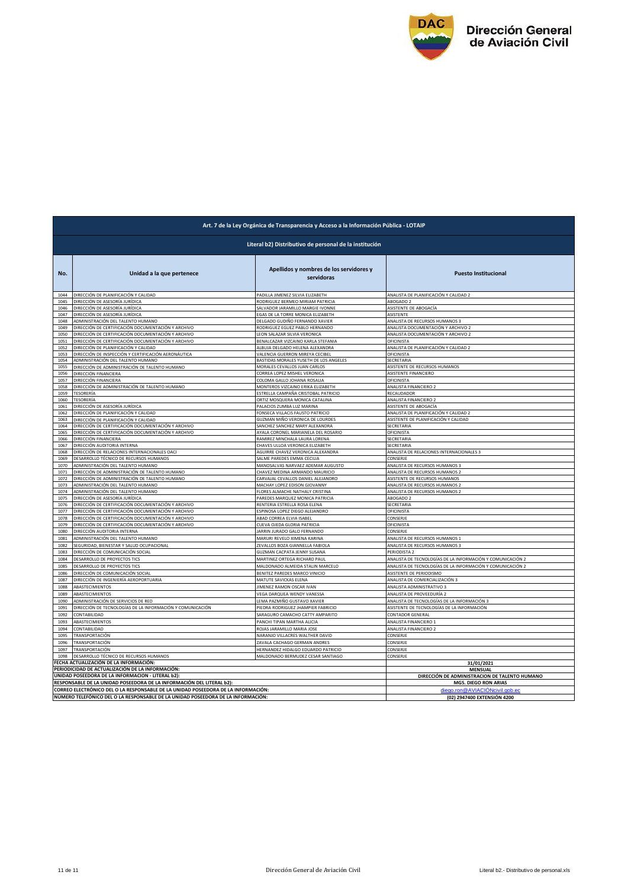Dirección General de Aviación Civil

| Art. 7 de la Ley Orgánica de Transparencia y Acceso a la Información Pública - LOTAIP | | | |
|---|---|---|---|
| Literal b2) Distributivo de personal de la institución | | | |
| No. | Unidad a la que pertenece | Apellidos y nombres de los servidores y servidoras | Puesto Institucional |
| 1044 | DIRECCIÓN DE PLANIFICACIÓN Y CALIDAD | PADILLA JIMENEZ SILVIA ELIZABETH | ANALISTA DE PLANIFICACIÓN Y CALIDAD 2 |
| 1045 | DIRECCIÓN DE ASESORÍA JURÍDICA | RODRIGUEZ BERMEO MIRIAM PATRICIA | ABOGADO 2 |
| 1046 | DIRECCIÓN DE ASESORÍA JURÍDICA | SALVADOR JARAMILLO MARGIE IVONNE | ASISTENTE DE ABOGACÍA |
| 1047 | DIRECCIÓN DE ASESORÍA JURÍDICA | EGAS DE LA TORRE MONICA ELIZABETH | ASISTENTE |
| 1048 | ADMINISTRACIÓN DEL TALENTO HUMANO | DELGADO GUDIÑO FERNANDO XAVIER | ANALISTA DE RECURSOS HUMANOS 3 |
| 1049 | DIRECCIÓN DE CERTIFICACIÓN DOCUMENTACIÓN Y ARCHIVO | RODRIGUEZ EGUEZ PABLO HERNANDO | ANALISTA DOCUMENTACIÓN Y ARCHIVO 2 |
| 1050 | DIRECCIÓN DE CERTIFICACIÓN DOCUMENTACIÓN Y ARCHIVO | LEON SALAZAR SILVIA VERONICA | ANALISTA DOCUMENTACIÓN Y ARCHIVO 2 |
| 1051 | DIRECCIÓN DE CERTIFICACIÓN DOCUMENTACIÓN Y ARCHIVO | BENALCAZAR VIZCAINO KARLA STEFANIA | OFICINISTA |
| 1052 | DIRECCIÓN DE PLANIFICACIÓN Y CALIDAD | ALBUJA DELGADO HELENA ALEXANDRA | ANALISTA DE PLANIFICACIÓN Y CALIDAD 2 |
| 1053 | DIRECCIÓN DE INSPECCIÓN Y CERTIFICACIÓN AERONÁUTICA | VALENCIA GUERRON MIREYA CECIBEL | OFICINISTA |
| 1054 | ADMINISTRACIÓN DEL TALENTO HUMANO | BASTIDAS MORALES YUSETH DE LOS ANGELES | SECRETARIA |
| 1055 | DIRECCIÓN DE ADMINISTRACIÓN DE TALENTO HUMANO | MORALES CEVALLOS JUAN CARLOS | ASISTENTE DE RECURSOS HUMANOS |
| 1056 | DIRECCIÓN FINANCIERA | CORREA LOPEZ MISHEL VERONICA | ASISTENTE FINANCIERO |
| 1057 | DIRECCIÓN FINANCIERA | COLOMA GALLO JOHANA ROSALIA | OFICINISTA |
| 1058 | DIRECCIÓN DE ADMINISTRACIÓN DE TALENTO HUMANO | MONTEROS VIZCAINO ERIKA ELIZABETH | ANALISTA FINANCIERO 2 |
| 1059 | TESORERÍA | ESTRELLA CAMPAÑA CRISTOBAL PATRICIO | RECAUDADOR |
| 1060 | TESORERÍA | ORTIZ MOSQUERA MONICA CATALINA | ANALISTA FINANCIERO 2 |
| 1061 | DIRECCIÓN DE ASESORÍA JURÍDICA | PALACIOS ZUMBA LUZ MARINA | ASISTENTE DE ABOGACÍA |
| 1062 | DIRECCIÓN DE PLANIFICACIÓN Y CALIDAD | FONSECA VILLACIS FAUSTO PATRICIO | ANALISTA DE PLANIFICACIÓN Y CALIDAD 2 |
| 1063 | DIRECCIÓN DE PLANIFICACIÓN Y CALIDAD | GUZMAN MIÑO VERONICA DE LOURDES | ASISTENTE DE PLANIFICACIÓN Y CALIDAD |
| 1064 | DIRECCIÓN DE CERTIFICACIÓN DOCUMENTACIÓN Y ARCHIVO | SANCHEZ SANCHEZ MARY ALEXANDRA | SECRETARIA |
| 1065 | DIRECCIÓN DE CERTIFICACIÓN DOCUMENTACIÓN Y ARCHIVO | AYALA CORONEL MARIANELA DEL ROSARIO | OFICINISTA |
| 1066 | DIRECCIÓN FINANCIERA | RAMIREZ MINCHALA LAURA LORENA | SECRETARIA |
| 1067 | DIRECCIÓN AUDITORIA INTERNA | CHAVES ULLOA VERONICA ELIZABETH | SECRETARIA |
| 1068 | DIRECCIÓN DE RELACIONES INTERNACIONALES OACI | AGUIRRE CHAVEZ VERONICA ALEXANDRA | ANALISTA DE RELACIONES INTERNACIONALES 3 |
| 1069 | DESARROLLO TÉCNICO DE RECURSOS HUMANOS | SALME PAREDES EMMA CECILIA | CONSERJE |
| 1070 | ADMINISTRACIÓN DEL TALENTO HUMANO | MANOSALVAS NARVAEZ ADEMAR AUGUSTO | ANALISTA DE RECURSOS HUMANOS 3 |
| 1071 | DIRECCIÓN DE ADMINISTRACIÓN DE TALENTO HUMANO | CHAVEZ MEDINA ARMANDO MAURICIO | ANALISTA DE RECURSOS HUMANOS 2 |
| 1072 | DIRECCIÓN DE ADMINISTRACIÓN DE TALENTO HUMANO | CARVAJAL CEVALLOS DANIEL ALEJANDRO | ASISTENTE DE RECURSOS HUMANOS |
| 1073 | ADMINISTRACIÓN DEL TALENTO HUMANO | MACHAY LOPEZ EDISON GIOVANNY | ANALISTA DE RECURSOS HUMANOS 2 |
| 1074 | ADMINISTRACIÓN DEL TALENTO HUMANO | FLORES ALMACHE NATHALY CRISTINA | ANALISTA DE RECURSOS HUMANOS 2 |
| 1075 | DIRECCIÓN DE ASESORÍA JURÍDICA | PAREDES MARQUEZ MONICA PATRICIA | ABOGADO 2 |
| 1076 | DIRECCIÓN DE CERTIFICACIÓN DOCUMENTACIÓN Y ARCHIVO | RENTERIA ESTRELLA ROSA ELENA | SECRETARIA |
| 1077 | DIRECCIÓN DE CERTIFICACIÓN DOCUMENTACIÓN Y ARCHIVO | ESPINOSA LOPEZ DIEGO ALEJANDRO | OFICINISTA |
| 1078 | DIRECCIÓN DE CERTIFICACIÓN DOCUMENTACIÓN Y ARCHIVO | ABAD CORREA ELVIA ISABEL | CONSERJE |
| 1079 | DIRECCIÓN DE CERTIFICACIÓN DOCUMENTACIÓN Y ARCHIVO | CUEVA OJEDA GLORIA PATRICIA | OFICINISTA |
| 1080 | DIRECCIÓN AUDITORIA INTERNA | JARRIN JURADO GALO FERNANDO | CONSERJE |
| 1081 | ADMINISTRACIÓN DEL TALENTO HUMANO | MARURI REVELO XIMENA KARINA | ANALISTA DE RECURSOS HUMANOS 1 |
| 1082 | SEGURIDAD, BIENESTAR Y SALUD OCUPACIONAL | ZEVALLOS BOZA GIANNELLA FABIOLA | ANALISTA DE RECURSOS HUMANOS 3 |
| 1083 | DIRECCIÓN DE COMUNICACIÓN SOCIAL | GUZMAN CACPATA JENNY SUSANA | PERIODISTA 2 |
| 1084 | DESARROLLO DE PROYECTOS TICS | MARTINEZ ORTEGA RICHARD PAUL | ANALISTA DE TECNOLOGÍAS DE LA INFORMACIÓN Y COMUNICACIÓN 2 |
| 1085 | DESARROLLO DE PROYECTOS TICS | MALDONADO ALMEIDA STALIN MARCELO | ANALISTA DE TECNOLOGÍAS DE LA INFORMACIÓN Y COMUNICACIÓN 2 |
| 1086 | DIRECCIÓN DE COMUNICACIÓN SOCIAL | BENITEZ PAREDES MARCO VINICIO | ASISTENTE DE PERIODISMO |
| 1087 | DIRECCIÓN DE INGENIERÍA AEROPORTUARIA | MATUTE SAVICKAS ELENA | ANALISTA DE COMERCIALIZACIÓN 3 |
| 1088 | ABASTECIMIENTOS | JIMENEZ RAMON OSCAR IVAN | ANALISTA ADMINISTRATIVO 3 |
| 1089 | ABASTECIMIENTOS | VEGA DARQUEA WENDY VANESSA | ANALISTA DE PROVEEDURÍA 2 |
| 1090 | ADMINISTRACIÓN DE SERVICIOS DE RED | LEMA PAZMIÑO GUSTAVO XAVIER | ANALISTA DE TECNOLOGÍAS DE LA INFORMACIÓN 3 |
| 1091 | DIRECCIÓN DE TECNOLOGÍAS DE LA INFORMACIÓN Y COMUNICACIÓN | PIEDRA RODRIGUEZ JHAMPIER FABRICIO | ASISTENTE DE TECNOLOGÍAS DE LA INFORMACIÓN |
| 1092 | CONTABILIDAD | SARAGURO CAMACHO CATTY AMPARITO | CONTADOR GENERAL |
| 1093 | ABASTECIMIENTOS | PANCHI TIPAN MARTHA ALICIA | ANALISTA FINANCIERO 1 |
| 1094 | CONTABILIDAD | ROJAS JARAMILLO MARIA JOSE | ANALISTA FINANCIERO 2 |
| 1095 | TRANSPORTACIÓN | NARANJO VILLACRES WALTHER DAVID | CONSERJE |
| 1096 | TRANSPORTACIÓN | ZAVALA CACHAGO GERMAN ANDRES | CONSERJE |
| 1097 | TRANSPORTACIÓN | HERNANDEZ HIDALGO EDUARDO PATRICIO | CONSERJE |
| 1098 | DESARROLLO TÉCNICO DE RECURSOS HUMANOS | MALDONADO BERMUDEZ CESAR SANTIAGO | CONSERJE |
| FECHA ACTUALIZACIÓN DE LA INFORMACIÓN: | | | 31/01/2021 |
| PERIODICIDAD DE ACTUALIZACIÓN DE LA INFORMACIÓN: | | | MENSUAL |
| UNIDAD POSEEDORA DE LA INFORMACION - LITERAL b2): | | | DIRECCIÓN DE ADMINISTRACION DE TALENTO HUMANO |
| RESPONSABLE DE LA UNIDAD POSEEDORA DE LA INFORMACIÓN DEL LITERAL b2): | | | MGS. DIEGO RON ARIAS |
| CORREO ELECTRÓNICO DEL O LA RESPONSABLE DE LA UNIDAD POSEEDORA DE LA INFORMACIÓN: | | | diego.ron@AVIACIÓNcivil.gob.ec |
| NÚMERO TELEFÓNICO DEL O LA RESPONSABLE DE LA UNIDAD POSEEDORA DE LA INFORMACIÓN: | | | (02) 2947400 EXTENSIÓN 4200 |